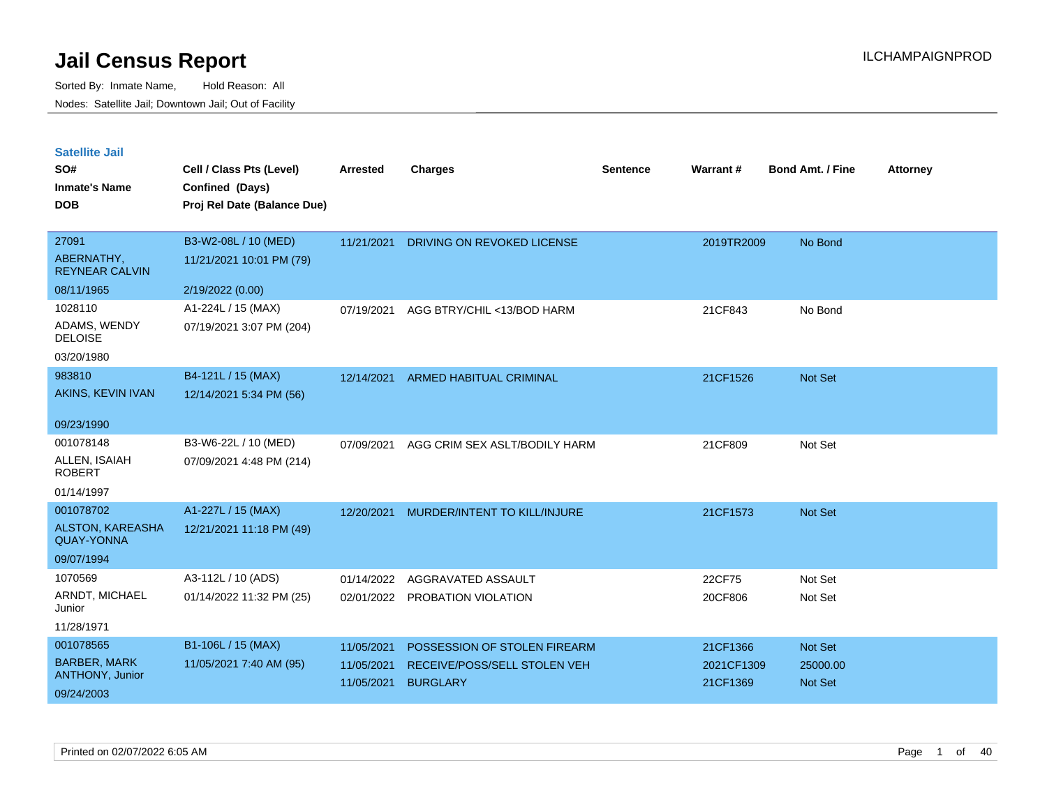# Jail Census Report

ILCHAMPAIGNPROD

Sorted By: Inmate Name, Hold Reason: All

Nodes: Satellite Jail; Downtown Jail; Out of Facility

## Satellite Jail

| SO# / Inmate's Name / DOB | Cell / Class Pts (Level) / Confined (Days) / Proj Rel Date (Balance Due) | Arrested | Charges | Sentence | Warrant # | Bond Amt. / Fine | Attorney |
|---|---|---|---|---|---|---|---|
| 27091<br>ABERNATHY, REYNEAR CALVIN<br>08/11/1965 | B3-W2-08L / 10 (MED)<br>11/21/2021 10:01 PM (79)<br>2/19/2022 (0.00) | 11/21/2021 | DRIVING ON REVOKED LICENSE | | 2019TR2009 | No Bond | |
| 1028110<br>ADAMS, WENDY DELOISE<br>03/20/1980 | A1-224L / 15 (MAX)<br>07/19/2021 3:07 PM (204) | 07/19/2021 | AGG BTRY/CHIL <13/BOD HARM | | 21CF843 | No Bond | |
| 983810<br>AKINS, KEVIN IVAN<br>09/23/1990 | B4-121L / 15 (MAX)<br>12/14/2021 5:34 PM (56) | 12/14/2021 | ARMED HABITUAL CRIMINAL | | 21CF1526 | Not Set | |
| 001078148<br>ALLEN, ISAIAH ROBERT<br>01/14/1997 | B3-W6-22L / 10 (MED)<br>07/09/2021 4:48 PM (214) | 07/09/2021 | AGG CRIM SEX ASLT/BODILY HARM | | 21CF809 | Not Set | |
| 001078702<br>ALSTON, KAREASHA QUAY-YONNA<br>09/07/1994 | A1-227L / 15 (MAX)<br>12/21/2021 11:18 PM (49) | 12/20/2021 | MURDER/INTENT TO KILL/INJURE | | 21CF1573 | Not Set | |
| 1070569<br>ARNDT, MICHAEL Junior<br>11/28/1971 | A3-112L / 10 (ADS)<br>01/14/2022 11:32 PM (25) | 01/14/2022<br>02/01/2022 | AGGRAVATED ASSAULT<br>PROBATION VIOLATION | | 22CF75<br>20CF806 | Not Set<br>Not Set | |
| 001078565<br>BARBER, MARK ANTHONY, Junior<br>09/24/2003 | B1-106L / 15 (MAX)<br>11/05/2021 7:40 AM (95) | 11/05/2021<br>11/05/2021<br>11/05/2021 | POSSESSION OF STOLEN FIREARM<br>RECEIVE/POSS/SELL STOLEN VEH<br>BURGLARY | | 21CF1366<br>2021CF1309<br>21CF1369 | Not Set<br>25000.00<br>Not Set | |

Printed on 02/07/2022 6:05 AM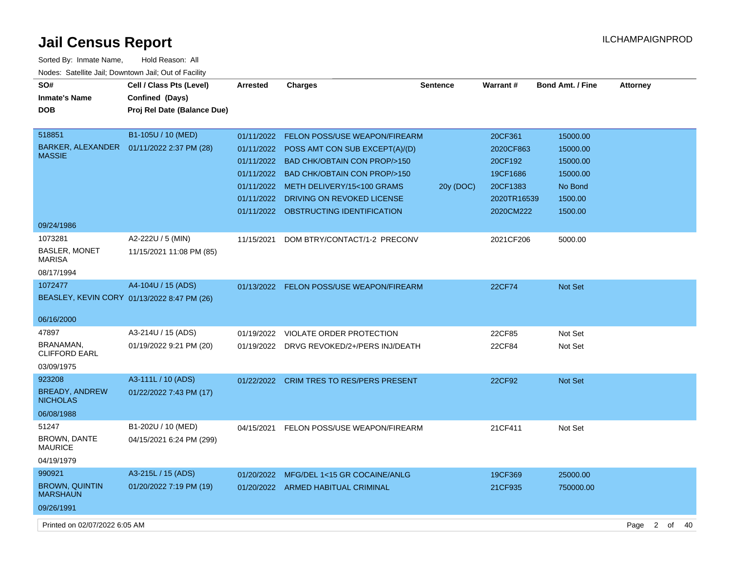# Jail Census Report

ILCHAMPAIGNPROD

Sorted By: Inmate Name, Hold Reason: All

Nodes: Satellite Jail; Downtown Jail; Out of Facility

| SO# / Inmate's Name / DOB | Cell / Class Pts (Level) / Confined (Days) / Proj Rel Date (Balance Due) | Arrested | Charges | Sentence | Warrant # | Bond Amt. / Fine | Attorney |
|---|---|---|---|---|---|---|---|
| 518851 BARKER, ALEXANDER MASSIE 09/24/1986 | B1-105U / 10 (MED) 01/11/2022 2:37 PM (28) | 01/11/2022 | FELON POSS/USE WEAPON/FIREARM | | 20CF361 | 15000.00 | |
| | | 01/11/2022 | POSS AMT CON SUB EXCEPT(A)/(D) | | 2020CF863 | 15000.00 | |
| | | 01/11/2022 | BAD CHK/OBTAIN CON PROP/>150 | | 20CF192 | 15000.00 | |
| | | 01/11/2022 | BAD CHK/OBTAIN CON PROP/>150 | | 19CF1686 | 15000.00 | |
| | | 01/11/2022 | METH DELIVERY/15<100 GRAMS | 20y (DOC) | 20CF1383 | No Bond | |
| | | 01/11/2022 | DRIVING ON REVOKED LICENSE | | 2020TR16539 | 1500.00 | |
| | | 01/11/2022 | OBSTRUCTING IDENTIFICATION | | 2020CM222 | 1500.00 | |
| 1073281 BASLER, MONET MARISA 08/17/1994 | A2-222U / 5 (MIN) 11/15/2021 11:08 PM (85) | 11/15/2021 | DOM BTRY/CONTACT/1-2 PRECONV | | 2021CF206 | 5000.00 | |
| 1072477 BEASLEY, KEVIN CORY 06/16/2000 | A4-104U / 15 (ADS) 01/13/2022 8:47 PM (26) | 01/13/2022 | FELON POSS/USE WEAPON/FIREARM | | 22CF74 | Not Set | |
| 47897 BRANAMAN, CLIFFORD EARL 03/09/1975 | A3-214U / 15 (ADS) 01/19/2022 9:21 PM (20) | 01/19/2022 | VIOLATE ORDER PROTECTION | | 22CF85 | Not Set | |
| | | 01/19/2022 | DRVG REVOKED/2+/PERS INJ/DEATH | | 22CF84 | Not Set | |
| 923208 BREADY, ANDREW NICHOLAS 06/08/1988 | A3-111L / 10 (ADS) 01/22/2022 7:43 PM (17) | 01/22/2022 | CRIM TRES TO RES/PERS PRESENT | | 22CF92 | Not Set | |
| 51247 BROWN, DANTE MAURICE 04/19/1979 | B1-202U / 10 (MED) 04/15/2021 6:24 PM (299) | 04/15/2021 | FELON POSS/USE WEAPON/FIREARM | | 21CF411 | Not Set | |
| 990921 BROWN, QUINTIN MARSHAUN 09/26/1991 | A3-215L / 15 (ADS) 01/20/2022 7:19 PM (19) | 01/20/2022 | MFG/DEL 1<15 GR COCAINE/ANLG | | 19CF369 | 25000.00 | |
| | | 01/20/2022 | ARMED HABITUAL CRIMINAL | | 21CF935 | 750000.00 | |

Printed on 02/07/2022 6:05 AM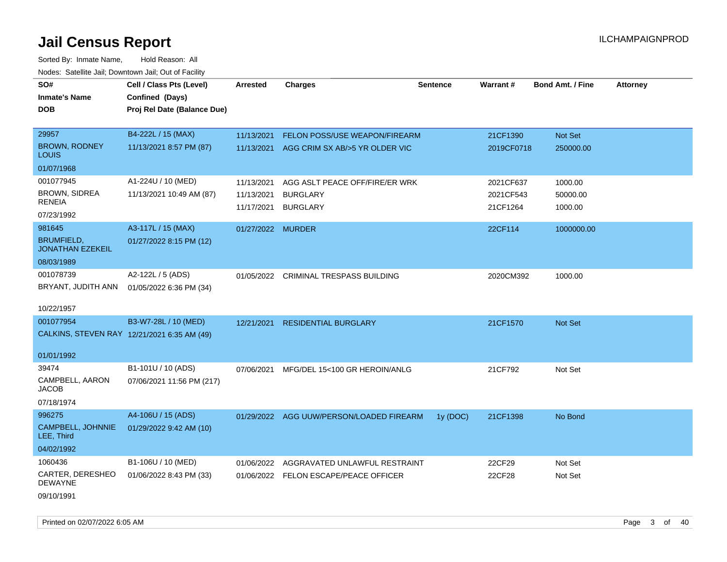# Jail Census Report

ILCHAMPAIGNPROD

Sorted By: Inmate Name, Hold Reason: All

Nodes: Satellite Jail; Downtown Jail; Out of Facility

| SO# / Inmate's Name / DOB | Cell / Class Pts (Level) / Confined (Days) / Proj Rel Date (Balance Due) | Arrested | Charges | Sentence | Warrant # | Bond Amt. / Fine | Attorney |
|---|---|---|---|---|---|---|---|
| 29957<br>BROWN, RODNEY LOUIS<br>01/07/1968 | B4-222L / 15 (MAX)<br>11/13/2021 8:57 PM (87) | 11/13/2021<br>11/13/2021 | FELON POSS/USE WEAPON/FIREARM<br>AGG CRIM SX AB/>5 YR OLDER VIC | | 21CF1390<br>2019CF0718 | Not Set<br>250000.00 | |
| 001077945<br>BROWN, SIDREA RENEIA<br>07/23/1992 | A1-224U / 10 (MED)<br>11/13/2021 10:49 AM (87) | 11/13/2021<br>11/13/2021<br>11/17/2021 | AGG ASLT PEACE OFF/FIRE/ER WRK<br>BURGLARY<br>BURGLARY | | 2021CF637<br>2021CF543<br>21CF1264 | 1000.00<br>50000.00<br>1000.00 | |
| 981645<br>BRUMFIELD, JONATHAN EZEKEIL<br>08/03/1989 | A3-117L / 15 (MAX)<br>01/27/2022 8:15 PM (12) | 01/27/2022 | MURDER | | 22CF114 | 1000000.00 | |
| 001078739<br>BRYANT, JUDITH ANN<br>10/22/1957 | A2-122L / 5 (ADS)<br>01/05/2022 6:36 PM (34) | 01/05/2022 | CRIMINAL TRESPASS BUILDING | | 2020CM392 | 1000.00 | |
| 001077954<br>CALKINS, STEVEN RAY<br>01/01/1992 | B3-W7-28L / 10 (MED)<br>12/21/2021 6:35 AM (49) | 12/21/2021 | RESIDENTIAL BURGLARY | | 21CF1570 | Not Set | |
| 39474<br>CAMPBELL, AARON JACOB<br>07/18/1974 | B1-101U / 10 (ADS)<br>07/06/2021 11:56 PM (217) | 07/06/2021 | MFG/DEL 15<100 GR HEROIN/ANLG | | 21CF792 | Not Set | |
| 996275<br>CAMPBELL, JOHNNIE LEE, Third<br>04/02/1992 | A4-106U / 15 (ADS)<br>01/29/2022 9:42 AM (10) | 01/29/2022 | AGG UUW/PERSON/LOADED FIREARM | 1y (DOC) | 21CF1398 | No Bond | |
| 1060436<br>CARTER, DERESHEO DEWAYNE<br>09/10/1991 | B1-106U / 10 (MED)<br>01/06/2022 8:43 PM (33) | 01/06/2022<br>01/06/2022 | AGGRAVATED UNLAWFUL RESTRAINT<br>FELON ESCAPE/PEACE OFFICER | | 22CF29<br>22CF28 | Not Set<br>Not Set | |

Printed on 02/07/2022 6:05 AM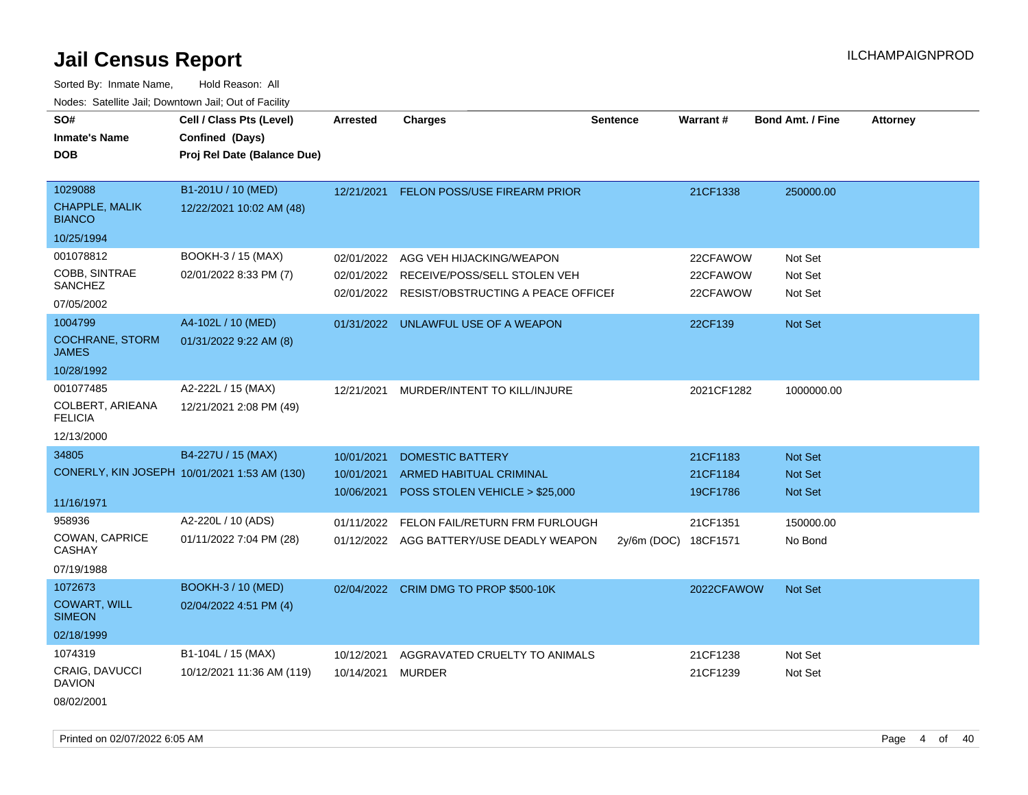# Jail Census Report

ILCHAMPAIGNPROD

Sorted By: Inmate Name, Hold Reason: All

Nodes: Satellite Jail; Downtown Jail; Out of Facility

| SO# / Inmate's Name / DOB | Cell / Class Pts (Level) / Confined (Days) / Proj Rel Date (Balance Due) | Arrested | Charges | Sentence | Warrant # | Bond Amt. / Fine | Attorney |
|---|---|---|---|---|---|---|---|
| 1029088<br>CHAPPLE, MALIK BIANCO<br>10/25/1994 | B1-201U / 10 (MED)<br>12/22/2021 10:02 AM (48) | 12/21/2021 | FELON POSS/USE FIREARM PRIOR | | 21CF1338 | 250000.00 | |
| 001078812<br>COBB, SINTRAE SANCHEZ<br>07/05/2002 | BOOKH-3 / 15 (MAX)<br>02/01/2022 8:33 PM (7) | 02/01/2022 | AGG VEH HIJACKING/WEAPON | | 22CFAWOW | Not Set | |
| | | 02/01/2022 | RECEIVE/POSS/SELL STOLEN VEH | | 22CFAWOW | Not Set | |
| | | 02/01/2022 | RESIST/OBSTRUCTING A PEACE OFFICEI | | 22CFAWOW | Not Set | |
| 1004799<br>COCHRANE, STORM JAMES<br>10/28/1992 | A4-102L / 10 (MED)<br>01/31/2022 9:22 AM (8) | 01/31/2022 | UNLAWFUL USE OF A WEAPON | | 22CF139 | Not Set | |
| 001077485<br>COLBERT, ARIEANA FELICIA<br>12/13/2000 | A2-222L / 15 (MAX)<br>12/21/2021 2:08 PM (49) | 12/21/2021 | MURDER/INTENT TO KILL/INJURE | | 2021CF1282 | 1000000.00 | |
| 34805<br>CONERLY, KIN JOSEPH<br>11/16/1971 | B4-227U / 15 (MAX)<br>10/01/2021 1:53 AM (130) | 10/01/2021 | DOMESTIC BATTERY | | 21CF1183 | Not Set | |
| | | 10/01/2021 | ARMED HABITUAL CRIMINAL | | 21CF1184 | Not Set | |
| | | 10/06/2021 | POSS STOLEN VEHICLE > $25,000 | | 19CF1786 | Not Set | |
| 958936<br>COWAN, CAPRICE CASHAY<br>07/19/1988 | A2-220L / 10 (ADS)<br>01/11/2022 7:04 PM (28) | 01/11/2022 | FELON FAIL/RETURN FRM FURLOUGH | | 21CF1351 | 150000.00 | |
| | | 01/12/2022 | AGG BATTERY/USE DEADLY WEAPON | 2y/6m (DOC) | 18CF1571 | No Bond | |
| 1072673<br>COWART, WILL SIMEON<br>02/18/1999 | BOOKH-3 / 10 (MED)<br>02/04/2022 4:51 PM (4) | 02/04/2022 | CRIM DMG TO PROP $500-10K | | 2022CFAWOW | Not Set | |
| 1074319<br>CRAIG, DAVUCCI DAVION<br>08/02/2001 | B1-104L / 15 (MAX)<br>10/12/2021 11:36 AM (119) | 10/12/2021 | AGGRAVATED CRUELTY TO ANIMALS | | 21CF1238 | Not Set | |
| | | 10/14/2021 | MURDER | | 21CF1239 | Not Set | |

Printed on 02/07/2022 6:05 AM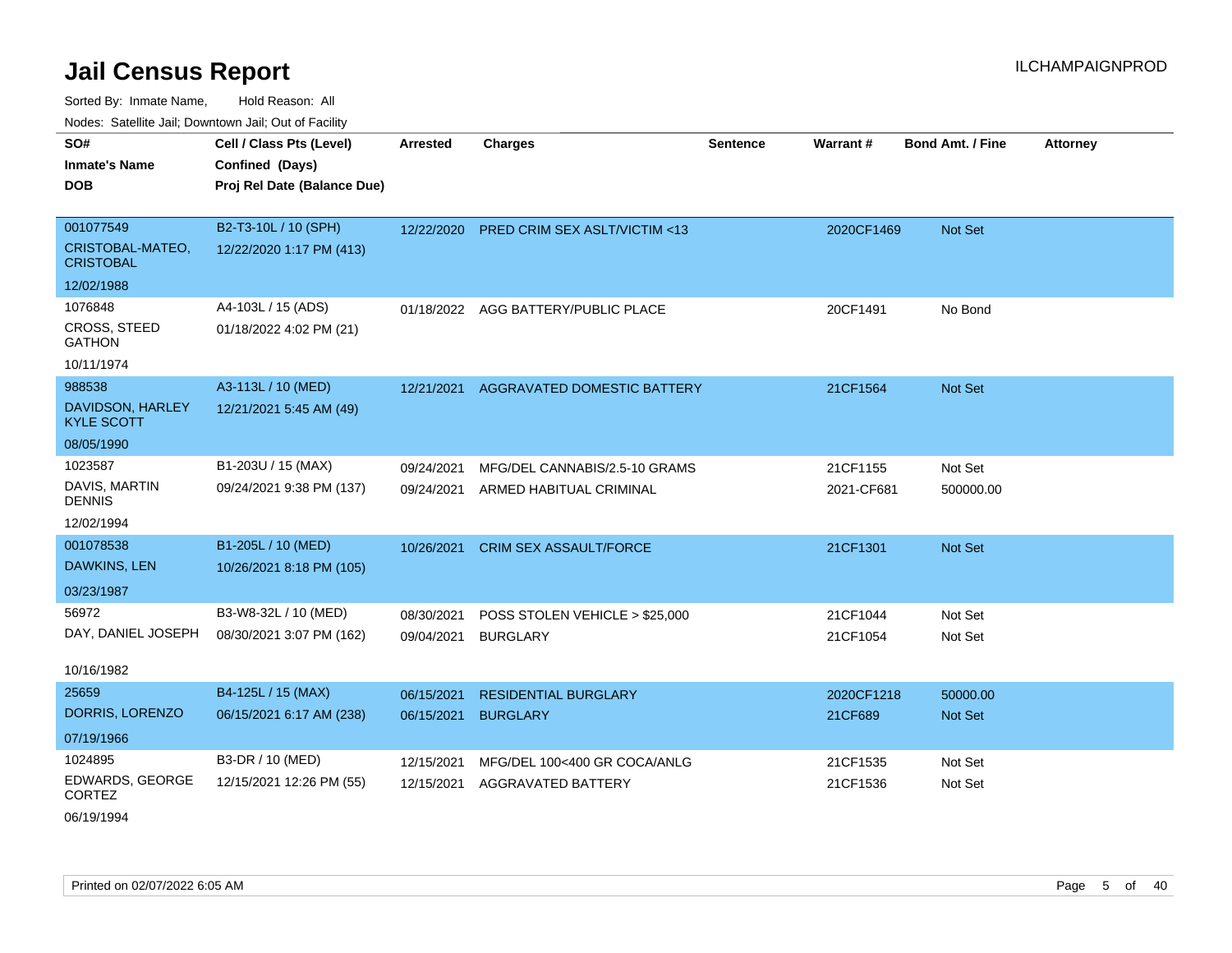# Jail Census Report

Sorted By: Inmate Name, Hold Reason: All

Nodes: Satellite Jail; Downtown Jail; Out of Facility

| SO# / Inmate's Name / DOB | Cell / Class Pts (Level) / Confined (Days) / Proj Rel Date (Balance Due) | Arrested | Charges | Sentence | Warrant # | Bond Amt. / Fine | Attorney |
|---|---|---|---|---|---|---|---|
| 001077549 CRISTOBAL-MATEO, CRISTOBAL 12/02/1988 | B2-T3-10L / 10 (SPH) 12/22/2020 1:17 PM (413) | 12/22/2020 | PRED CRIM SEX ASLT/VICTIM <13 | | 2020CF1469 | Not Set | |
| 1076848 CROSS, STEED GATHON 10/11/1974 | A4-103L / 15 (ADS) 01/18/2022 4:02 PM (21) | 01/18/2022 | AGG BATTERY/PUBLIC PLACE | | 20CF1491 | No Bond | |
| 988538 DAVIDSON, HARLEY KYLE SCOTT 08/05/1990 | A3-113L / 10 (MED) 12/21/2021 5:45 AM (49) | 12/21/2021 | AGGRAVATED DOMESTIC BATTERY | | 21CF1564 | Not Set | |
| 1023587 DAVIS, MARTIN DENNIS 12/02/1994 | B1-203U / 15 (MAX) 09/24/2021 9:38 PM (137) | 09/24/2021 | MFG/DEL CANNABIS/2.5-10 GRAMS | | 21CF1155 | Not Set | |
| | | 09/24/2021 | ARMED HABITUAL CRIMINAL | | 2021-CF681 | 500000.00 | |
| 001078538 DAWKINS, LEN 03/23/1987 | B1-205L / 10 (MED) 10/26/2021 8:18 PM (105) | 10/26/2021 | CRIM SEX ASSAULT/FORCE | | 21CF1301 | Not Set | |
| 56972 DAY, DANIEL JOSEPH 10/16/1982 | B3-W8-32L / 10 (MED) 08/30/2021 3:07 PM (162) | 08/30/2021 | POSS STOLEN VEHICLE > $25,000 | | 21CF1044 | Not Set | |
| | | 09/04/2021 | BURGLARY | | 21CF1054 | Not Set | |
| 25659 DORRIS, LORENZO 07/19/1966 | B4-125L / 15 (MAX) 06/15/2021 6:17 AM (238) | 06/15/2021 | RESIDENTIAL BURGLARY | | 2020CF1218 | 50000.00 | |
| | | 06/15/2021 | BURGLARY | | 21CF689 | Not Set | |
| 1024895 EDWARDS, GEORGE CORTEZ 06/19/1994 | B3-DR / 10 (MED) 12/15/2021 12:26 PM (55) | 12/15/2021 | MFG/DEL 100<400 GR COCA/ANLG | | 21CF1535 | Not Set | |
| | | 12/15/2021 | AGGRAVATED BATTERY | | 21CF1536 | Not Set | |

Printed on 02/07/2022 6:05 AM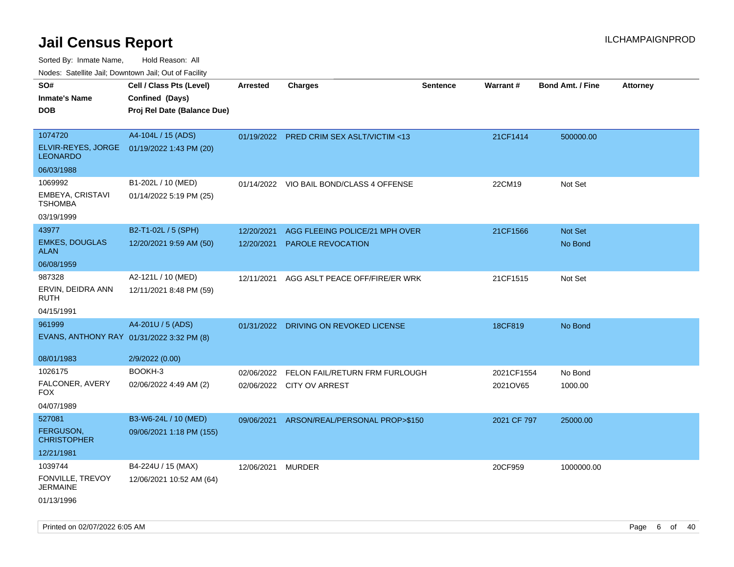# Jail Census Report

ILCHAMPAIGNPROD

Sorted By: Inmate Name, Hold Reason: All

Nodes: Satellite Jail; Downtown Jail; Out of Facility

| SO# / Inmate's Name / DOB | Cell / Class Pts (Level) / Confined (Days) / Proj Rel Date (Balance Due) | Arrested | Charges | Sentence | Warrant # | Bond Amt. / Fine | Attorney |
|---|---|---|---|---|---|---|---|
| 1074720<br>ELVIR-REYES, JORGE LEONARDO<br>06/03/1988 | A4-104L / 15 (ADS)<br>01/19/2022 1:43 PM (20) | 01/19/2022 | PRED CRIM SEX ASLT/VICTIM <13 | | 21CF1414 | 500000.00 | |
| 1069992<br>EMBEYA, CRISTAVI TSHOMBA<br>03/19/1999 | B1-202L / 10 (MED)<br>01/14/2022 5:19 PM (25) | 01/14/2022 | VIO BAIL BOND/CLASS 4 OFFENSE | | 22CM19 | Not Set | |
| 43977<br>EMKES, DOUGLAS ALAN<br>06/08/1959 | B2-T1-02L / 5 (SPH)<br>12/20/2021 9:59 AM (50) | 12/20/2021<br>12/20/2021 | AGG FLEEING POLICE/21 MPH OVER<br>PAROLE REVOCATION | | 21CF1566 | Not Set<br>No Bond | |
| 987328<br>ERVIN, DEIDRA ANN RUTH<br>04/15/1991 | A2-121L / 10 (MED)<br>12/11/2021 8:48 PM (59) | 12/11/2021 | AGG ASLT PEACE OFF/FIRE/ER WRK | | 21CF1515 | Not Set | |
| 961999<br>EVANS, ANTHONY RAY<br>08/01/1983 | A4-201U / 5 (ADS)<br>01/31/2022 3:32 PM (8)<br>2/9/2022 (0.00) | 01/31/2022 | DRIVING ON REVOKED LICENSE | | 18CF819 | No Bond | |
| 1026175<br>FALCONER, AVERY FOX<br>04/07/1989 | BOOKH-3<br>02/06/2022 4:49 AM (2) | 02/06/2022<br>02/06/2022 | FELON FAIL/RETURN FRM FURLOUGH<br>CITY OV ARREST | | 2021CF1554<br>2021OV65 | No Bond<br>1000.00 | |
| 527081<br>FERGUSON, CHRISTOPHER<br>12/21/1981 | B3-W6-24L / 10 (MED)<br>09/06/2021 1:18 PM (155) | 09/06/2021 | ARSON/REAL/PERSONAL PROP>$150 | | 2021 CF 797 | 25000.00 | |
| 1039744<br>FONVILLE, TREVOY JERMAINE<br>01/13/1996 | B4-224U / 15 (MAX)<br>12/06/2021 10:52 AM (64) | 12/06/2021 | MURDER | | 20CF959 | 1000000.00 | |

Printed on 02/07/2022 6:05 AM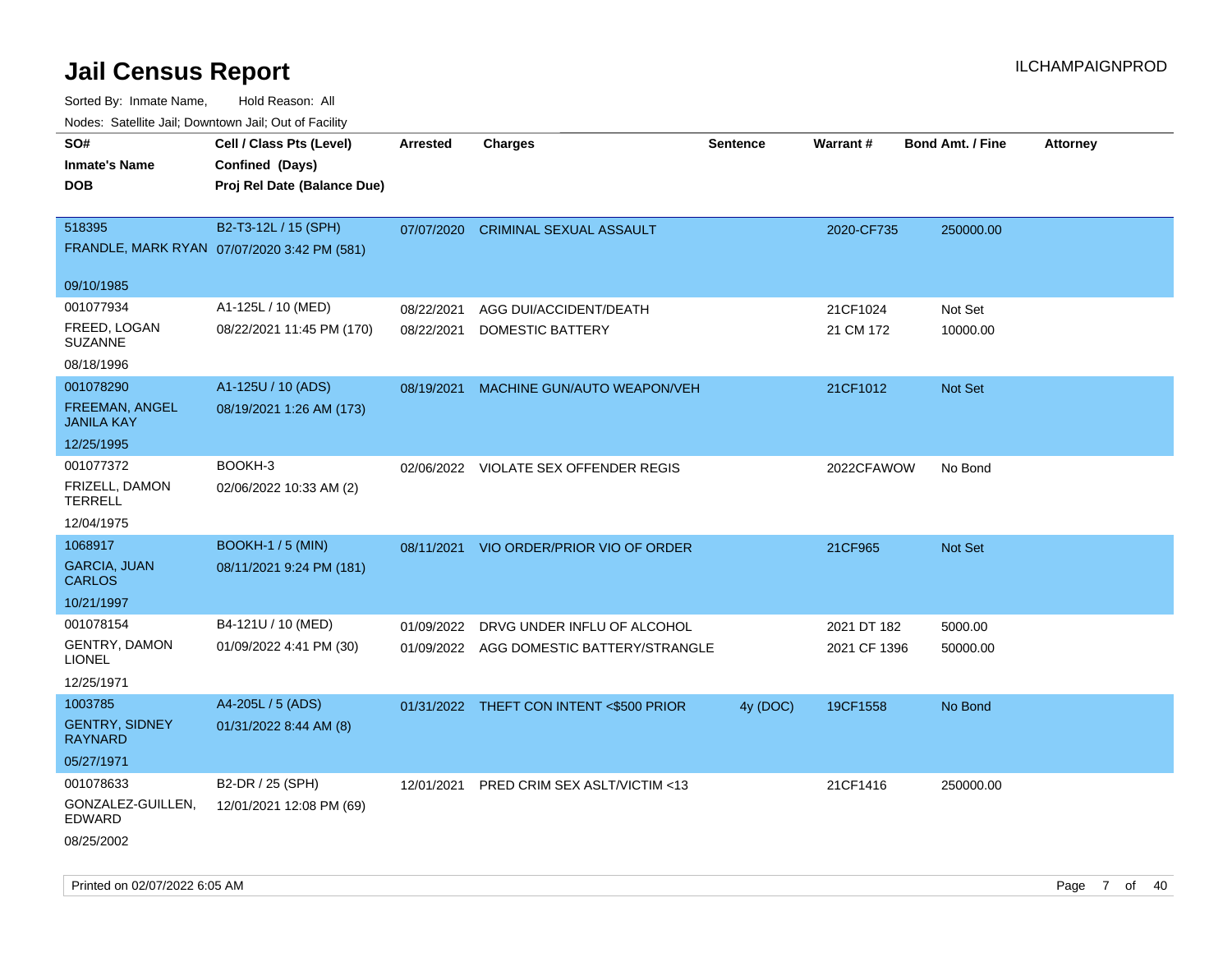# Jail Census Report

ILCHAMPAIGNPROD

Sorted By: Inmate Name, Hold Reason: All

Nodes: Satellite Jail; Downtown Jail; Out of Facility

| SO# / Inmate's Name / DOB | Cell / Class Pts (Level) / Confined (Days) / Proj Rel Date (Balance Due) | Arrested | Charges | Sentence | Warrant # | Bond Amt. / Fine | Attorney |
|---|---|---|---|---|---|---|---|
| 518395<br>FRANDLE, MARK RYAN<br>09/10/1985 | B2-T3-12L / 15 (SPH)<br>07/07/2020 3:42 PM (581) | 07/07/2020 | CRIMINAL SEXUAL ASSAULT | | 2020-CF735 | 250000.00 | |
| 001077934<br>FREED, LOGAN SUZANNE<br>08/18/1996 | A1-125L / 10 (MED)<br>08/22/2021 11:45 PM (170) | 08/22/2021<br>08/22/2021 | AGG DUI/ACCIDENT/DEATH<br>DOMESTIC BATTERY | | 21CF1024<br>21 CM 172 | Not Set<br>10000.00 | |
| 001078290<br>FREEMAN, ANGEL JANILA KAY<br>12/25/1995 | A1-125U / 10 (ADS)<br>08/19/2021 1:26 AM (173) | 08/19/2021 | MACHINE GUN/AUTO WEAPON/VEH | | 21CF1012 | Not Set | |
| 001077372<br>FRIZELL, DAMON TERRELL<br>12/04/1975 | BOOKH-3<br>02/06/2022 10:33 AM (2) | 02/06/2022 | VIOLATE SEX OFFENDER REGIS | | 2022CFAWOW | No Bond | |
| 1068917<br>GARCIA, JUAN CARLOS<br>10/21/1997 | BOOKH-1 / 5 (MIN)<br>08/11/2021 9:24 PM (181) | 08/11/2021 | VIO ORDER/PRIOR VIO OF ORDER | | 21CF965 | Not Set | |
| 001078154<br>GENTRY, DAMON LIONEL<br>12/25/1971 | B4-121U / 10 (MED)<br>01/09/2022 4:41 PM (30) | 01/09/2022<br>01/09/2022 | DRVG UNDER INFLU OF ALCOHOL<br>AGG DOMESTIC BATTERY/STRANGLE | | 2021 DT 182<br>2021 CF 1396 | 5000.00<br>50000.00 | |
| 1003785<br>GENTRY, SIDNEY RAYNARD<br>05/27/1971 | A4-205L / 5 (ADS)<br>01/31/2022 8:44 AM (8) | 01/31/2022 | THEFT CON INTENT <$500 PRIOR | 4y (DOC) | 19CF1558 | No Bond | |
| 001078633<br>GONZALEZ-GUILLEN, EDWARD<br>08/25/2002 | B2-DR / 25 (SPH)<br>12/01/2021 12:08 PM (69) | 12/01/2021 | PRED CRIM SEX ASLT/VICTIM <13 | | 21CF1416 | 250000.00 | |

Printed on 02/07/2022 6:05 AM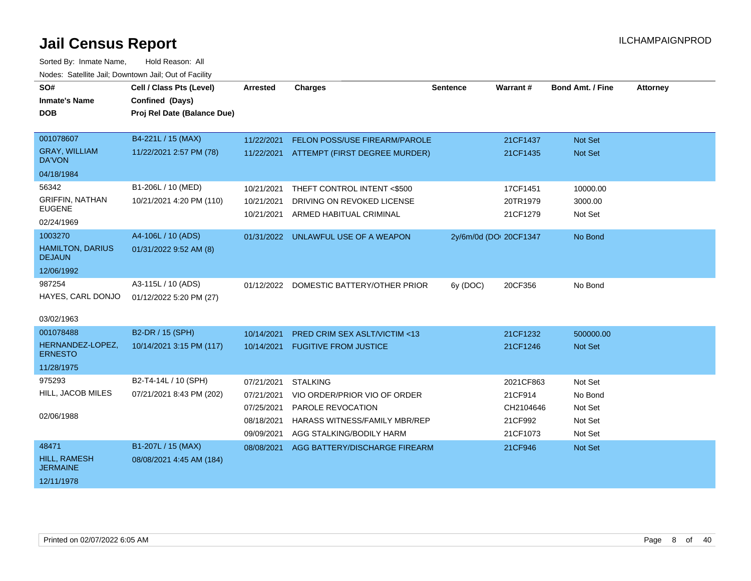# Jail Census Report

ILCHAMPAIGNPROD

Sorted By: Inmate Name, Hold Reason: All

Nodes: Satellite Jail; Downtown Jail; Out of Facility

| SO# / Inmate's Name / DOB | Cell / Class Pts (Level) / Confined (Days) / Proj Rel Date (Balance Due) | Arrested | Charges | Sentence | Warrant # | Bond Amt. / Fine | Attorney |
|---|---|---|---|---|---|---|---|
| 001078607<br>GRAY, WILLIAM DA'VON<br>04/18/1984 | B4-221L / 15 (MAX)<br>11/22/2021 2:57 PM (78) | 11/22/2021 | FELON POSS/USE FIREARM/PAROLE | | 21CF1437 | Not Set | |
| | | 11/22/2021 | ATTEMPT (FIRST DEGREE MURDER) | | 21CF1435 | Not Set | |
| 56342<br>GRIFFIN, NATHAN EUGENE<br>02/24/1969 | B1-206L / 10 (MED)<br>10/21/2021 4:20 PM (110) | 10/21/2021 | THEFT CONTROL INTENT <$500 | | 17CF1451 | 10000.00 | |
| | | 10/21/2021 | DRIVING ON REVOKED LICENSE | | 20TR1979 | 3000.00 | |
| | | 10/21/2021 | ARMED HABITUAL CRIMINAL | | 21CF1279 | Not Set | |
| 1003270<br>HAMILTON, DARIUS DEJAUN<br>12/06/1992 | A4-106L / 10 (ADS)<br>01/31/2022 9:52 AM (8) | 01/31/2022 | UNLAWFUL USE OF A WEAPON | 2y/6m/0d (DO | 20CF1347 | No Bond | |
| 987254<br>HAYES, CARL DONJO<br>03/02/1963 | A3-115L / 10 (ADS)<br>01/12/2022 5:20 PM (27) | 01/12/2022 | DOMESTIC BATTERY/OTHER PRIOR | 6y (DOC) | 20CF356 | No Bond | |
| 001078488<br>HERNANDEZ-LOPEZ, ERNESTO<br>11/28/1975 | B2-DR / 15 (SPH)<br>10/14/2021 3:15 PM (117) | 10/14/2021 | PRED CRIM SEX ASLT/VICTIM <13 | | 21CF1232 | 500000.00 | |
| | | 10/14/2021 | FUGITIVE FROM JUSTICE | | 21CF1246 | Not Set | |
| 975293<br>HILL, JACOB MILES<br>02/06/1988 | B2-T4-14L / 10 (SPH)<br>07/21/2021 8:43 PM (202) | 07/21/2021 | STALKING | | 2021CF863 | Not Set | |
| | | 07/21/2021 | VIO ORDER/PRIOR VIO OF ORDER | | 21CF914 | No Bond | |
| | | 07/25/2021 | PAROLE REVOCATION | | CH2104646 | Not Set | |
| | | 08/18/2021 | HARASS WITNESS/FAMILY MBR/REP | | 21CF992 | Not Set | |
| | | 09/09/2021 | AGG STALKING/BODILY HARM | | 21CF1073 | Not Set | |
| 48471<br>HILL, RAMESH JERMAINE<br>12/11/1978 | B1-207L / 15 (MAX)<br>08/08/2021 4:45 AM (184) | 08/08/2021 | AGG BATTERY/DISCHARGE FIREARM | | 21CF946 | Not Set | |

Printed on 02/07/2022 6:05 AM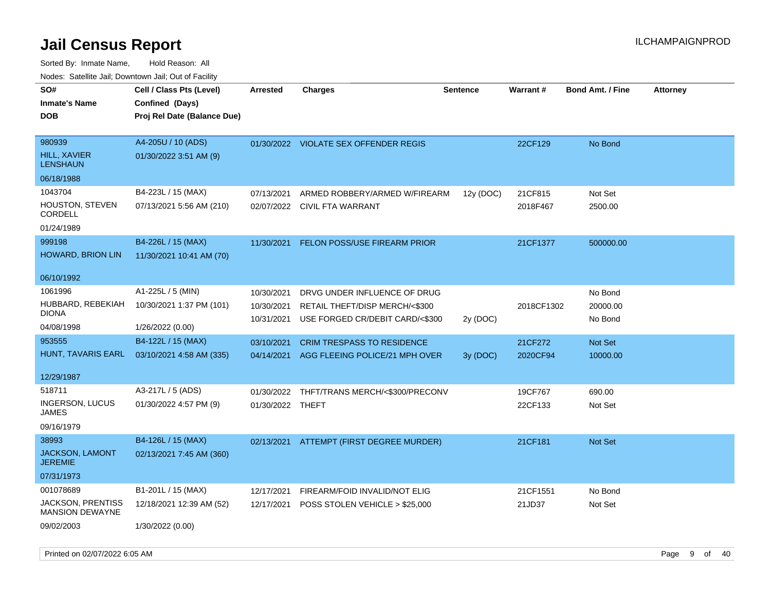# Jail Census Report

ILCHAMPAIGNPROD

Sorted By: Inmate Name, Hold Reason: All

Nodes: Satellite Jail; Downtown Jail; Out of Facility

| SO# / Inmate's Name / DOB | Cell / Class Pts (Level) / Confined (Days) / Proj Rel Date (Balance Due) | Arrested | Charges | Sentence | Warrant # | Bond Amt. / Fine | Attorney |
|---|---|---|---|---|---|---|---|
| 980939<br>HILL, XAVIER LENSHAUN<br>06/18/1988 | A4-205U / 10 (ADS)<br>01/30/2022 3:51 AM (9) | 01/30/2022 | VIOLATE SEX OFFENDER REGIS | | 22CF129 | No Bond | |
| 1043704<br>HOUSTON, STEVEN CORDELL<br>01/24/1989 | B4-223L / 15 (MAX)<br>07/13/2021 5:56 AM (210) | 07/13/2021<br>02/07/2022 | ARMED ROBBERY/ARMED W/FIREARM<br>CIVIL FTA WARRANT | 12y (DOC) | 21CF815<br>2018F467 | Not Set<br>2500.00 | |
| 999198<br>HOWARD, BRION LIN<br>06/10/1992 | B4-226L / 15 (MAX)<br>11/30/2021 10:41 AM (70) | 11/30/2021 | FELON POSS/USE FIREARM PRIOR | | 21CF1377 | 500000.00 | |
| 1061996<br>HUBBARD, REBEKIAH DIONA<br>04/08/1998 | A1-225L / 5 (MIN)<br>10/30/2021 1:37 PM (101)<br>1/26/2022 (0.00) | 10/30/2021<br>10/30/2021<br>10/31/2021 | DRVG UNDER INFLUENCE OF DRUG<br>RETAIL THEFT/DISP MERCH/<$300<br>USE FORGED CR/DEBIT CARD/<$300 | <br><br>2y (DOC) | <br>2018CF1302<br> | No Bond<br>20000.00<br>No Bond | |
| 953555<br>HUNT, TAVARIS EARL<br>12/29/1987 | B4-122L / 15 (MAX)<br>03/10/2021 4:58 AM (335) | 03/10/2021<br>04/14/2021 | CRIM TRESPASS TO RESIDENCE<br>AGG FLEEING POLICE/21 MPH OVER | <br>3y (DOC) | 21CF272<br>2020CF94 | Not Set<br>10000.00 | |
| 518711<br>INGERSON, LUCUS JAMES<br>09/16/1979 | A3-217L / 5 (ADS)<br>01/30/2022 4:57 PM (9) | 01/30/2022<br>01/30/2022 | THFT/TRANS MERCH/<$300/PRECONV<br>THEFT | | 19CF767<br>22CF133 | 690.00<br>Not Set | |
| 38993<br>JACKSON, LAMONT JEREMIE<br>07/31/1973 | B4-126L / 15 (MAX)<br>02/13/2021 7:45 AM (360) | 02/13/2021 | ATTEMPT (FIRST DEGREE MURDER) | | 21CF181 | Not Set | |
| 001078689<br>JACKSON, PRENTISS MANSION DEWAYNE<br>09/02/2003 | B1-201L / 15 (MAX)<br>12/18/2021 12:39 AM (52)<br>1/30/2022 (0.00) | 12/17/2021<br>12/17/2021 | FIREARM/FOID INVALID/NOT ELIG<br>POSS STOLEN VEHICLE > $25,000 | | 21CF1551<br>21JD37 | No Bond<br>Not Set | |

Printed on 02/07/2022 6:05 AM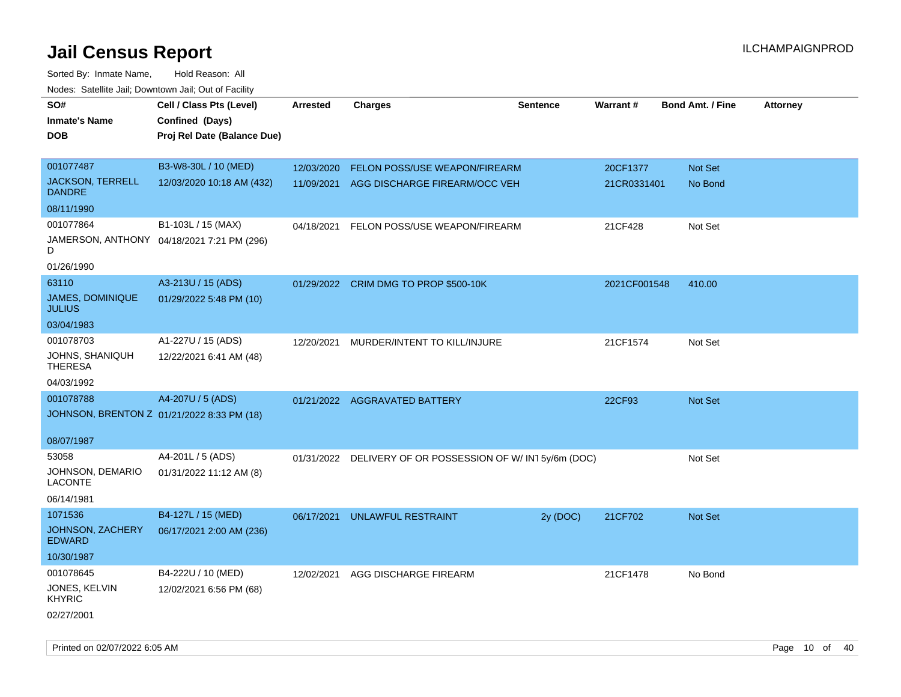# Jail Census Report

ILCHAMPAIGNPROD

Sorted By: Inmate Name, Hold Reason: All

Nodes: Satellite Jail; Downtown Jail; Out of Facility

| SO# / Inmate's Name / DOB | Cell / Class Pts (Level) / Confined (Days) / Proj Rel Date (Balance Due) | Arrested | Charges | Sentence | Warrant # | Bond Amt. / Fine | Attorney |
|---|---|---|---|---|---|---|---|
| 001077487<br>JACKSON, TERRELL DANDRE<br>08/11/1990 | B3-W8-30L / 10 (MED)<br>12/03/2020 10:18 AM (432) | 12/03/2020 | FELON POSS/USE WEAPON/FIREARM | | 20CF1377 | Not Set | |
| | | 11/09/2021 | AGG DISCHARGE FIREARM/OCC VEH | | 21CR0331401 | No Bond | |
| 001077864<br>JAMERSON, ANTHONY D<br>01/26/1990 | B1-103L / 15 (MAX)<br>04/18/2021 7:21 PM (296) | 04/18/2021 | FELON POSS/USE WEAPON/FIREARM | | 21CF428 | Not Set | |
| 63110<br>JAMES, DOMINIQUE JULIUS<br>03/04/1983 | A3-213U / 15 (ADS)<br>01/29/2022 5:48 PM (10) | 01/29/2022 | CRIM DMG TO PROP $500-10K | | 2021CF001548 | 410.00 | |
| 001078703<br>JOHNS, SHANIQUH THERESA<br>04/03/1992 | A1-227U / 15 (ADS)<br>12/22/2021 6:41 AM (48) | 12/20/2021 | MURDER/INTENT TO KILL/INJURE | | 21CF1574 | Not Set | |
| 001078788<br>JOHNSON, BRENTON Z<br>08/07/1987 | A4-207U / 5 (ADS)<br>01/21/2022 8:33 PM (18) | 01/21/2022 | AGGRAVATED BATTERY | | 22CF93 | Not Set | |
| 53058<br>JOHNSON, DEMARIO LACONTE<br>06/14/1981 | A4-201L / 5 (ADS)<br>01/31/2022 11:12 AM (8) | 01/31/2022 | DELIVERY OF OR POSSESSION OF W/ INT | 5y/6m (DOC) | | Not Set | |
| 1071536<br>JOHNSON, ZACHERY EDWARD<br>10/30/1987 | B4-127L / 15 (MED)<br>06/17/2021 2:00 AM (236) | 06/17/2021 | UNLAWFUL RESTRAINT | 2y (DOC) | 21CF702 | Not Set | |
| 001078645<br>JONES, KELVIN KHYRIC<br>02/27/2001 | B4-222U / 10 (MED)<br>12/02/2021 6:56 PM (68) | 12/02/2021 | AGG DISCHARGE FIREARM | | 21CF1478 | No Bond | |

Printed on 02/07/2022 6:05 AM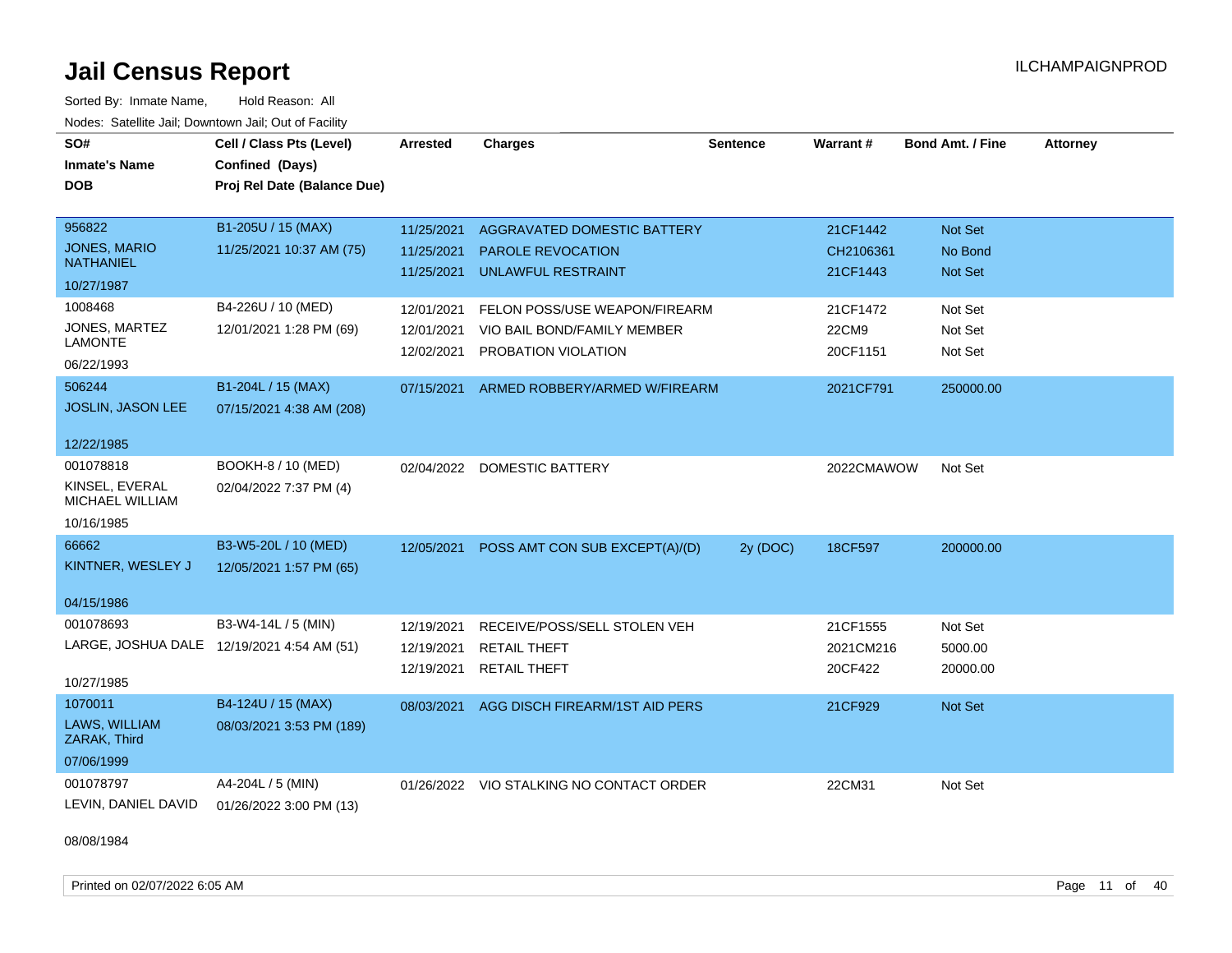# Jail Census Report

Sorted By: Inmate Name, Hold Reason: All

Nodes: Satellite Jail; Downtown Jail; Out of Facility

ILCHAMPAIGNPROD

| SO# / Inmate's Name / DOB | Cell / Class Pts (Level) / Confined (Days) / Proj Rel Date (Balance Due) | Arrested | Charges | Sentence | Warrant # | Bond Amt. / Fine | Attorney |
|---|---|---|---|---|---|---|---|
| 956822<br>JONES, MARIO NATHANIEL<br>10/27/1987 | B1-205U / 15 (MAX)<br>11/25/2021 10:37 AM (75) | 11/25/2021<br>11/25/2021<br>11/25/2021 | AGGRAVATED DOMESTIC BATTERY<br>PAROLE REVOCATION<br>UNLAWFUL RESTRAINT | | 21CF1442<br>CH2106361<br>21CF1443 | Not Set<br>No Bond<br>Not Set | |
| 1008468<br>JONES, MARTEZ LAMONTE<br>06/22/1993 | B4-226U / 10 (MED)<br>12/01/2021 1:28 PM (69) | 12/01/2021<br>12/01/2021<br>12/02/2021 | FELON POSS/USE WEAPON/FIREARM<br>VIO BAIL BOND/FAMILY MEMBER<br>PROBATION VIOLATION | | 21CF1472<br>22CM9<br>20CF1151 | Not Set<br>Not Set<br>Not Set | |
| 506244<br>JOSLIN, JASON LEE<br>12/22/1985 | B1-204L / 15 (MAX)<br>07/15/2021 4:38 AM (208) | 07/15/2021 | ARMED ROBBERY/ARMED W/FIREARM | | 2021CF791 | 250000.00 | |
| 001078818<br>KINSEL, EVERAL MICHAEL WILLIAM<br>10/16/1985 | BOOKH-8 / 10 (MED)<br>02/04/2022 7:37 PM (4) | 02/04/2022 | DOMESTIC BATTERY | | 2022CMAWOW | Not Set | |
| 66662<br>KINTNER, WESLEY J<br>04/15/1986 | B3-W5-20L / 10 (MED)<br>12/05/2021 1:57 PM (65) | 12/05/2021 | POSS AMT CON SUB EXCEPT(A)/(D) | 2y (DOC) | 18CF597 | 200000.00 | |
| 001078693<br>LARGE, JOSHUA DALE<br>10/27/1985 | B3-W4-14L / 5 (MIN)<br>12/19/2021 4:54 AM (51) | 12/19/2021<br>12/19/2021<br>12/19/2021 | RECEIVE/POSS/SELL STOLEN VEH<br>RETAIL THEFT<br>RETAIL THEFT | | 21CF1555<br>2021CM216<br>20CF422 | Not Set<br>5000.00<br>20000.00 | |
| 1070011<br>LAWS, WILLIAM ZARAK, Third<br>07/06/1999 | B4-124U / 15 (MAX)<br>08/03/2021 3:53 PM (189) | 08/03/2021 | AGG DISCH FIREARM/1ST AID PERS | | 21CF929 | Not Set | |
| 001078797<br>LEVIN, DANIEL DAVID<br>08/08/1984 | A4-204L / 5 (MIN)<br>01/26/2022 3:00 PM (13) | 01/26/2022 | VIO STALKING NO CONTACT ORDER | | 22CM31 | Not Set | |

Printed on 02/07/2022 6:05 AM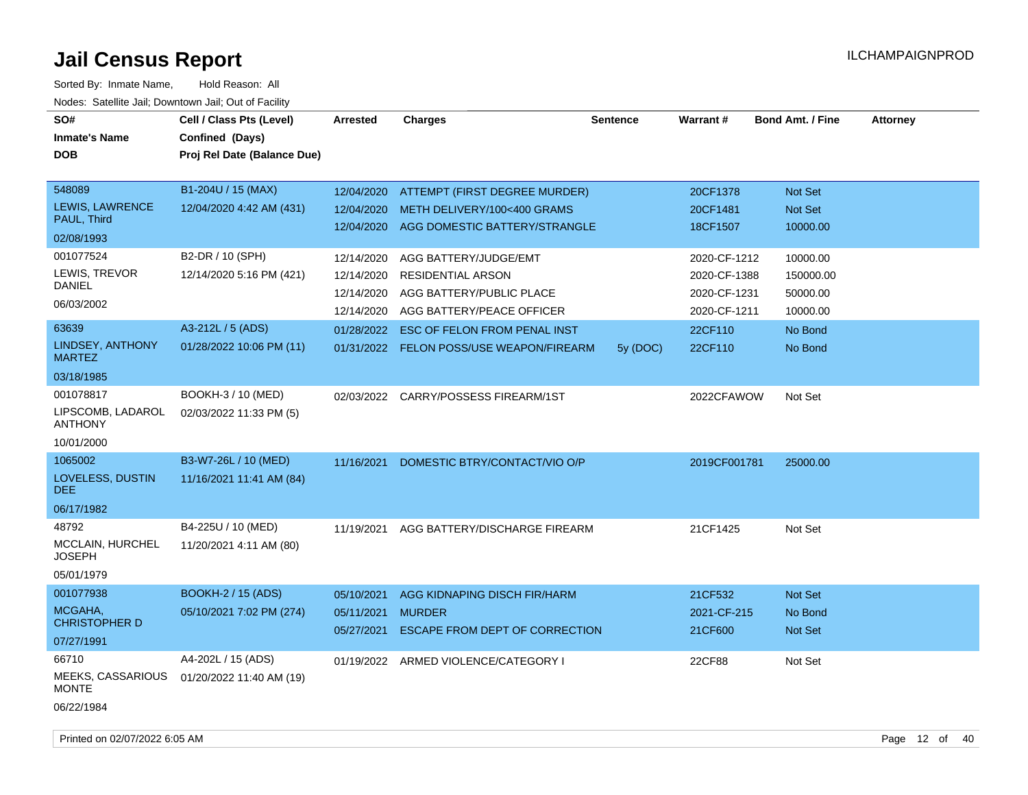# Jail Census Report

Sorted By: Inmate Name, Hold Reason: All

Nodes: Satellite Jail; Downtown Jail; Out of Facility

| SO# / Inmate's Name / DOB | Cell / Class Pts (Level) / Confined (Days) / Proj Rel Date (Balance Due) | Arrested | Charges | Sentence | Warrant # | Bond Amt. / Fine | Attorney |
|---|---|---|---|---|---|---|---|
| 548089 LEWIS, LAWRENCE PAUL, Third 02/08/1993 | B1-204U / 15 (MAX) 12/04/2020 4:42 AM (431) | 12/04/2020 | ATTEMPT (FIRST DEGREE MURDER) | | 20CF1378 | Not Set | |
| | | 12/04/2020 | METH DELIVERY/100<400 GRAMS | | 20CF1481 | Not Set | |
| | | 12/04/2020 | AGG DOMESTIC BATTERY/STRANGLE | | 18CF1507 | 10000.00 | |
| 001077524 LEWIS, TREVOR DANIEL 06/03/2002 | B2-DR / 10 (SPH) 12/14/2020 5:16 PM (421) | 12/14/2020 | AGG BATTERY/JUDGE/EMT | | 2020-CF-1212 | 10000.00 | |
| | | 12/14/2020 | RESIDENTIAL ARSON | | 2020-CF-1388 | 150000.00 | |
| | | 12/14/2020 | AGG BATTERY/PUBLIC PLACE | | 2020-CF-1231 | 50000.00 | |
| | | 12/14/2020 | AGG BATTERY/PEACE OFFICER | | 2020-CF-1211 | 10000.00 | |
| 63639 LINDSEY, ANTHONY MARTEZ 03/18/1985 | A3-212L / 5 (ADS) 01/28/2022 10:06 PM (11) | 01/28/2022 | ESC OF FELON FROM PENAL INST | | 22CF110 | No Bond | |
| | | 01/31/2022 | FELON POSS/USE WEAPON/FIREARM | 5y (DOC) | 22CF110 | No Bond | |
| 001078817 LIPSCOMB, LADAROL ANTHONY 10/01/2000 | BOOKH-3 / 10 (MED) 02/03/2022 11:33 PM (5) | 02/03/2022 | CARRY/POSSESS FIREARM/1ST | | 2022CFAWOW | Not Set | |
| 1065002 LOVELESS, DUSTIN DEE 06/17/1982 | B3-W7-26L / 10 (MED) 11/16/2021 11:41 AM (84) | 11/16/2021 | DOMESTIC BTRY/CONTACT/VIO O/P | | 2019CF001781 | 25000.00 | |
| 48792 MCCLAIN, HURCHEL JOSEPH 05/01/1979 | B4-225U / 10 (MED) 11/20/2021 4:11 AM (80) | 11/19/2021 | AGG BATTERY/DISCHARGE FIREARM | | 21CF1425 | Not Set | |
| 001077938 MCGAHA, CHRISTOPHER D 07/27/1991 | BOOKH-2 / 15 (ADS) 05/10/2021 7:02 PM (274) | 05/10/2021 | AGG KIDNAPING DISCH FIR/HARM | | 21CF532 | Not Set | |
| | | 05/11/2021 | MURDER | | 2021-CF-215 | No Bond | |
| | | 05/27/2021 | ESCAPE FROM DEPT OF CORRECTION | | 21CF600 | Not Set | |
| 66710 MEEKS, CASSARIOUS MONTE 06/22/1984 | A4-202L / 15 (ADS) 01/20/2022 11:40 AM (19) | 01/19/2022 | ARMED VIOLENCE/CATEGORY I | | 22CF88 | Not Set | |

Printed on 02/07/2022 6:05 AM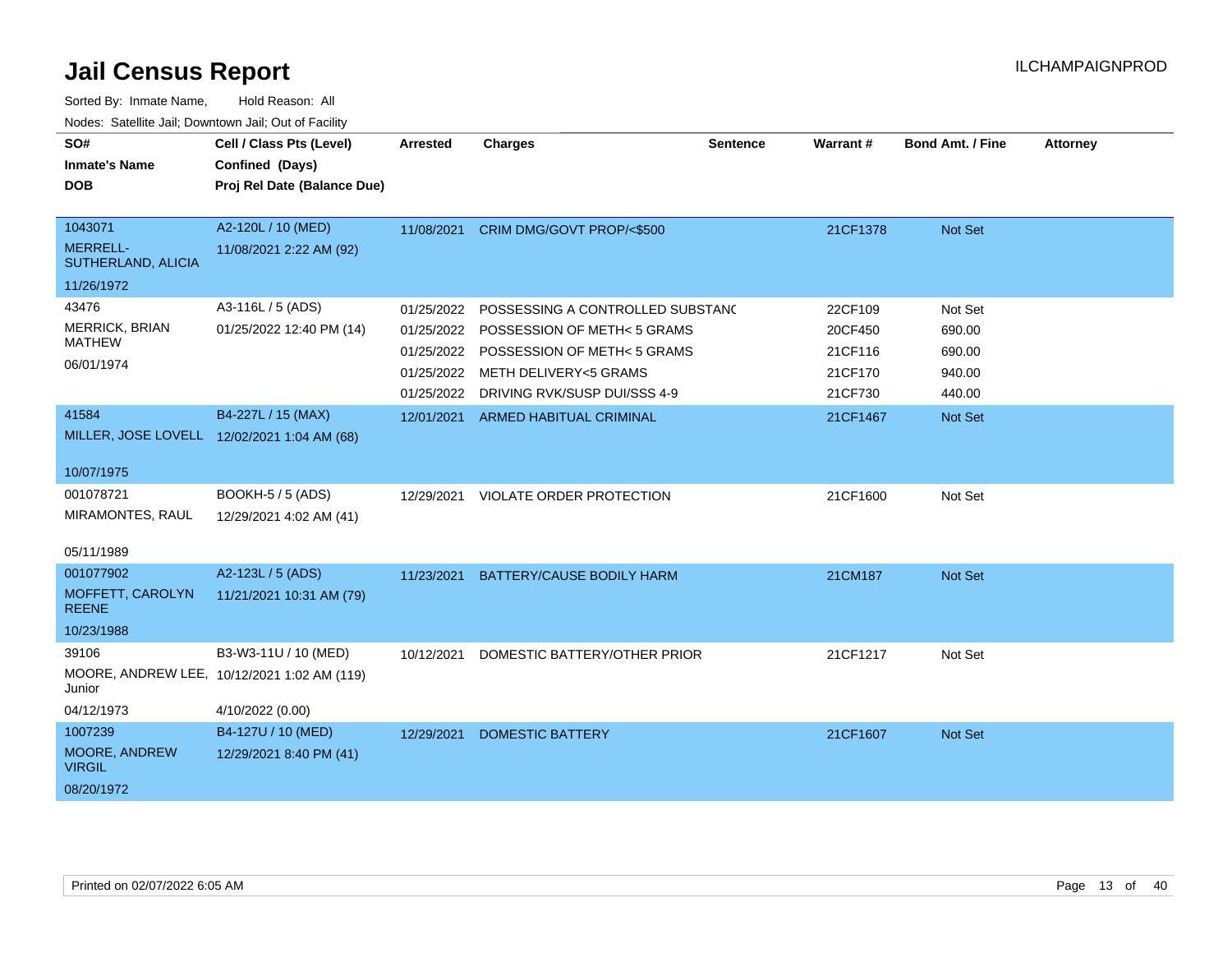# Jail Census Report

Sorted By: Inmate Name, Hold Reason: All

Nodes: Satellite Jail; Downtown Jail; Out of Facility

| SO# / Inmate's Name / DOB | Cell / Class Pts (Level) / Confined (Days) / Proj Rel Date (Balance Due) | Arrested | Charges | Sentence | Warrant # | Bond Amt. / Fine | Attorney |
|---|---|---|---|---|---|---|---|
| 1043071<br>MERRELL-SUTHERLAND, ALICIA<br>11/26/1972 | A2-120L / 10 (MED)<br>11/08/2021 2:22 AM (92) | 11/08/2021 | CRIM DMG/GOVT PROP/<$500 | | 21CF1378 | Not Set | |
| 43476<br>MERRICK, BRIAN MATHEW<br>06/01/1974 | A3-116L / 5 (ADS)<br>01/25/2022 12:40 PM (14) | 01/25/2022 | POSSESSING A CONTROLLED SUBSTANC | | 22CF109 | Not Set | |
| | | 01/25/2022 | POSSESSION OF METH< 5 GRAMS | | 20CF450 | 690.00 | |
| | | 01/25/2022 | POSSESSION OF METH< 5 GRAMS | | 21CF116 | 690.00 | |
| | | 01/25/2022 | METH DELIVERY<5 GRAMS | | 21CF170 | 940.00 | |
| | | 01/25/2022 | DRIVING RVK/SUSP DUI/SSS 4-9 | | 21CF730 | 440.00 | |
| 41584<br>MILLER, JOSE LOVELL<br>10/07/1975 | B4-227L / 15 (MAX)<br>12/02/2021 1:04 AM (68) | 12/01/2021 | ARMED HABITUAL CRIMINAL | | 21CF1467 | Not Set | |
| 001078721<br>MIRAMONTES, RAUL<br>05/11/1989 | BOOKH-5 / 5 (ADS)<br>12/29/2021 4:02 AM (41) | 12/29/2021 | VIOLATE ORDER PROTECTION | | 21CF1600 | Not Set | |
| 001077902<br>MOFFETT, CAROLYN REENE<br>10/23/1988 | A2-123L / 5 (ADS)<br>11/21/2021 10:31 AM (79) | 11/23/2021 | BATTERY/CAUSE BODILY HARM | | 21CM187 | Not Set | |
| 39106<br>MOORE, ANDREW LEE, Junior<br>04/12/1973 | B3-W3-11U / 10 (MED)<br>10/12/2021 1:02 AM (119)<br>4/10/2022 (0.00) | 10/12/2021 | DOMESTIC BATTERY/OTHER PRIOR | | 21CF1217 | Not Set | |
| 1007239<br>MOORE, ANDREW VIRGIL<br>08/20/1972 | B4-127U / 10 (MED)<br>12/29/2021 8:40 PM (41) | 12/29/2021 | DOMESTIC BATTERY | | 21CF1607 | Not Set | |

Printed on 02/07/2022 6:05 AM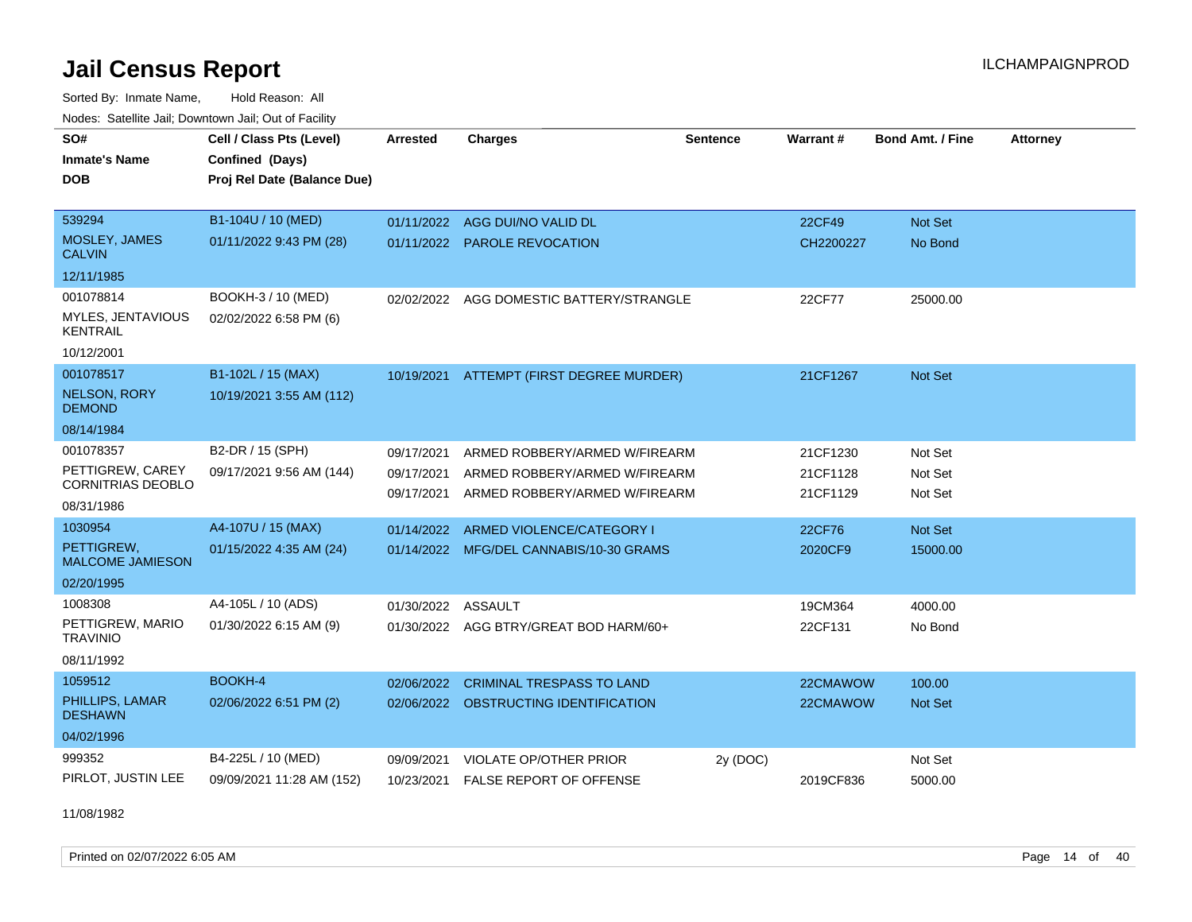# Jail Census Report

Sorted By: Inmate Name, Hold Reason: All

Nodes: Satellite Jail; Downtown Jail; Out of Facility

| SO# / Inmate's Name / DOB | Cell / Class Pts (Level) / Confined (Days) / Proj Rel Date (Balance Due) | Arrested | Charges | Sentence | Warrant # | Bond Amt. / Fine | Attorney |
|---|---|---|---|---|---|---|---|
| 539294<br>MOSLEY, JAMES CALVIN<br>12/11/1985 | B1-104U / 10 (MED)<br>01/11/2022 9:43 PM (28) | 01/11/2022<br>01/11/2022 | AGG DUI/NO VALID DL<br>PAROLE REVOCATION | | 22CF49<br>CH2200227 | Not Set<br>No Bond | |
| 001078814<br>MYLES, JENTAVIOUS KENTRAIL<br>10/12/2001 | BOOKH-3 / 10 (MED)<br>02/02/2022 6:58 PM (6) | 02/02/2022 | AGG DOMESTIC BATTERY/STRANGLE | | 22CF77 | 25000.00 | |
| 001078517<br>NELSON, RORY DEMOND<br>08/14/1984 | B1-102L / 15 (MAX)<br>10/19/2021 3:55 AM (112) | 10/19/2021 | ATTEMPT (FIRST DEGREE MURDER) | | 21CF1267 | Not Set | |
| 001078357<br>PETTIGREW, CAREY CORNITRIAS DEOBLO<br>08/31/1986 | B2-DR / 15 (SPH)<br>09/17/2021 9:56 AM (144) | 09/17/2021<br>09/17/2021<br>09/17/2021 | ARMED ROBBERY/ARMED W/FIREARM<br>ARMED ROBBERY/ARMED W/FIREARM<br>ARMED ROBBERY/ARMED W/FIREARM | | 21CF1230<br>21CF1128<br>21CF1129 | Not Set<br>Not Set<br>Not Set | |
| 1030954<br>PETTIGREW, MALCOME JAMIESON<br>02/20/1995 | A4-107U / 15 (MAX)<br>01/15/2022 4:35 AM (24) | 01/14/2022<br>01/14/2022 | ARMED VIOLENCE/CATEGORY I<br>MFG/DEL CANNABIS/10-30 GRAMS | | 22CF76<br>2020CF9 | Not Set<br>15000.00 | |
| 1008308<br>PETTIGREW, MARIO TRAVINIO<br>08/11/1992 | A4-105L / 10 (ADS)<br>01/30/2022 6:15 AM (9) | 01/30/2022<br>01/30/2022 | ASSAULT<br>AGG BTRY/GREAT BOD HARM/60+ | | 19CM364<br>22CF131 | 4000.00<br>No Bond | |
| 1059512<br>PHILLIPS, LAMAR DESHAWN<br>04/02/1996 | BOOKH-4<br>02/06/2022 6:51 PM (2) | 02/06/2022<br>02/06/2022 | CRIMINAL TRESPASS TO LAND<br>OBSTRUCTING IDENTIFICATION | | 22CMAWOW<br>22CMAWOW | 100.00<br>Not Set | |
| 999352<br>PIRLOT, JUSTIN LEE<br>11/08/1982 | B4-225L / 10 (MED)<br>09/09/2021 11:28 AM (152) | 09/09/2021<br>10/23/2021 | VIOLATE OP/OTHER PRIOR<br>FALSE REPORT OF OFFENSE | 2y (DOC) | <br>2019CF836 | Not Set<br>5000.00 | |

Printed on 02/07/2022 6:05 AM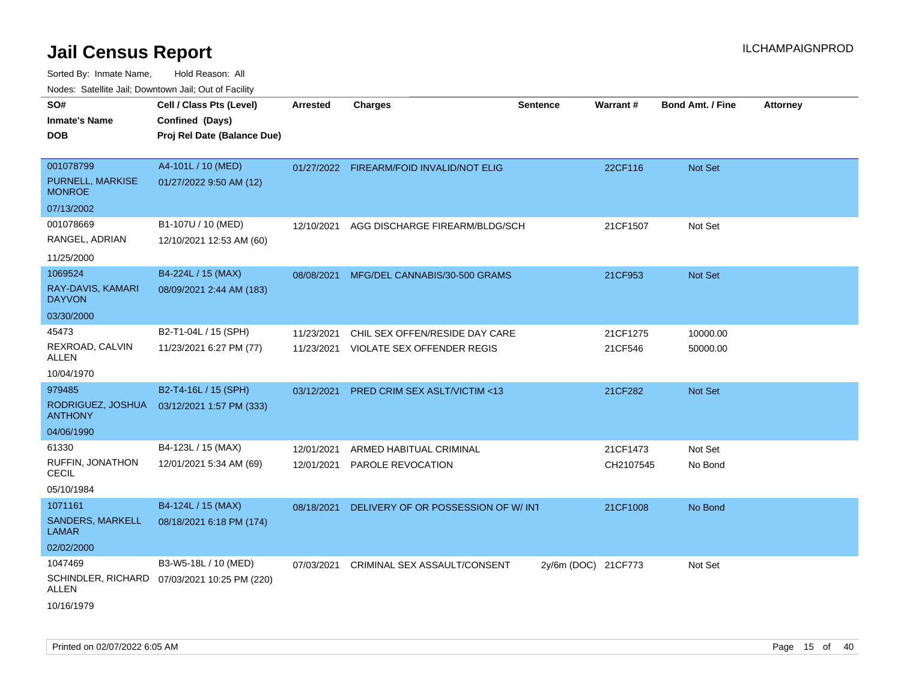# Jail Census Report

ILCHAMPAIGNPROD

Sorted By: Inmate Name, Hold Reason: All

Nodes: Satellite Jail; Downtown Jail; Out of Facility

| SO# / Inmate's Name / DOB | Cell / Class Pts (Level) / Confined (Days) / Proj Rel Date (Balance Due) | Arrested | Charges | Sentence | Warrant # | Bond Amt. / Fine | Attorney |
|---|---|---|---|---|---|---|---|
| 001078799<br>PURNELL, MARKISE MONROE<br>07/13/2002 | A4-101L / 10 (MED)<br>01/27/2022 9:50 AM (12) | 01/27/2022 | FIREARM/FOID INVALID/NOT ELIG | | 22CF116 | Not Set | |
| 001078669<br>RANGEL, ADRIAN<br>11/25/2000 | B1-107U / 10 (MED)<br>12/10/2021 12:53 AM (60) | 12/10/2021 | AGG DISCHARGE FIREARM/BLDG/SCH | | 21CF1507 | Not Set | |
| 1069524<br>RAY-DAVIS, KAMARI DAYVON<br>03/30/2000 | B4-224L / 15 (MAX)<br>08/09/2021 2:44 AM (183) | 08/08/2021 | MFG/DEL CANNABIS/30-500 GRAMS | | 21CF953 | Not Set | |
| 45473<br>REXROAD, CALVIN ALLEN<br>10/04/1970 | B2-T1-04L / 15 (SPH)<br>11/23/2021 6:27 PM (77) | 11/23/2021<br>11/23/2021 | CHIL SEX OFFEN/RESIDE DAY CARE<br>VIOLATE SEX OFFENDER REGIS | | 21CF1275<br>21CF546 | 10000.00<br>50000.00 | |
| 979485<br>RODRIGUEZ, JOSHUA ANTHONY<br>04/06/1990 | B2-T4-16L / 15 (SPH)<br>03/12/2021 1:57 PM (333) | 03/12/2021 | PRED CRIM SEX ASLT/VICTIM <13 | | 21CF282 | Not Set | |
| 61330<br>RUFFIN, JONATHON CECIL<br>05/10/1984 | B4-123L / 15 (MAX)<br>12/01/2021 5:34 AM (69) | 12/01/2021<br>12/01/2021 | ARMED HABITUAL CRIMINAL<br>PAROLE REVOCATION | | 21CF1473<br>CH2107545 | Not Set<br>No Bond | |
| 1071161<br>SANDERS, MARKELL LAMAR<br>02/02/2000 | B4-124L / 15 (MAX)<br>08/18/2021 6:18 PM (174) | 08/18/2021 | DELIVERY OF OR POSSESSION OF W/ INT | | 21CF1008 | No Bond | |
| 1047469<br>SCHINDLER, RICHARD ALLEN<br>10/16/1979 | B3-W5-18L / 10 (MED)<br>07/03/2021 10:25 PM (220) | 07/03/2021 | CRIMINAL SEX ASSAULT/CONSENT | 2y/6m (DOC) | 21CF773 | Not Set | |

Printed on 02/07/2022 6:05 AM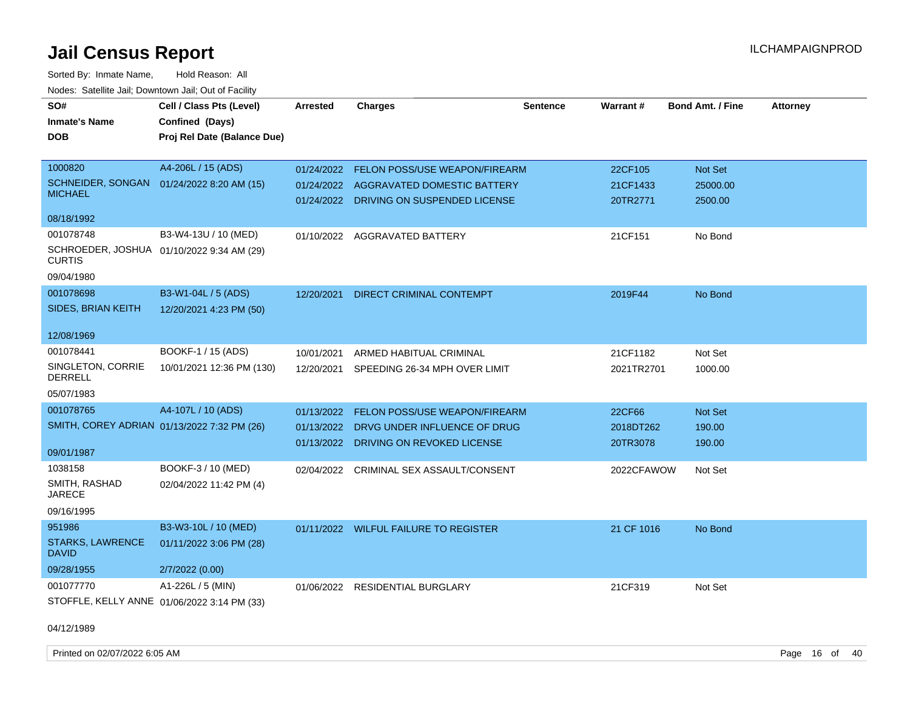# Jail Census Report

Sorted By: Inmate Name, Hold Reason: All

Nodes: Satellite Jail; Downtown Jail; Out of Facility

| SO# / Inmate's Name / DOB | Cell / Class Pts (Level) / Confined (Days) / Proj Rel Date (Balance Due) | Arrested | Charges | Sentence | Warrant # | Bond Amt. / Fine | Attorney |
|---|---|---|---|---|---|---|---|
| 1000820<br>SCHNEIDER, SONGAN MICHAEL<br>08/18/1992 | A4-206L / 15 (ADS)<br>01/24/2022 8:20 AM (15) | 01/24/2022 | FELON POSS/USE WEAPON/FIREARM | | 22CF105 | Not Set | |
| | | 01/24/2022 | AGGRAVATED DOMESTIC BATTERY | | 21CF1433 | 25000.00 | |
| | | 01/24/2022 | DRIVING ON SUSPENDED LICENSE | | 20TR2771 | 2500.00 | |
| 001078748<br>SCHROEDER, JOSHUA CURTIS<br>09/04/1980 | B3-W4-13U / 10 (MED)<br>01/10/2022 9:34 AM (29) | 01/10/2022 | AGGRAVATED BATTERY | | 21CF151 | No Bond | |
| 001078698<br>SIDES, BRIAN KEITH<br>12/08/1969 | B3-W1-04L / 5 (ADS)<br>12/20/2021 4:23 PM (50) | 12/20/2021 | DIRECT CRIMINAL CONTEMPT | | 2019F44 | No Bond | |
| 001078441<br>SINGLETON, CORRIE DERRELL<br>05/07/1983 | BOOKF-1 / 15 (ADS)<br>10/01/2021 12:36 PM (130) | 10/01/2021 | ARMED HABITUAL CRIMINAL | | 21CF1182 | Not Set | |
| | | 12/20/2021 | SPEEDING 26-34 MPH OVER LIMIT | | 2021TR2701 | 1000.00 | |
| 001078765<br>SMITH, COREY ADRIAN<br>09/01/1987 | A4-107L / 10 (ADS)<br>01/13/2022 7:32 PM (26) | 01/13/2022 | FELON POSS/USE WEAPON/FIREARM | | 22CF66 | Not Set | |
| | | 01/13/2022 | DRVG UNDER INFLUENCE OF DRUG | | 2018DT262 | 190.00 | |
| | | 01/13/2022 | DRIVING ON REVOKED LICENSE | | 20TR3078 | 190.00 | |
| 1038158<br>SMITH, RASHAD JARECE<br>09/16/1995 | BOOKF-3 / 10 (MED)<br>02/04/2022 11:42 PM (4) | 02/04/2022 | CRIMINAL SEX ASSAULT/CONSENT | | 2022CFAWOW | Not Set | |
| 951986<br>STARKS, LAWRENCE DAVID<br>09/28/1955 | B3-W3-10L / 10 (MED)<br>01/11/2022 3:06 PM (28)<br>2/7/2022 (0.00) | 01/11/2022 | WILFUL FAILURE TO REGISTER | | 21 CF 1016 | No Bond | |
| 001077770<br>STOFFLE, KELLY ANNE<br>04/12/1989 | A1-226L / 5 (MIN)<br>01/06/2022 3:14 PM (33) | 01/06/2022 | RESIDENTIAL BURGLARY | | 21CF319 | Not Set | |

Printed on 02/07/2022 6:05 AM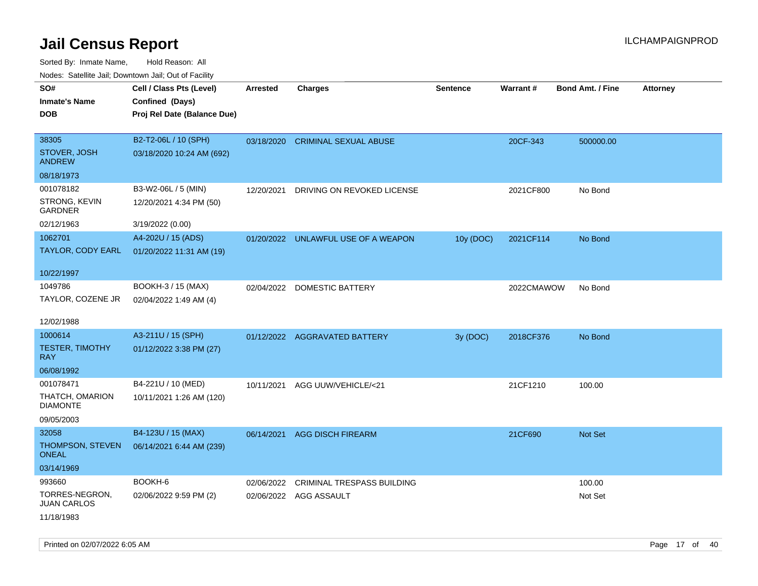# Jail Census Report

ILCHAMPAIGNPROD

Sorted By: Inmate Name, Hold Reason: All

Nodes: Satellite Jail; Downtown Jail; Out of Facility

| SO#<br>Inmate's Name<br>DOB | Cell / Class Pts (Level)<br>Confined (Days)<br>Proj Rel Date (Balance Due) | Arrested | Charges | Sentence | Warrant # | Bond Amt. / Fine | Attorney |
|---|---|---|---|---|---|---|---|
| 38305<br>STOVER, JOSH ANDREW<br>08/18/1973 | B2-T2-06L / 10 (SPH)<br>03/18/2020 10:24 AM (692) | 03/18/2020 | CRIMINAL SEXUAL ABUSE | | 20CF-343 | 500000.00 | |
| 001078182<br>STRONG, KEVIN GARDNER<br>02/12/1963 | B3-W2-06L / 5 (MIN)<br>12/20/2021 4:34 PM (50)<br>3/19/2022 (0.00) | 12/20/2021 | DRIVING ON REVOKED LICENSE | | 2021CF800 | No Bond | |
| 1062701<br>TAYLOR, CODY EARL<br>10/22/1997 | A4-202U / 15 (ADS)<br>01/20/2022 11:31 AM (19) | 01/20/2022 | UNLAWFUL USE OF A WEAPON | 10y (DOC) | 2021CF114 | No Bond | |
| 1049786<br>TAYLOR, COZENE JR<br>12/02/1988 | BOOKH-3 / 15 (MAX)<br>02/04/2022 1:49 AM (4) | 02/04/2022 | DOMESTIC BATTERY | | 2022CMAWOW | No Bond | |
| 1000614<br>TESTER, TIMOTHY RAY<br>06/08/1992 | A3-211U / 15 (SPH)<br>01/12/2022 3:38 PM (27) | 01/12/2022 | AGGRAVATED BATTERY | 3y (DOC) | 2018CF376 | No Bond | |
| 001078471<br>THATCH, OMARION DIAMONTE<br>09/05/2003 | B4-221U / 10 (MED)<br>10/11/2021 1:26 AM (120) | 10/11/2021 | AGG UUW/VEHICLE/<21 | | 21CF1210 | 100.00 | |
| 32058<br>THOMPSON, STEVEN ONEAL<br>03/14/1969 | B4-123U / 15 (MAX)<br>06/14/2021 6:44 AM (239) | 06/14/2021 | AGG DISCH FIREARM | | 21CF690 | Not Set | |
| 993660<br>TORRES-NEGRON, JUAN CARLOS<br>11/18/1983 | BOOKH-6<br>02/06/2022 9:59 PM (2) | 02/06/2022<br>02/06/2022 | CRIMINAL TRESPASS BUILDING<br>AGG ASSAULT | | | 100.00<br>Not Set | |

Printed on 02/07/2022 6:05 AM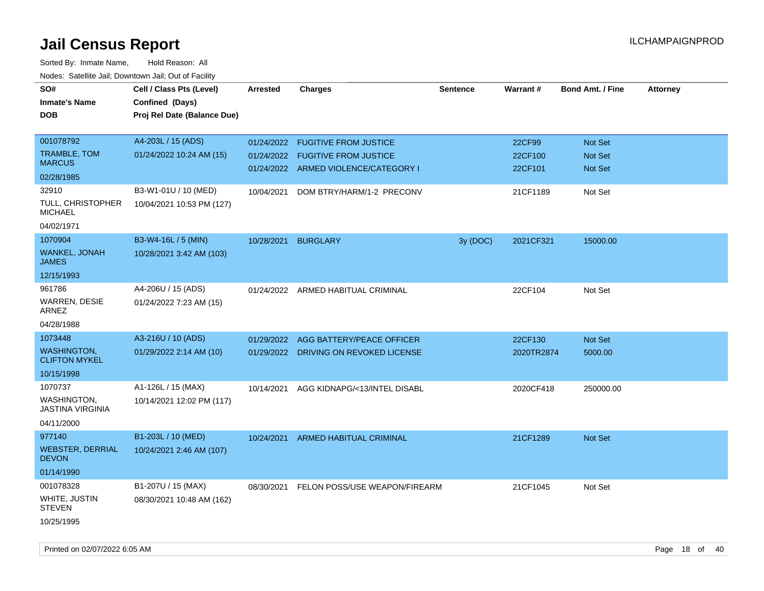# Jail Census Report

ILCHAMPAIGNPROD

Sorted By: Inmate Name, Hold Reason: All

Nodes: Satellite Jail; Downtown Jail; Out of Facility

| SO# / Inmate's Name / DOB | Cell / Class Pts (Level) / Confined (Days) / Proj Rel Date (Balance Due) | Arrested | Charges | Sentence | Warrant # | Bond Amt. / Fine | Attorney |
|---|---|---|---|---|---|---|---|
| 001078792 TRAMBLE, TOM MARCUS 02/28/1985 | A4-203L / 15 (ADS) 01/24/2022 10:24 AM (15) | 01/24/2022 | FUGITIVE FROM JUSTICE | | 22CF99 | Not Set | |
| | | 01/24/2022 | FUGITIVE FROM JUSTICE | | 22CF100 | Not Set | |
| | | 01/24/2022 | ARMED VIOLENCE/CATEGORY I | | 22CF101 | Not Set | |
| 32910 TULL, CHRISTOPHER MICHAEL 04/02/1971 | B3-W1-01U / 10 (MED) 10/04/2021 10:53 PM (127) | 10/04/2021 | DOM BTRY/HARM/1-2 PRECONV | | 21CF1189 | Not Set | |
| 1070904 WANKEL, JONAH JAMES 12/15/1993 | B3-W4-16L / 5 (MIN) 10/28/2021 3:42 AM (103) | 10/28/2021 | BURGLARY | 3y (DOC) | 2021CF321 | 15000.00 | |
| 961786 WARREN, DESIE ARNEZ 04/28/1988 | A4-206U / 15 (ADS) 01/24/2022 7:23 AM (15) | 01/24/2022 | ARMED HABITUAL CRIMINAL | | 22CF104 | Not Set | |
| 1073448 WASHINGTON, CLIFTON MYKEL 10/15/1998 | A3-216U / 10 (ADS) 01/29/2022 2:14 AM (10) | 01/29/2022 | AGG BATTERY/PEACE OFFICER | | 22CF130 | Not Set | |
| | | 01/29/2022 | DRIVING ON REVOKED LICENSE | | 2020TR2874 | 5000.00 | |
| 1070737 WASHINGTON, JASTINA VIRGINIA 04/11/2000 | A1-126L / 15 (MAX) 10/14/2021 12:02 PM (117) | 10/14/2021 | AGG KIDNAPG/<13/INTEL DISABL | | 2020CF418 | 250000.00 | |
| 977140 WEBSTER, DERRIAL DEVON 01/14/1990 | B1-203L / 10 (MED) 10/24/2021 2:46 AM (107) | 10/24/2021 | ARMED HABITUAL CRIMINAL | | 21CF1289 | Not Set | |
| 001078328 WHITE, JUSTIN STEVEN 10/25/1995 | B1-207U / 15 (MAX) 08/30/2021 10:48 AM (162) | 08/30/2021 | FELON POSS/USE WEAPON/FIREARM | | 21CF1045 | Not Set | |

Printed on 02/07/2022 6:05 AM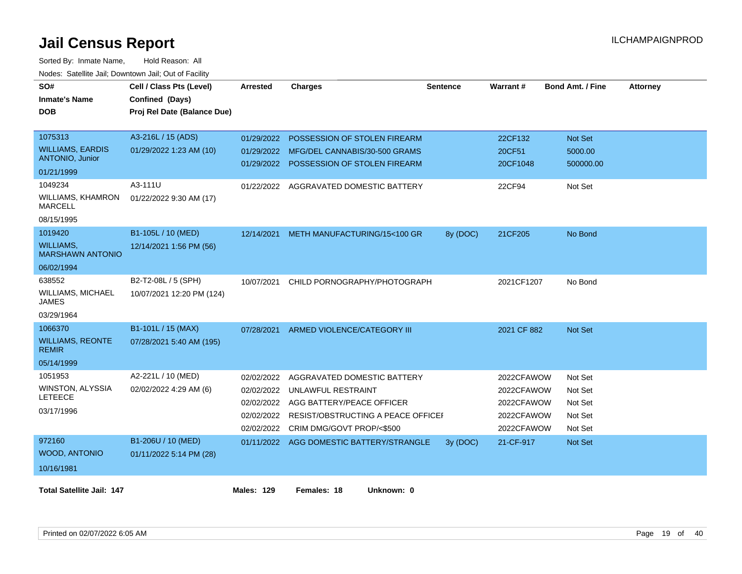# Jail Census Report

ILCHAMPAIGNPROD

Sorted By: Inmate Name, Hold Reason: All

Nodes: Satellite Jail; Downtown Jail; Out of Facility

| SO# / Inmate's Name / DOB | Cell / Class Pts (Level) / Confined (Days) / Proj Rel Date (Balance Due) | Arrested | Charges | Sentence | Warrant # | Bond Amt. / Fine | Attorney |
|---|---|---|---|---|---|---|---|
| 1075313 WILLIAMS, EARDIS ANTONIO, Junior 01/21/1999 | A3-216L / 15 (ADS) 01/29/2022 1:23 AM (10) | 01/29/2022 | POSSESSION OF STOLEN FIREARM | | 22CF132 | Not Set | |
| | | 01/29/2022 | MFG/DEL CANNABIS/30-500 GRAMS | | 20CF51 | 5000.00 | |
| | | 01/29/2022 | POSSESSION OF STOLEN FIREARM | | 20CF1048 | 500000.00 | |
| 1049234 WILLIAMS, KHAMRON MARCELL 08/15/1995 | A3-111U 01/22/2022 9:30 AM (17) | 01/22/2022 | AGGRAVATED DOMESTIC BATTERY | | 22CF94 | Not Set | |
| 1019420 WILLIAMS, MARSHAWN ANTONIO 06/02/1994 | B1-105L / 10 (MED) 12/14/2021 1:56 PM (56) | 12/14/2021 | METH MANUFACTURING/15<100 GR | 8y (DOC) | 21CF205 | No Bond | |
| 638552 WILLIAMS, MICHAEL JAMES 03/29/1964 | B2-T2-08L / 5 (SPH) 10/07/2021 12:20 PM (124) | 10/07/2021 | CHILD PORNOGRAPHY/PHOTOGRAPH | | 2021CF1207 | No Bond | |
| 1066370 WILLIAMS, REONTE REMIR 05/14/1999 | B1-101L / 15 (MAX) 07/28/2021 5:40 AM (195) | 07/28/2021 | ARMED VIOLENCE/CATEGORY III | | 2021 CF 882 | Not Set | |
| 1051953 WINSTON, ALYSSIA LETEECE 03/17/1996 | A2-221L / 10 (MED) 02/02/2022 4:29 AM (6) | 02/02/2022 | AGGRAVATED DOMESTIC BATTERY | | 2022CFAWOW | Not Set | |
| | | 02/02/2022 | UNLAWFUL RESTRAINT | | 2022CFAWOW | Not Set | |
| | | 02/02/2022 | AGG BATTERY/PEACE OFFICER | | 2022CFAWOW | Not Set | |
| | | 02/02/2022 | RESIST/OBSTRUCTING A PEACE OFFICEI | | 2022CFAWOW | Not Set | |
| | | 02/02/2022 | CRIM DMG/GOVT PROP/<$500 | | 2022CFAWOW | Not Set | |
| 972160 WOOD, ANTONIO 10/16/1981 | B1-206U / 10 (MED) 01/11/2022 5:14 PM (28) | 01/11/2022 | AGG DOMESTIC BATTERY/STRANGLE | 3y (DOC) | 21-CF-917 | Not Set | |

**Total Satellite Jail: 147** **Males: 129** **Females: 18** **Unknown: 0**

Printed on 02/07/2022 6:05 AM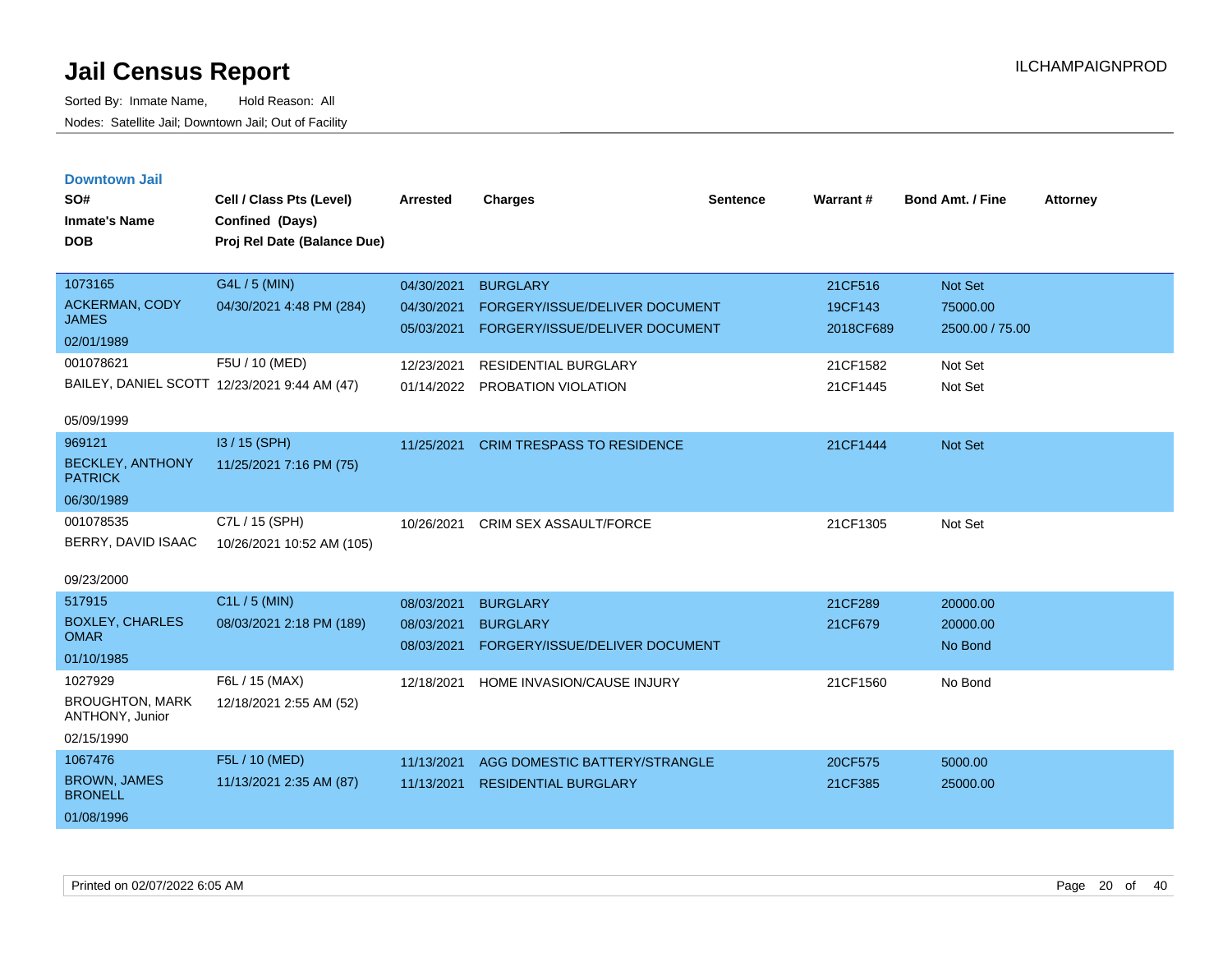# Jail Census Report

Sorted By: Inmate Name, Hold Reason: All

Nodes: Satellite Jail; Downtown Jail; Out of Facility

## Downtown Jail

| SO# / Inmate's Name / DOB | Cell / Class Pts (Level) / Confined (Days) / Proj Rel Date (Balance Due) | Arrested | Charges | Sentence | Warrant # | Bond Amt. / Fine | Attorney |
|---|---|---|---|---|---|---|---|
| 1073165<br>ACKERMAN, CODY JAMES<br>02/01/1989 | G4L / 5 (MIN)<br>04/30/2021 4:48 PM (284) | 04/30/2021<br>04/30/2021<br>05/03/2021 | BURGLARY<br>FORGERY/ISSUE/DELIVER DOCUMENT<br>FORGERY/ISSUE/DELIVER DOCUMENT | | 21CF516<br>19CF143<br>2018CF689 | Not Set<br>75000.00<br>2500.00 / 75.00 | |
| 001078621<br>BAILEY, DANIEL SCOTT<br>05/09/1999 | F5U / 10 (MED)<br>12/23/2021 9:44 AM (47) | 12/23/2021<br>01/14/2022 | RESIDENTIAL BURGLARY<br>PROBATION VIOLATION | | 21CF1582<br>21CF1445 | Not Set<br>Not Set | |
| 969121<br>BECKLEY, ANTHONY PATRICK<br>06/30/1989 | I3 / 15 (SPH)<br>11/25/2021 7:16 PM (75) | 11/25/2021 | CRIM TRESPASS TO RESIDENCE | | 21CF1444 | Not Set | |
| 001078535<br>BERRY, DAVID ISAAC<br>09/23/2000 | C7L / 15 (SPH)<br>10/26/2021 10:52 AM (105) | 10/26/2021 | CRIM SEX ASSAULT/FORCE | | 21CF1305 | Not Set | |
| 517915<br>BOXLEY, CHARLES OMAR<br>01/10/1985 | C1L / 5 (MIN)<br>08/03/2021 2:18 PM (189) | 08/03/2021<br>08/03/2021<br>08/03/2021 | BURGLARY<br>BURGLARY<br>FORGERY/ISSUE/DELIVER DOCUMENT | | 21CF289<br>21CF679 | 20000.00<br>20000.00<br>No Bond | |
| 1027929<br>BROUGHTON, MARK ANTHONY, Junior<br>02/15/1990 | F6L / 15 (MAX)<br>12/18/2021 2:55 AM (52) | 12/18/2021 | HOME INVASION/CAUSE INJURY | | 21CF1560 | No Bond | |
| 1067476<br>BROWN, JAMES BRONELL<br>01/08/1996 | F5L / 10 (MED)<br>11/13/2021 2:35 AM (87) | 11/13/2021<br>11/13/2021 | AGG DOMESTIC BATTERY/STRANGLE<br>RESIDENTIAL BURGLARY | | 20CF575<br>21CF385 | 5000.00<br>25000.00 | |

Printed on 02/07/2022 6:05 AM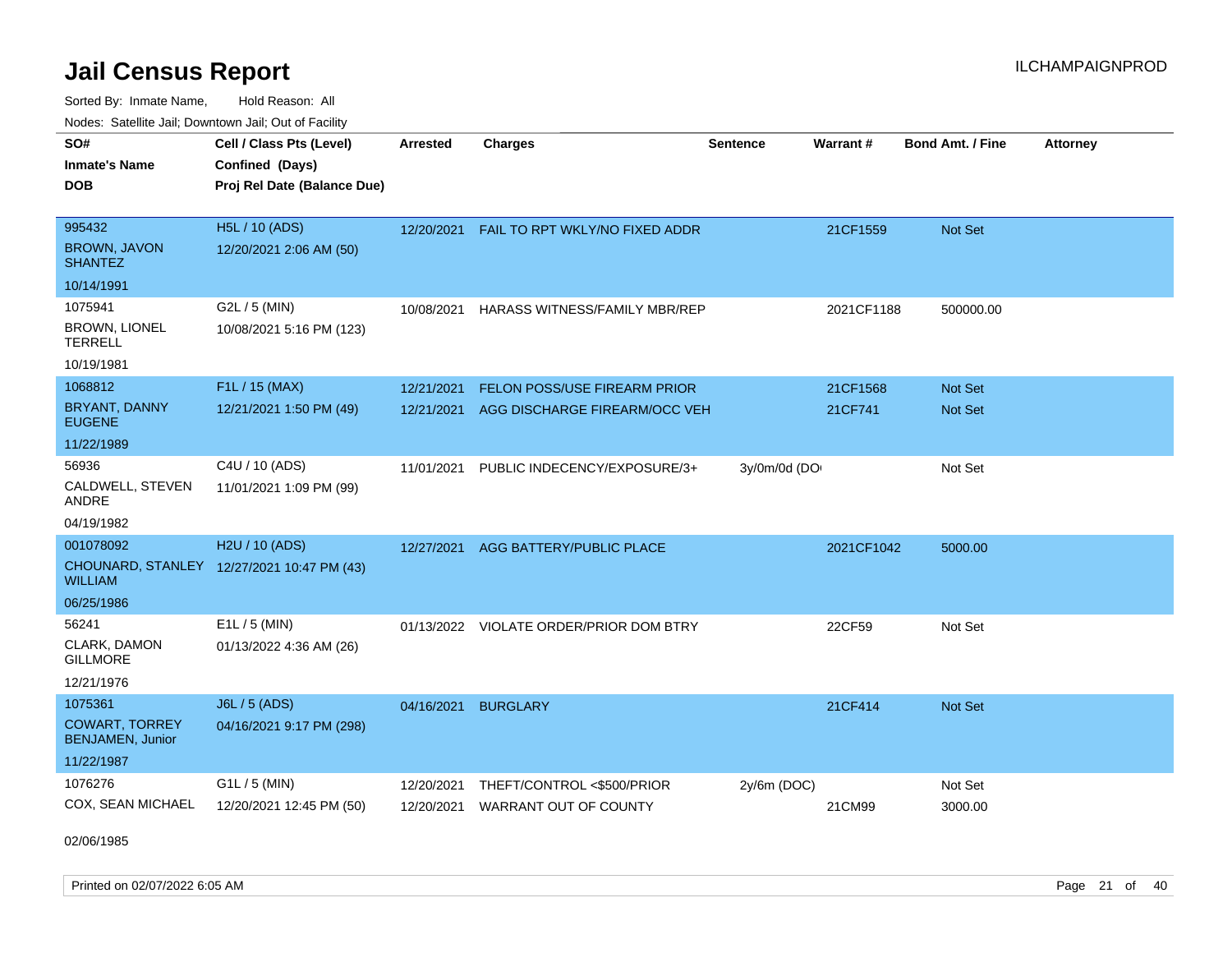# Jail Census Report

Sorted By: Inmate Name, Hold Reason: All

Nodes: Satellite Jail; Downtown Jail; Out of Facility

| SO# / Inmate's Name / DOB | Cell / Class Pts (Level) / Confined (Days) / Proj Rel Date (Balance Due) | Arrested | Charges | Sentence | Warrant # | Bond Amt. / Fine | Attorney |
|---|---|---|---|---|---|---|---|
| 995432<br>BROWN, JAVON SHANTEZ<br>10/14/1991 | H5L / 10 (ADS)<br>12/20/2021 2:06 AM (50) | 12/20/2021 | FAIL TO RPT WKLY/NO FIXED ADDR | | 21CF1559 | Not Set | |
| 1075941<br>BROWN, LIONEL TERRELL<br>10/19/1981 | G2L / 5 (MIN)<br>10/08/2021 5:16 PM (123) | 10/08/2021 | HARASS WITNESS/FAMILY MBR/REP | | 2021CF1188 | 500000.00 | |
| 1068812<br>BRYANT, DANNY EUGENE<br>11/22/1989 | F1L / 15 (MAX)<br>12/21/2021 1:50 PM (49) | 12/21/2021<br>12/21/2021 | FELON POSS/USE FIREARM PRIOR<br>AGG DISCHARGE FIREARM/OCC VEH | | 21CF1568<br>21CF741 | Not Set<br>Not Set | |
| 56936<br>CALDWELL, STEVEN ANDRE<br>04/19/1982 | C4U / 10 (ADS)<br>11/01/2021 1:09 PM (99) | 11/01/2021 | PUBLIC INDECENCY/EXPOSURE/3+ | 3y/0m/0d (DO | | Not Set | |
| 001078092<br>CHOUNARD, STANLEY WILLIAM<br>06/25/1986 | H2U / 10 (ADS)<br>12/27/2021 10:47 PM (43) | 12/27/2021 | AGG BATTERY/PUBLIC PLACE | | 2021CF1042 | 5000.00 | |
| 56241<br>CLARK, DAMON GILLMORE<br>12/21/1976 | E1L / 5 (MIN)<br>01/13/2022 4:36 AM (26) | 01/13/2022 | VIOLATE ORDER/PRIOR DOM BTRY | | 22CF59 | Not Set | |
| 1075361<br>COWART, TORREY BENJAMEN, Junior<br>11/22/1987 | J6L / 5 (ADS)<br>04/16/2021 9:17 PM (298) | 04/16/2021 | BURGLARY | | 21CF414 | Not Set | |
| 1076276<br>COX, SEAN MICHAEL<br>02/06/1985 | G1L / 5 (MIN)<br>12/20/2021 12:45 PM (50) | 12/20/2021<br>12/20/2021 | THEFT/CONTROL <$500/PRIOR<br>WARRANT OUT OF COUNTY | 2y/6m (DOC) | <br>21CM99 | Not Set<br>3000.00 | |

Printed on 02/07/2022 6:05 AM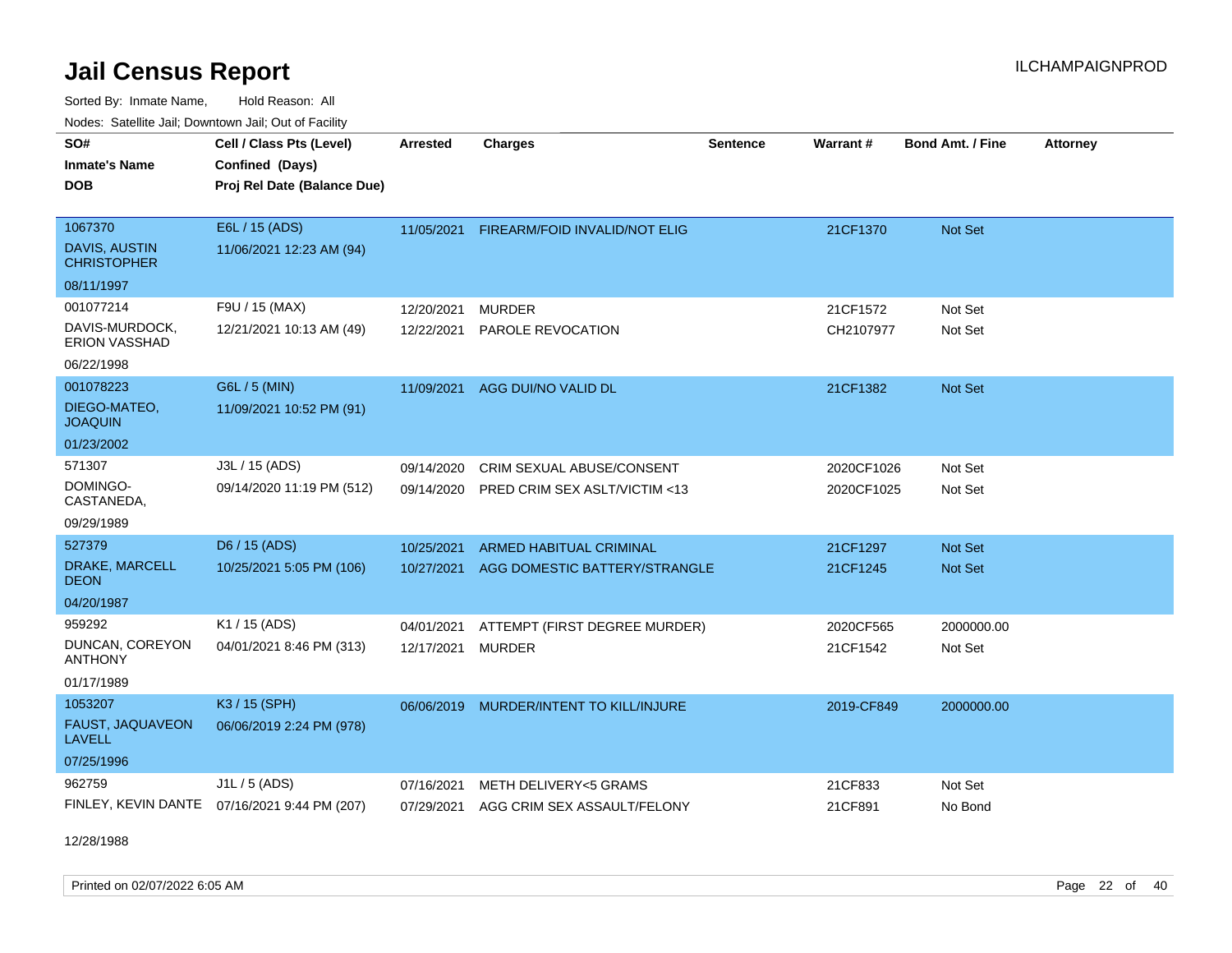# Jail Census Report

ILCHAMPAIGNPROD

Sorted By: Inmate Name, Hold Reason: All

Nodes: Satellite Jail; Downtown Jail; Out of Facility

| SO#<br>Inmate's Name<br>DOB | Cell / Class Pts (Level)<br>Confined (Days)<br>Proj Rel Date (Balance Due) | Arrested | Charges | Sentence | Warrant # | Bond Amt. / Fine | Attorney |
|---|---|---|---|---|---|---|---|
| 1067370<br>DAVIS, AUSTIN CHRISTOPHER<br>08/11/1997 | E6L / 15 (ADS)<br>11/06/2021 12:23 AM (94) | 11/05/2021 | FIREARM/FOID INVALID/NOT ELIG | | 21CF1370 | Not Set | |
| 001077214<br>DAVIS-MURDOCK, ERION VASSHAD<br>06/22/1998 | F9U / 15 (MAX)<br>12/21/2021 10:13 AM (49) | 12/20/2021<br>12/22/2021 | MURDER<br>PAROLE REVOCATION | | 21CF1572<br>CH2107977 | Not Set<br>Not Set | |
| 001078223<br>DIEGO-MATEO, JOAQUIN<br>01/23/2002 | G6L / 5 (MIN)<br>11/09/2021 10:52 PM (91) | 11/09/2021 | AGG DUI/NO VALID DL | | 21CF1382 | Not Set | |
| 571307<br>DOMINGO-CASTANEDA,<br>09/29/1989 | J3L / 15 (ADS)<br>09/14/2020 11:19 PM (512) | 09/14/2020<br>09/14/2020 | CRIM SEXUAL ABUSE/CONSENT<br>PRED CRIM SEX ASLT/VICTIM <13 | | 2020CF1026<br>2020CF1025 | Not Set<br>Not Set | |
| 527379<br>DRAKE, MARCELL DEON<br>04/20/1987 | D6 / 15 (ADS)<br>10/25/2021 5:05 PM (106) | 10/25/2021<br>10/27/2021 | ARMED HABITUAL CRIMINAL<br>AGG DOMESTIC BATTERY/STRANGLE | | 21CF1297<br>21CF1245 | Not Set<br>Not Set | |
| 959292<br>DUNCAN, COREYON ANTHONY<br>01/17/1989 | K1 / 15 (ADS)<br>04/01/2021 8:46 PM (313) | 04/01/2021<br>12/17/2021 | ATTEMPT (FIRST DEGREE MURDER)<br>MURDER | | 2020CF565<br>21CF1542 | 2000000.00<br>Not Set | |
| 1053207<br>FAUST, JAQUAVEON LAVELL<br>07/25/1996 | K3 / 15 (SPH)<br>06/06/2019 2:24 PM (978) | 06/06/2019 | MURDER/INTENT TO KILL/INJURE | | 2019-CF849 | 2000000.00 | |
| 962759<br>FINLEY, KEVIN DANTE<br>12/28/1988 | J1L / 5 (ADS)<br>07/16/2021 9:44 PM (207) | 07/16/2021<br>07/29/2021 | METH DELIVERY<5 GRAMS<br>AGG CRIM SEX ASSAULT/FELONY | | 21CF833<br>21CF891 | Not Set<br>No Bond | |

Printed on 02/07/2022 6:05 AM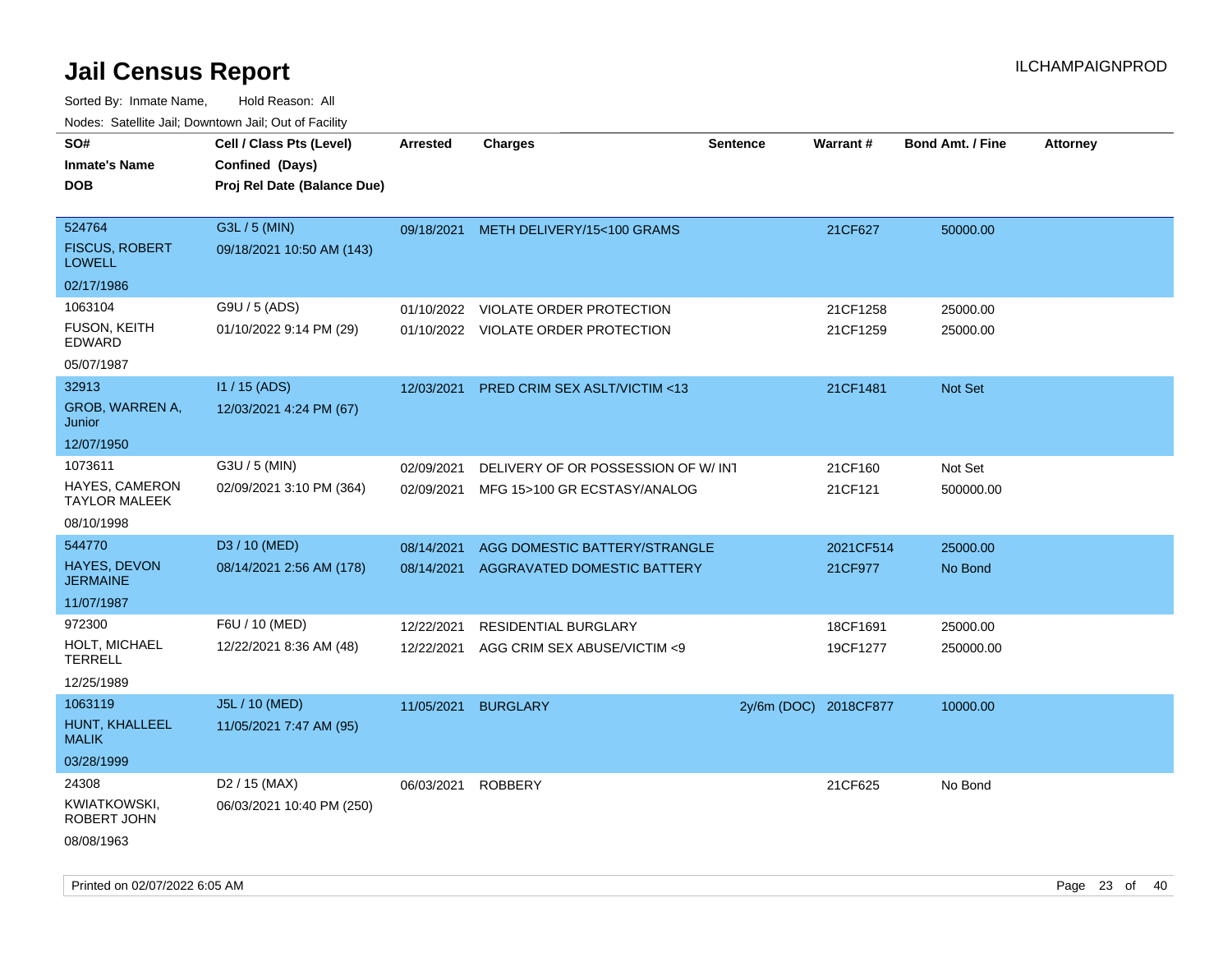# Jail Census Report

Sorted By: Inmate Name, Hold Reason: All

Nodes: Satellite Jail; Downtown Jail; Out of Facility

| SO# / Inmate's Name / DOB | Cell / Class Pts (Level) / Confined (Days) / Proj Rel Date (Balance Due) | Arrested | Charges | Sentence | Warrant # | Bond Amt. / Fine | Attorney |
|---|---|---|---|---|---|---|---|
| 524764 FISCUS, ROBERT LOWELL 02/17/1986 | G3L / 5 (MIN) 09/18/2021 10:50 AM (143) | 09/18/2021 | METH DELIVERY/15<100 GRAMS | | 21CF627 | 50000.00 | |
| 1063104 FUSON, KEITH EDWARD 05/07/1987 | G9U / 5 (ADS) 01/10/2022 9:14 PM (29) | 01/10/2022 | VIOLATE ORDER PROTECTION | | 21CF1258 | 25000.00 | |
| | | 01/10/2022 | VIOLATE ORDER PROTECTION | | 21CF1259 | 25000.00 | |
| 32913 GROB, WARREN A, Junior 12/07/1950 | I1 / 15 (ADS) 12/03/2021 4:24 PM (67) | 12/03/2021 | PRED CRIM SEX ASLT/VICTIM <13 | | 21CF1481 | Not Set | |
| 1073611 HAYES, CAMERON TAYLOR MALEEK 08/10/1998 | G3U / 5 (MIN) 02/09/2021 3:10 PM (364) | 02/09/2021 | DELIVERY OF OR POSSESSION OF W/ INT | | 21CF160 | Not Set | |
| | | 02/09/2021 | MFG 15>100 GR ECSTASY/ANALOG | | 21CF121 | 500000.00 | |
| 544770 HAYES, DEVON JERMAINE 11/07/1987 | D3 / 10 (MED) 08/14/2021 2:56 AM (178) | 08/14/2021 | AGG DOMESTIC BATTERY/STRANGLE | | 2021CF514 | 25000.00 | |
| | | 08/14/2021 | AGGRAVATED DOMESTIC BATTERY | | 21CF977 | No Bond | |
| 972300 HOLT, MICHAEL TERRELL 12/25/1989 | F6U / 10 (MED) 12/22/2021 8:36 AM (48) | 12/22/2021 | RESIDENTIAL BURGLARY | | 18CF1691 | 25000.00 | |
| | | 12/22/2021 | AGG CRIM SEX ABUSE/VICTIM <9 | | 19CF1277 | 250000.00 | |
| 1063119 HUNT, KHALLEEL MALIK 03/28/1999 | J5L / 10 (MED) 11/05/2021 7:47 AM (95) | 11/05/2021 | BURGLARY | 2y/6m (DOC) | 2018CF877 | 10000.00 | |
| 24308 KWIATKOWSKI, ROBERT JOHN 08/08/1963 | D2 / 15 (MAX) 06/03/2021 10:40 PM (250) | 06/03/2021 | ROBBERY | | 21CF625 | No Bond | |

Printed on 02/07/2022 6:05 AM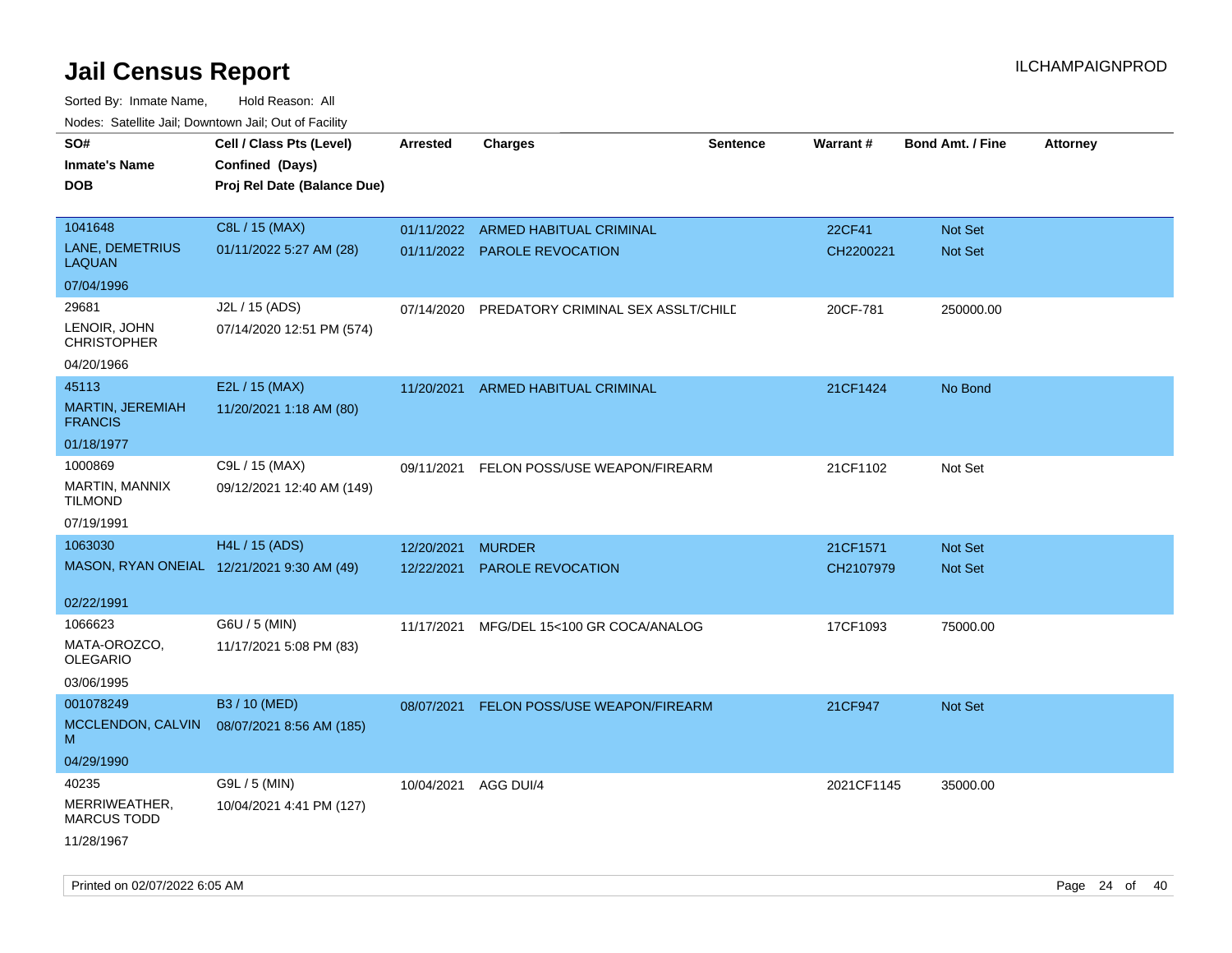# Jail Census Report

Sorted By: Inmate Name, Hold Reason: All

Nodes: Satellite Jail; Downtown Jail; Out of Facility

| SO# / Inmate's Name / DOB | Cell / Class Pts (Level) / Confined (Days) / Proj Rel Date (Balance Due) | Arrested | Charges | Sentence | Warrant # | Bond Amt. / Fine | Attorney |
|---|---|---|---|---|---|---|---|
| 1041648<br>LANE, DEMETRIUS LAQUAN<br>07/04/1996 | C8L / 15 (MAX)<br>01/11/2022 5:27 AM (28) | 01/11/2022<br>01/11/2022 | ARMED HABITUAL CRIMINAL<br>PAROLE REVOCATION | | 22CF41<br>CH2200221 | Not Set<br>Not Set | |
| 29681<br>LENOIR, JOHN CHRISTOPHER<br>04/20/1966 | J2L / 15 (ADS)<br>07/14/2020 12:51 PM (574) | 07/14/2020 | PREDATORY CRIMINAL SEX ASSLT/CHILD | | 20CF-781 | 250000.00 | |
| 45113<br>MARTIN, JEREMIAH FRANCIS<br>01/18/1977 | E2L / 15 (MAX)<br>11/20/2021 1:18 AM (80) | 11/20/2021 | ARMED HABITUAL CRIMINAL | | 21CF1424 | No Bond | |
| 1000869<br>MARTIN, MANNIX TILMOND<br>07/19/1991 | C9L / 15 (MAX)<br>09/12/2021 12:40 AM (149) | 09/11/2021 | FELON POSS/USE WEAPON/FIREARM | | 21CF1102 | Not Set | |
| 1063030<br>MASON, RYAN ONEIAL<br>02/22/1991 | H4L / 15 (ADS)<br>12/21/2021 9:30 AM (49) | 12/20/2021<br>12/22/2021 | MURDER<br>PAROLE REVOCATION | | 21CF1571<br>CH2107979 | Not Set<br>Not Set | |
| 1066623<br>MATA-OROZCO, OLEGARIO<br>03/06/1995 | G6U / 5 (MIN)<br>11/17/2021 5:08 PM (83) | 11/17/2021 | MFG/DEL 15<100 GR COCA/ANALOG | | 17CF1093 | 75000.00 | |
| 001078249<br>MCCLENDON, CALVIN M<br>04/29/1990 | B3 / 10 (MED)<br>08/07/2021 8:56 AM (185) | 08/07/2021 | FELON POSS/USE WEAPON/FIREARM | | 21CF947 | Not Set | |
| 40235<br>MERRIWEATHER, MARCUS TODD<br>11/28/1967 | G9L / 5 (MIN)<br>10/04/2021 4:41 PM (127) | 10/04/2021 | AGG DUI/4 | | 2021CF1145 | 35000.00 | |

Printed on 02/07/2022 6:05 AM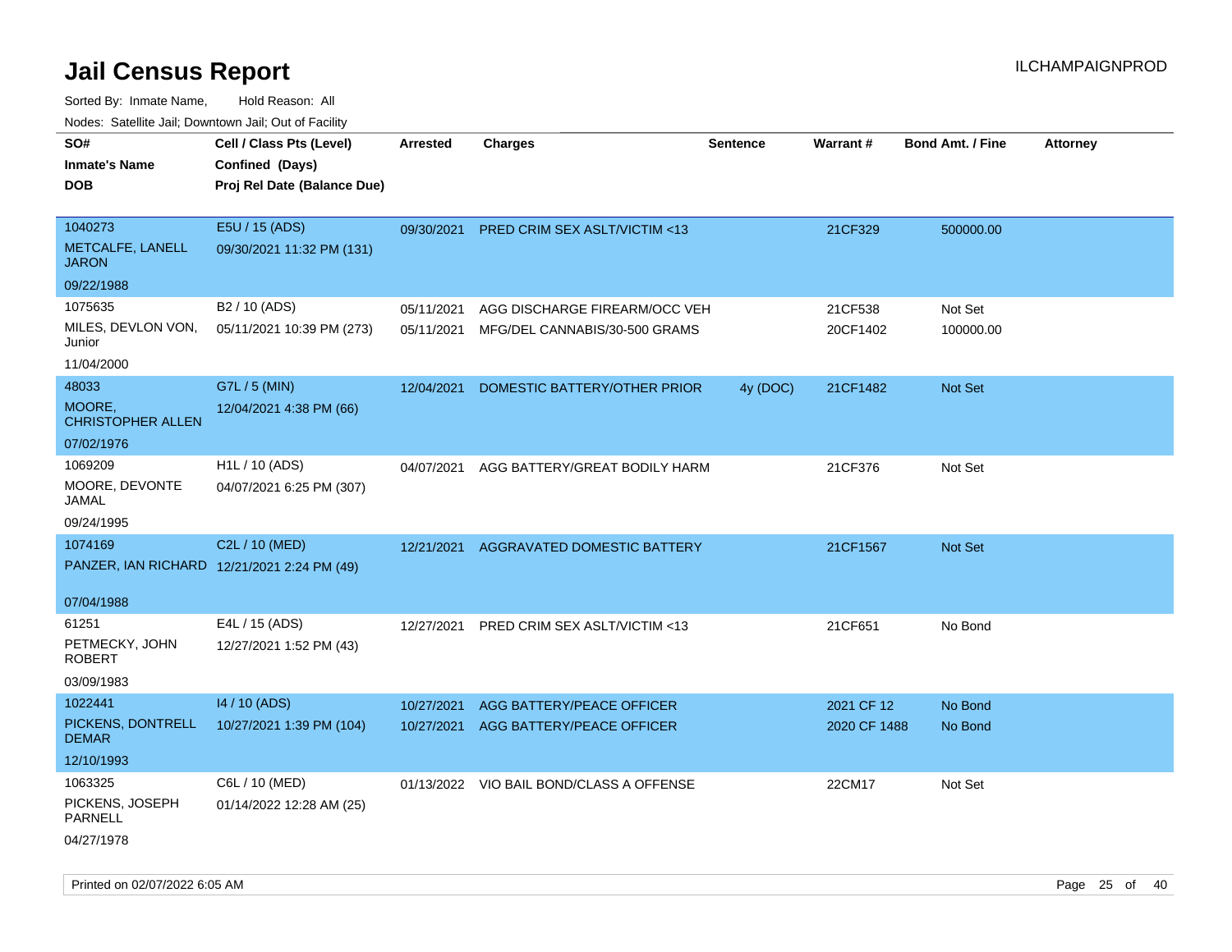# Jail Census Report

Sorted By: Inmate Name, Hold Reason: All

Nodes: Satellite Jail; Downtown Jail; Out of Facility

| SO# / Inmate's Name / DOB | Cell / Class Pts (Level) / Confined (Days) / Proj Rel Date (Balance Due) | Arrested | Charges | Sentence | Warrant # | Bond Amt. / Fine | Attorney |
|---|---|---|---|---|---|---|---|
| 1040273<br>METCALFE, LANELL JARON<br>09/22/1988 | E5U / 15 (ADS)<br>09/30/2021 11:32 PM (131) | 09/30/2021 | PRED CRIM SEX ASLT/VICTIM <13 | | 21CF329 | 500000.00 | |
| 1075635<br>MILES, DEVLON VON, Junior<br>11/04/2000 | B2 / 10 (ADS)<br>05/11/2021 10:39 PM (273) | 05/11/2021<br>05/11/2021 | AGG DISCHARGE FIREARM/OCC VEH<br>MFG/DEL CANNABIS/30-500 GRAMS | | 21CF538<br>20CF1402 | Not Set<br>100000.00 | |
| 48033<br>MOORE, CHRISTOPHER ALLEN<br>07/02/1976 | G7L / 5 (MIN)<br>12/04/2021 4:38 PM (66) | 12/04/2021 | DOMESTIC BATTERY/OTHER PRIOR | 4y (DOC) | 21CF1482 | Not Set | |
| 1069209<br>MOORE, DEVONTE JAMAL<br>09/24/1995 | H1L / 10 (ADS)<br>04/07/2021 6:25 PM (307) | 04/07/2021 | AGG BATTERY/GREAT BODILY HARM | | 21CF376 | Not Set | |
| 1074169<br>PANZER, IAN RICHARD<br>07/04/1988 | C2L / 10 (MED)<br>12/21/2021 2:24 PM (49) | 12/21/2021 | AGGRAVATED DOMESTIC BATTERY | | 21CF1567 | Not Set | |
| 61251<br>PETMECKY, JOHN ROBERT<br>03/09/1983 | E4L / 15 (ADS)<br>12/27/2021 1:52 PM (43) | 12/27/2021 | PRED CRIM SEX ASLT/VICTIM <13 | | 21CF651 | No Bond | |
| 1022441<br>PICKENS, DONTRELL DEMAR<br>12/10/1993 | I4 / 10 (ADS)<br>10/27/2021 1:39 PM (104) | 10/27/2021<br>10/27/2021 | AGG BATTERY/PEACE OFFICER<br>AGG BATTERY/PEACE OFFICER | | 2021 CF 12<br>2020 CF 1488 | No Bond<br>No Bond | |
| 1063325<br>PICKENS, JOSEPH PARNELL<br>04/27/1978 | C6L / 10 (MED)<br>01/14/2022 12:28 AM (25) | 01/13/2022 | VIO BAIL BOND/CLASS A OFFENSE | | 22CM17 | Not Set | |

Printed on 02/07/2022 6:05 AM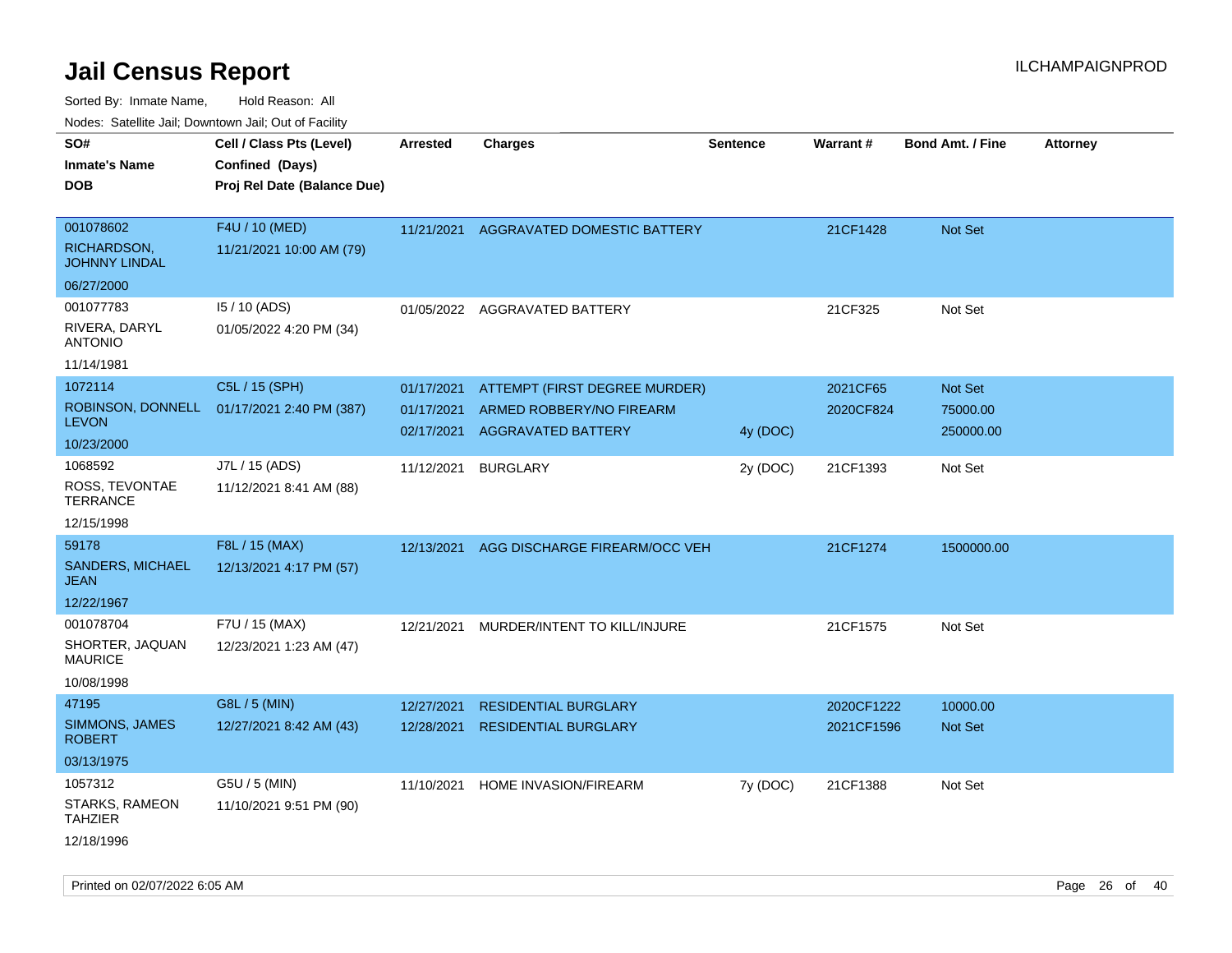# Jail Census Report

Sorted By: Inmate Name, Hold Reason: All

Nodes: Satellite Jail; Downtown Jail; Out of Facility

| SO# / Inmate's Name / DOB | Cell / Class Pts (Level) / Confined (Days) / Proj Rel Date (Balance Due) | Arrested | Charges | Sentence | Warrant # | Bond Amt. / Fine | Attorney |
|---|---|---|---|---|---|---|---|
| 001078602<br>RICHARDSON, JOHNNY LINDAL<br>06/27/2000 | F4U / 10 (MED)<br>11/21/2021 10:00 AM (79) | 11/21/2021 | AGGRAVATED DOMESTIC BATTERY | | 21CF1428 | Not Set | |
| 001077783<br>RIVERA, DARYL ANTONIO<br>11/14/1981 | I5 / 10 (ADS)<br>01/05/2022 4:20 PM (34) | 01/05/2022 | AGGRAVATED BATTERY | | 21CF325 | Not Set | |
| 1072114<br>ROBINSON, DONNELL LEVON<br>10/23/2000 | C5L / 15 (SPH)<br>01/17/2021 2:40 PM (387) | 01/17/2021 | ATTEMPT (FIRST DEGREE MURDER) | | 2021CF65 | Not Set | |
| | | 01/17/2021 | ARMED ROBBERY/NO FIREARM | | 2020CF824 | 75000.00 | |
| | | 02/17/2021 | AGGRAVATED BATTERY | 4y (DOC) | | 250000.00 | |
| 1068592<br>ROSS, TEVONTAE TERRANCE<br>12/15/1998 | J7L / 15 (ADS)<br>11/12/2021 8:41 AM (88) | 11/12/2021 | BURGLARY | 2y (DOC) | 21CF1393 | Not Set | |
| 59178<br>SANDERS, MICHAEL JEAN<br>12/22/1967 | F8L / 15 (MAX)<br>12/13/2021 4:17 PM (57) | 12/13/2021 | AGG DISCHARGE FIREARM/OCC VEH | | 21CF1274 | 1500000.00 | |
| 001078704<br>SHORTER, JAQUAN MAURICE<br>10/08/1998 | F7U / 15 (MAX)<br>12/23/2021 1:23 AM (47) | 12/21/2021 | MURDER/INTENT TO KILL/INJURE | | 21CF1575 | Not Set | |
| 47195<br>SIMMONS, JAMES ROBERT<br>03/13/1975 | G8L / 5 (MIN)<br>12/27/2021 8:42 AM (43) | 12/27/2021 | RESIDENTIAL BURGLARY | | 2020CF1222 | 10000.00 | |
| | | 12/28/2021 | RESIDENTIAL BURGLARY | | 2021CF1596 | Not Set | |
| 1057312<br>STARKS, RAMEON TAHZIER<br>12/18/1996 | G5U / 5 (MIN)<br>11/10/2021 9:51 PM (90) | 11/10/2021 | HOME INVASION/FIREARM | 7y (DOC) | 21CF1388 | Not Set | |

Printed on 02/07/2022 6:05 AM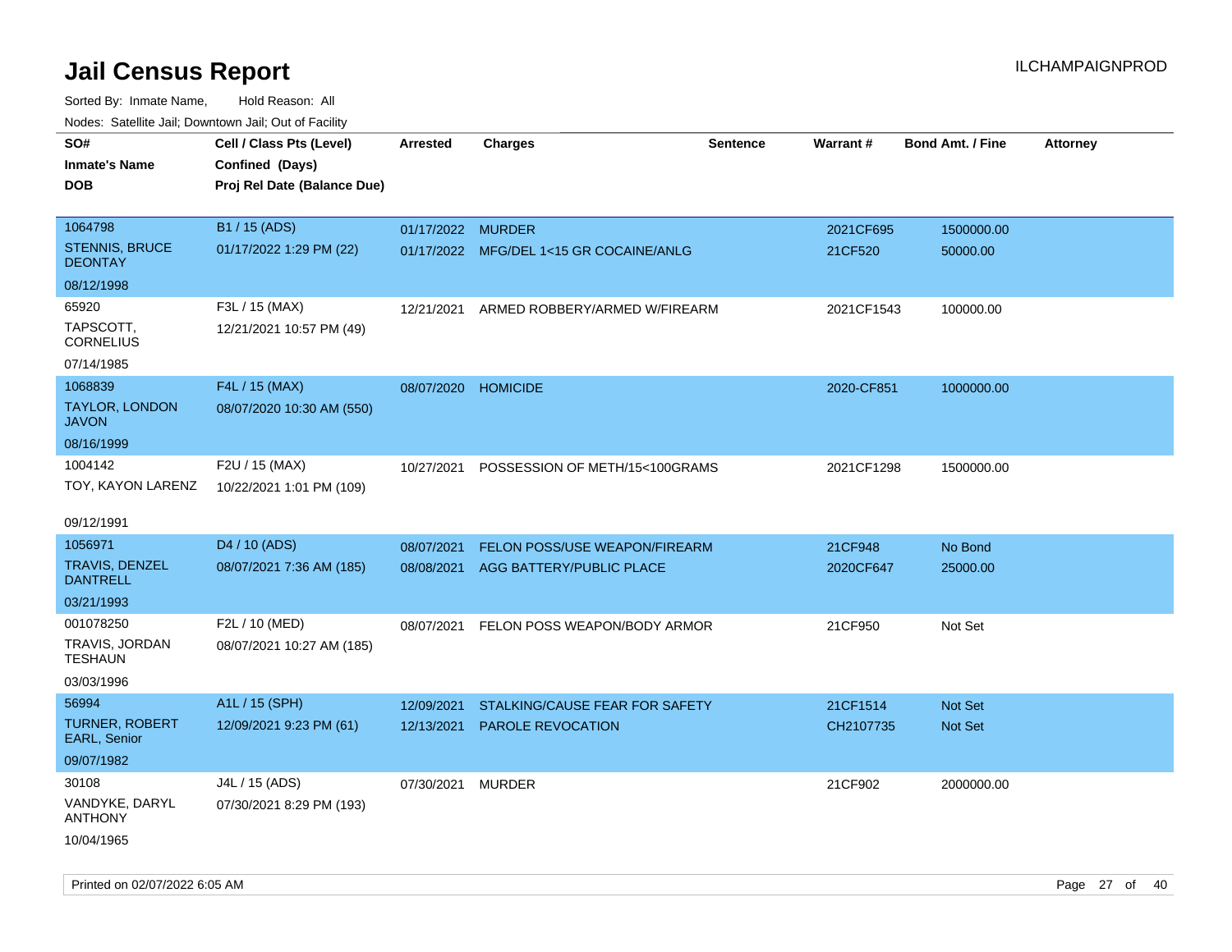# Jail Census Report

ILCHAMPAIGNPROD

Sorted By: Inmate Name, Hold Reason: All

Nodes: Satellite Jail; Downtown Jail; Out of Facility

| SO# / Inmate's Name / DOB | Cell / Class Pts (Level) / Confined (Days) / Proj Rel Date (Balance Due) | Arrested | Charges | Sentence | Warrant # | Bond Amt. / Fine | Attorney |
|---|---|---|---|---|---|---|---|
| 1064798<br>STENNIS, BRUCE DEONTAY<br>08/12/1998 | B1 / 15 (ADS)<br>01/17/2022 1:29 PM (22) | 01/17/2022<br>01/17/2022 | MURDER<br>MFG/DEL 1<15 GR COCAINE/ANLG | | 2021CF695<br>21CF520 | 1500000.00<br>50000.00 | |
| 65920<br>TAPSCOTT, CORNELIUS<br>07/14/1985 | F3L / 15 (MAX)<br>12/21/2021 10:57 PM (49) | 12/21/2021 | ARMED ROBBERY/ARMED W/FIREARM | | 2021CF1543 | 100000.00 | |
| 1068839<br>TAYLOR, LONDON JAVON<br>08/16/1999 | F4L / 15 (MAX)<br>08/07/2020 10:30 AM (550) | 08/07/2020 | HOMICIDE | | 2020-CF851 | 1000000.00 | |
| 1004142<br>TOY, KAYON LARENZ<br>09/12/1991 | F2U / 15 (MAX)<br>10/22/2021 1:01 PM (109) | 10/27/2021 | POSSESSION OF METH/15<100GRAMS | | 2021CF1298 | 1500000.00 | |
| 1056971<br>TRAVIS, DENZEL DANTRELL<br>03/21/1993 | D4 / 10 (ADS)<br>08/07/2021 7:36 AM (185) | 08/07/2021<br>08/08/2021 | FELON POSS/USE WEAPON/FIREARM<br>AGG BATTERY/PUBLIC PLACE | | 21CF948<br>2020CF647 | No Bond<br>25000.00 | |
| 001078250<br>TRAVIS, JORDAN TESHAUN<br>03/03/1996 | F2L / 10 (MED)<br>08/07/2021 10:27 AM (185) | 08/07/2021 | FELON POSS WEAPON/BODY ARMOR | | 21CF950 | Not Set | |
| 56994<br>TURNER, ROBERT EARL, Senior<br>09/07/1982 | A1L / 15 (SPH)<br>12/09/2021 9:23 PM (61) | 12/09/2021<br>12/13/2021 | STALKING/CAUSE FEAR FOR SAFETY<br>PAROLE REVOCATION | | 21CF1514<br>CH2107735 | Not Set<br>Not Set | |
| 30108<br>VANDYKE, DARYL ANTHONY<br>10/04/1965 | J4L / 15 (ADS)<br>07/30/2021 8:29 PM (193) | 07/30/2021 | MURDER | | 21CF902 | 2000000.00 | |

Printed on 02/07/2022 6:05 AM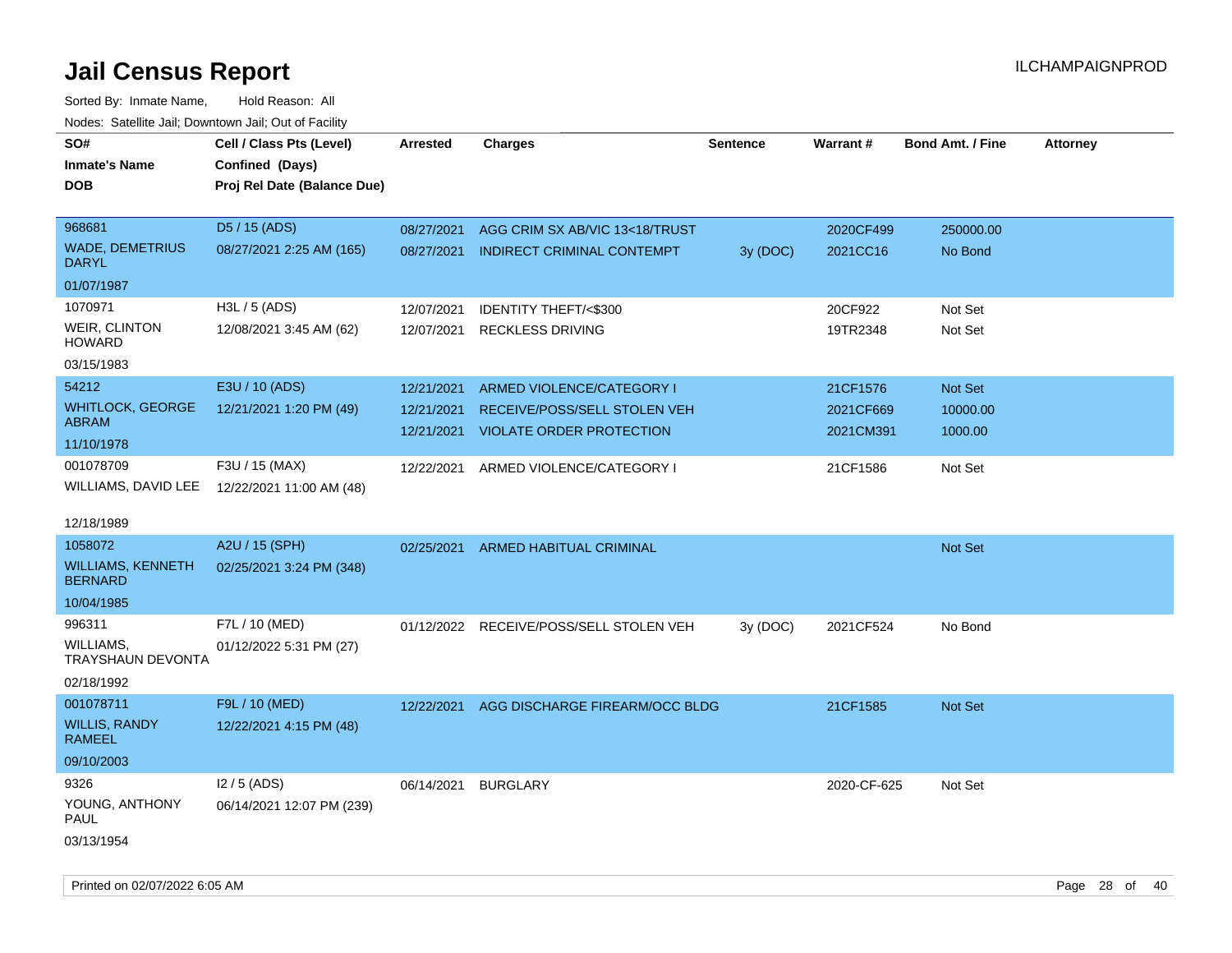# Jail Census Report

ILCHAMPAIGNPROD

Sorted By: Inmate Name, Hold Reason: All

Nodes: Satellite Jail; Downtown Jail; Out of Facility

| SO# / Inmate's Name / DOB | Cell / Class Pts (Level) / Confined (Days) / Proj Rel Date (Balance Due) | Arrested | Charges | Sentence | Warrant # | Bond Amt. / Fine | Attorney |
|---|---|---|---|---|---|---|---|
| 968681<br>WADE, DEMETRIUS DARYL<br>01/07/1987 | D5 / 15 (ADS)<br>08/27/2021 2:25 AM (165) | 08/27/2021<br>08/27/2021 | AGG CRIM SX AB/VIC 13<18/TRUST<br>INDIRECT CRIMINAL CONTEMPT | <br>3y (DOC) | 2020CF499<br>2021CC16 | 250000.00<br>No Bond | |
| 1070971<br>WEIR, CLINTON HOWARD<br>03/15/1983 | H3L / 5 (ADS)<br>12/08/2021 3:45 AM (62) | 12/07/2021<br>12/07/2021 | IDENTITY THEFT/<$300<br>RECKLESS DRIVING | | 20CF922<br>19TR2348 | Not Set<br>Not Set | |
| 54212<br>WHITLOCK, GEORGE ABRAM<br>11/10/1978 | E3U / 10 (ADS)<br>12/21/2021 1:20 PM (49) | 12/21/2021<br>12/21/2021<br>12/21/2021 | ARMED VIOLENCE/CATEGORY I<br>RECEIVE/POSS/SELL STOLEN VEH<br>VIOLATE ORDER PROTECTION | | 21CF1576<br>2021CF669<br>2021CM391 | Not Set<br>10000.00<br>1000.00 | |
| 001078709<br>WILLIAMS, DAVID LEE<br>12/18/1989 | F3U / 15 (MAX)<br>12/22/2021 11:00 AM (48) | 12/22/2021 | ARMED VIOLENCE/CATEGORY I | | 21CF1586 | Not Set | |
| 1058072<br>WILLIAMS, KENNETH BERNARD<br>10/04/1985 | A2U / 15 (SPH)<br>02/25/2021 3:24 PM (348) | 02/25/2021 | ARMED HABITUAL CRIMINAL | | | Not Set | |
| 996311<br>WILLIAMS, TRAYSHAUN DEVONTA<br>02/18/1992 | F7L / 10 (MED)<br>01/12/2022 5:31 PM (27) | 01/12/2022 | RECEIVE/POSS/SELL STOLEN VEH | 3y (DOC) | 2021CF524 | No Bond | |
| 001078711<br>WILLIS, RANDY RAMEEL<br>09/10/2003 | F9L / 10 (MED)<br>12/22/2021 4:15 PM (48) | 12/22/2021 | AGG DISCHARGE FIREARM/OCC BLDG | | 21CF1585 | Not Set | |
| 9326<br>YOUNG, ANTHONY PAUL<br>03/13/1954 | I2 / 5 (ADS)<br>06/14/2021 12:07 PM (239) | 06/14/2021 | BURGLARY | | 2020-CF-625 | Not Set | |

Printed on 02/07/2022 6:05 AM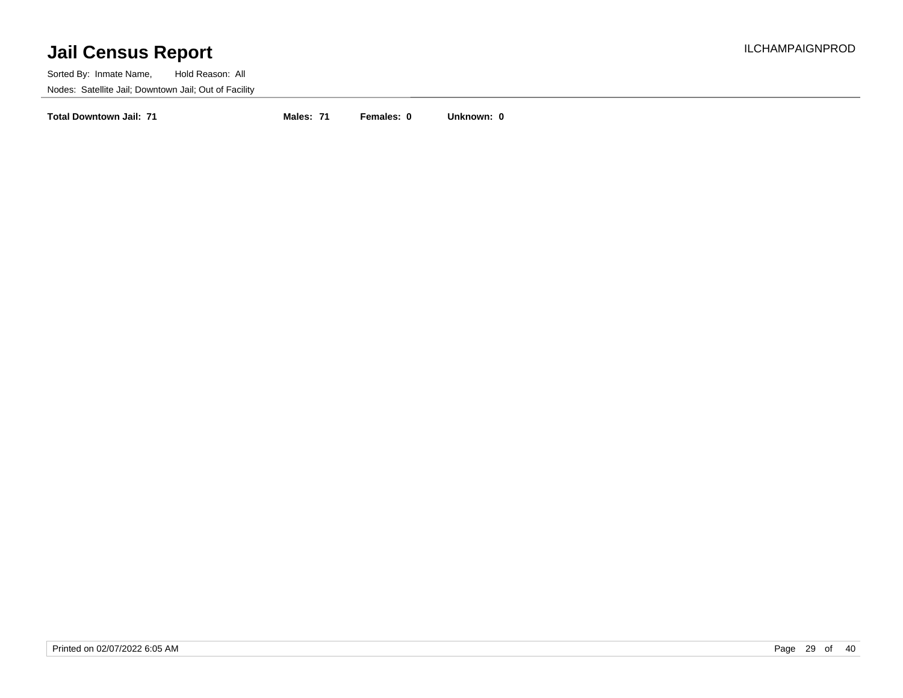# Jail Census Report

ILCHAMPAIGNPROD

Sorted By: Inmate Name, Hold Reason: All

Nodes: Satellite Jail; Downtown Jail; Out of Facility

**Total Downtown Jail: 71** **Males: 71** **Females: 0** **Unknown: 0**

Printed on 02/07/2022 6:05 AM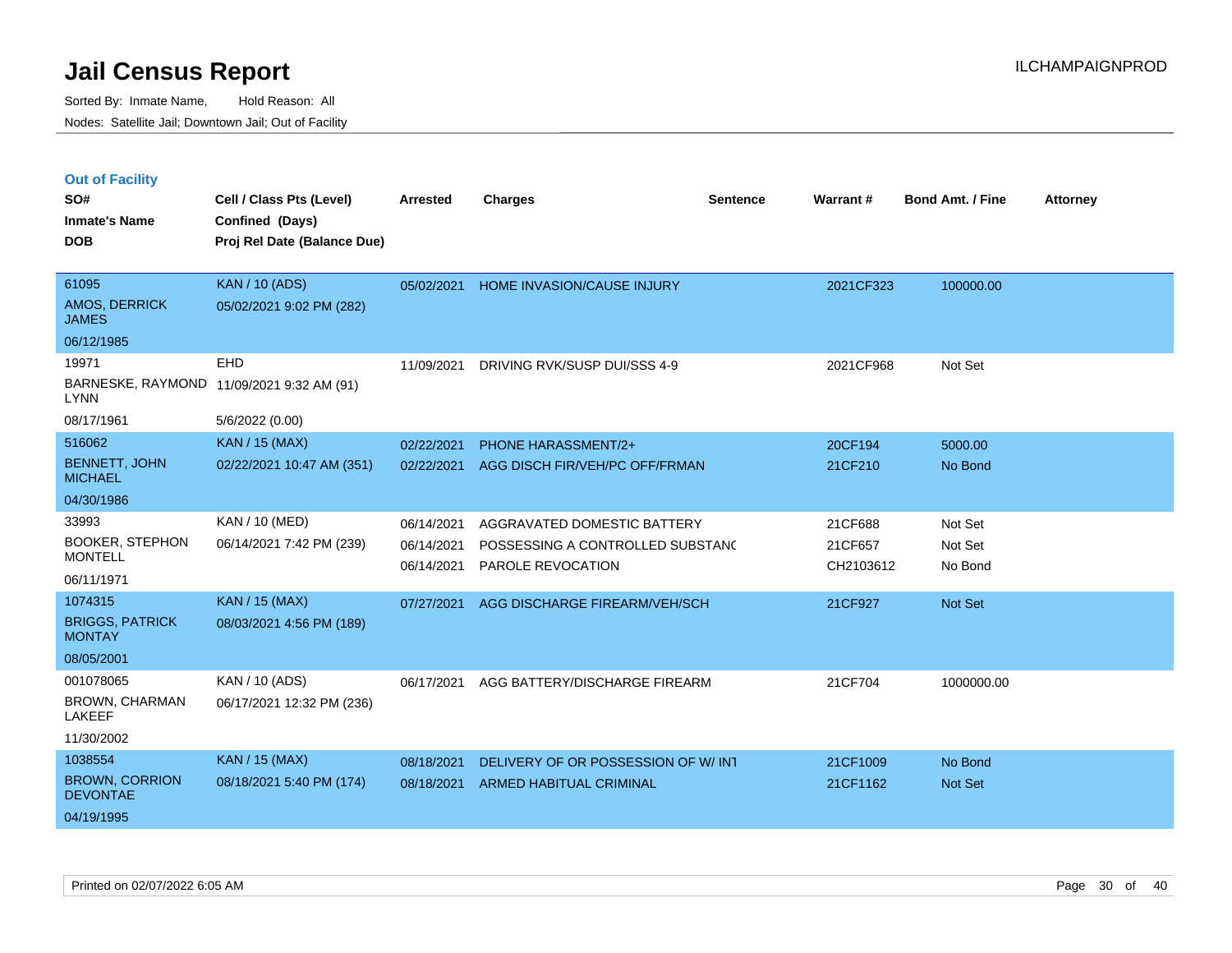# Jail Census Report

Sorted By: Inmate Name, Hold Reason: All

Nodes: Satellite Jail; Downtown Jail; Out of Facility

## Out of Facility

| SO# / Inmate's Name / DOB | Cell / Class Pts (Level) / Confined (Days) / Proj Rel Date (Balance Due) | Arrested | Charges | Sentence | Warrant # | Bond Amt. / Fine | Attorney |
|---|---|---|---|---|---|---|---|
| 61095 AMOS, DERRICK JAMES 06/12/1985 | KAN / 10 (ADS) 05/02/2021 9:02 PM (282) | 05/02/2021 | HOME INVASION/CAUSE INJURY | | 2021CF323 | 100000.00 | |
| 19971 BARNESKE, RAYMOND LYNN 08/17/1961 | EHD 11/09/2021 9:32 AM (91) 5/6/2022 (0.00) | 11/09/2021 | DRIVING RVK/SUSP DUI/SSS 4-9 | | 2021CF968 | Not Set | |
| 516062 BENNETT, JOHN MICHAEL 04/30/1986 | KAN / 15 (MAX) 02/22/2021 10:47 AM (351) | 02/22/2021 | PHONE HARASSMENT/2+ | | 20CF194 | 5000.00 | |
| | | 02/22/2021 | AGG DISCH FIR/VEH/PC OFF/FRMAN | | 21CF210 | No Bond | |
| 33993 BOOKER, STEPHON MONTELL 06/11/1971 | KAN / 10 (MED) 06/14/2021 7:42 PM (239) | 06/14/2021 | AGGRAVATED DOMESTIC BATTERY | | 21CF688 | Not Set | |
| | | 06/14/2021 | POSSESSING A CONTROLLED SUBSTANC | | 21CF657 | Not Set | |
| | | 06/14/2021 | PAROLE REVOCATION | | CH2103612 | No Bond | |
| 1074315 BRIGGS, PATRICK MONTAY 08/05/2001 | KAN / 15 (MAX) 08/03/2021 4:56 PM (189) | 07/27/2021 | AGG DISCHARGE FIREARM/VEH/SCH | | 21CF927 | Not Set | |
| 001078065 BROWN, CHARMAN LAKEEF 11/30/2002 | KAN / 10 (ADS) 06/17/2021 12:32 PM (236) | 06/17/2021 | AGG BATTERY/DISCHARGE FIREARM | | 21CF704 | 1000000.00 | |
| 1038554 BROWN, CORRION DEVONTAE 04/19/1995 | KAN / 15 (MAX) 08/18/2021 5:40 PM (174) | 08/18/2021 | DELIVERY OF OR POSSESSION OF W/ INT | | 21CF1009 | No Bond | |
| | | 08/18/2021 | ARMED HABITUAL CRIMINAL | | 21CF1162 | Not Set | |

Printed on 02/07/2022 6:05 AM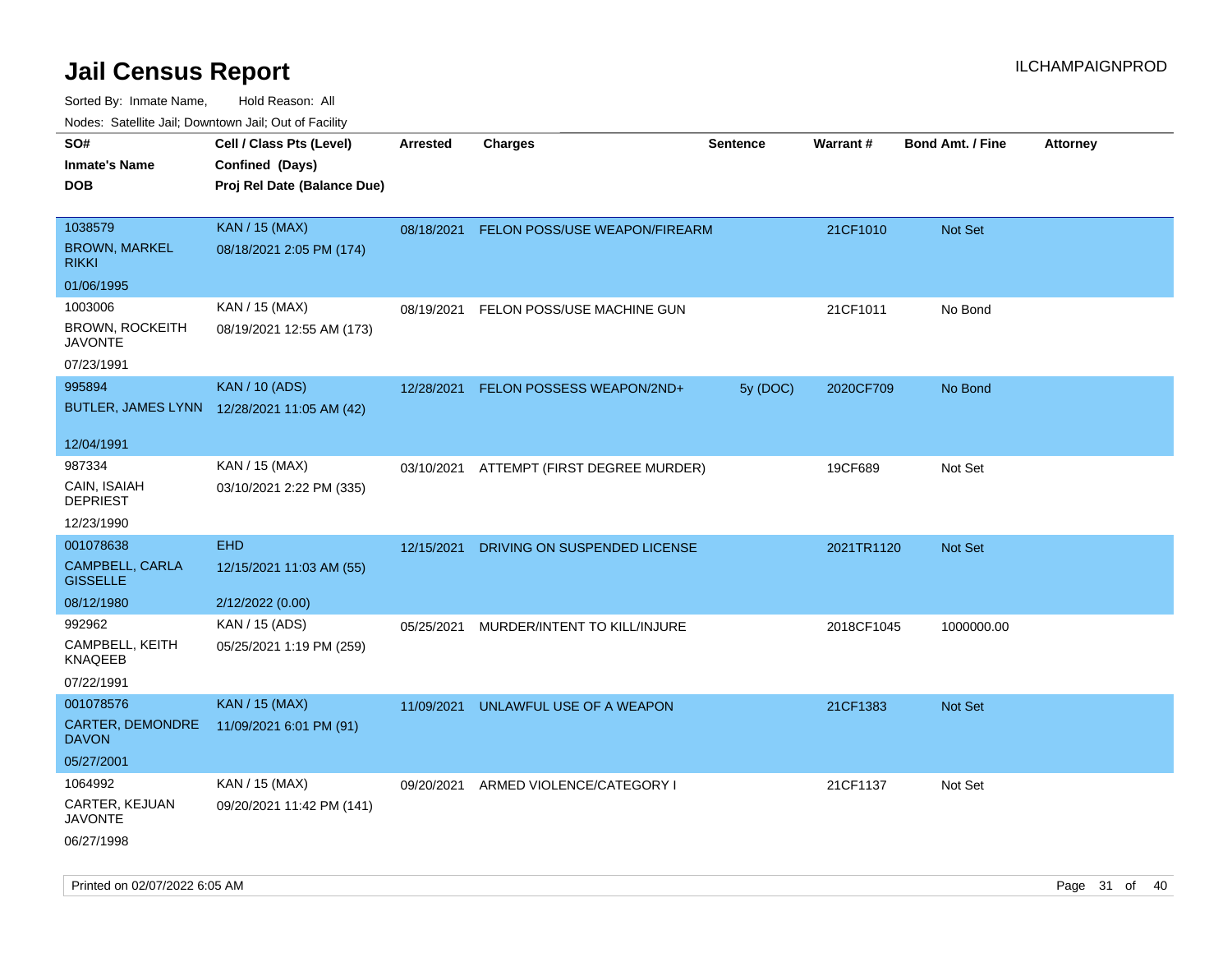# Jail Census Report

ILCHAMPAIGNPROD

Sorted By: Inmate Name, Hold Reason: All

Nodes: Satellite Jail; Downtown Jail; Out of Facility

| SO# / Inmate's Name / DOB | Cell / Class Pts (Level) / Confined (Days) / Proj Rel Date (Balance Due) | Arrested | Charges | Sentence | Warrant # | Bond Amt. / Fine | Attorney |
|---|---|---|---|---|---|---|---|
| 1038579<br>BROWN, MARKEL RIKKI<br>01/06/1995 | KAN / 15 (MAX)<br>08/18/2021 2:05 PM (174) | 08/18/2021 | FELON POSS/USE WEAPON/FIREARM | | 21CF1010 | Not Set | |
| 1003006<br>BROWN, ROCKEITH JAVONTE<br>07/23/1991 | KAN / 15 (MAX)<br>08/19/2021 12:55 AM (173) | 08/19/2021 | FELON POSS/USE MACHINE GUN | | 21CF1011 | No Bond | |
| 995894<br>BUTLER, JAMES LYNN<br>12/04/1991 | KAN / 10 (ADS)<br>12/28/2021 11:05 AM (42) | 12/28/2021 | FELON POSSESS WEAPON/2ND+ | 5y (DOC) | 2020CF709 | No Bond | |
| 987334<br>CAIN, ISAIAH DEPRIEST<br>12/23/1990 | KAN / 15 (MAX)<br>03/10/2021 2:22 PM (335) | 03/10/2021 | ATTEMPT (FIRST DEGREE MURDER) | | 19CF689 | Not Set | |
| 001078638<br>CAMPBELL, CARLA GISSELLE<br>08/12/1980 | EHD<br>12/15/2021 11:03 AM (55)<br>2/12/2022 (0.00) | 12/15/2021 | DRIVING ON SUSPENDED LICENSE | | 2021TR1120 | Not Set | |
| 992962<br>CAMPBELL, KEITH KNAQEEB<br>07/22/1991 | KAN / 15 (ADS)<br>05/25/2021 1:19 PM (259) | 05/25/2021 | MURDER/INTENT TO KILL/INJURE | | 2018CF1045 | 1000000.00 | |
| 001078576<br>CARTER, DEMONDRE DAVON<br>05/27/2001 | KAN / 15 (MAX)<br>11/09/2021 6:01 PM (91) | 11/09/2021 | UNLAWFUL USE OF A WEAPON | | 21CF1383 | Not Set | |
| 1064992<br>CARTER, KEJUAN JAVONTE<br>06/27/1998 | KAN / 15 (MAX)<br>09/20/2021 11:42 PM (141) | 09/20/2021 | ARMED VIOLENCE/CATEGORY I | | 21CF1137 | Not Set | |

Printed on 02/07/2022 6:05 AM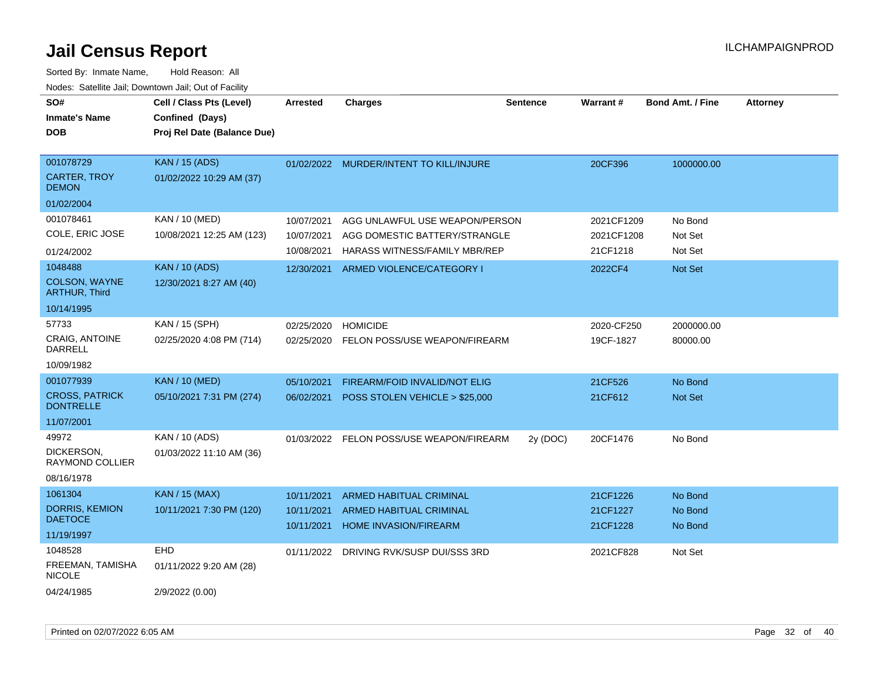# Jail Census Report

ILCHAMPAIGNPROD

Sorted By: Inmate Name, Hold Reason: All

Nodes: Satellite Jail; Downtown Jail; Out of Facility

| SO# / Inmate's Name / DOB | Cell / Class Pts (Level) / Confined (Days) / Proj Rel Date (Balance Due) | Arrested | Charges | Sentence | Warrant # | Bond Amt. / Fine | Attorney |
|---|---|---|---|---|---|---|---|
| 001078729<br>CARTER, TROY DEMON<br>01/02/2004 | KAN / 15 (ADS)<br>01/02/2022 10:29 AM (37) | 01/02/2022 | MURDER/INTENT TO KILL/INJURE | | 20CF396 | 1000000.00 | |
| 001078461<br>COLE, ERIC JOSE<br>01/24/2002 | KAN / 10 (MED)<br>10/08/2021 12:25 AM (123) | 10/07/2021 | AGG UNLAWFUL USE WEAPON/PERSON | | 2021CF1209 | No Bond | |
| | | 10/07/2021 | AGG DOMESTIC BATTERY/STRANGLE | | 2021CF1208 | Not Set | |
| | | 10/08/2021 | HARASS WITNESS/FAMILY MBR/REP | | 21CF1218 | Not Set | |
| 1048488<br>COLSON, WAYNE ARTHUR, Third<br>10/14/1995 | KAN / 10 (ADS)<br>12/30/2021 8:27 AM (40) | 12/30/2021 | ARMED VIOLENCE/CATEGORY I | | 2022CF4 | Not Set | |
| 57733<br>CRAIG, ANTOINE DARRELL<br>10/09/1982 | KAN / 15 (SPH)<br>02/25/2020 4:08 PM (714) | 02/25/2020 | HOMICIDE | | 2020-CF250 | 2000000.00 | |
| | | 02/25/2020 | FELON POSS/USE WEAPON/FIREARM | | 19CF-1827 | 80000.00 | |
| 001077939<br>CROSS, PATRICK DONTRELLE<br>11/07/2001 | KAN / 10 (MED)<br>05/10/2021 7:31 PM (274) | 05/10/2021 | FIREARM/FOID INVALID/NOT ELIG | | 21CF526 | No Bond | |
| | | 06/02/2021 | POSS STOLEN VEHICLE > $25,000 | | 21CF612 | Not Set | |
| 49972<br>DICKERSON, RAYMOND COLLIER<br>08/16/1978 | KAN / 10 (ADS)<br>01/03/2022 11:10 AM (36) | 01/03/2022 | FELON POSS/USE WEAPON/FIREARM | 2y (DOC) | 20CF1476 | No Bond | |
| 1061304<br>DORRIS, KEMION DAETOCE<br>11/19/1997 | KAN / 15 (MAX)<br>10/11/2021 7:30 PM (120) | 10/11/2021 | ARMED HABITUAL CRIMINAL | | 21CF1226 | No Bond | |
| | | 10/11/2021 | ARMED HABITUAL CRIMINAL | | 21CF1227 | No Bond | |
| | | 10/11/2021 | HOME INVASION/FIREARM | | 21CF1228 | No Bond | |
| 1048528<br>FREEMAN, TAMISHA NICOLE<br>04/24/1985 | EHD<br>01/11/2022 9:20 AM (28)<br>2/9/2022 (0.00) | 01/11/2022 | DRIVING RVK/SUSP DUI/SSS 3RD | | 2021CF828 | Not Set | |

Printed on 02/07/2022 6:05 AM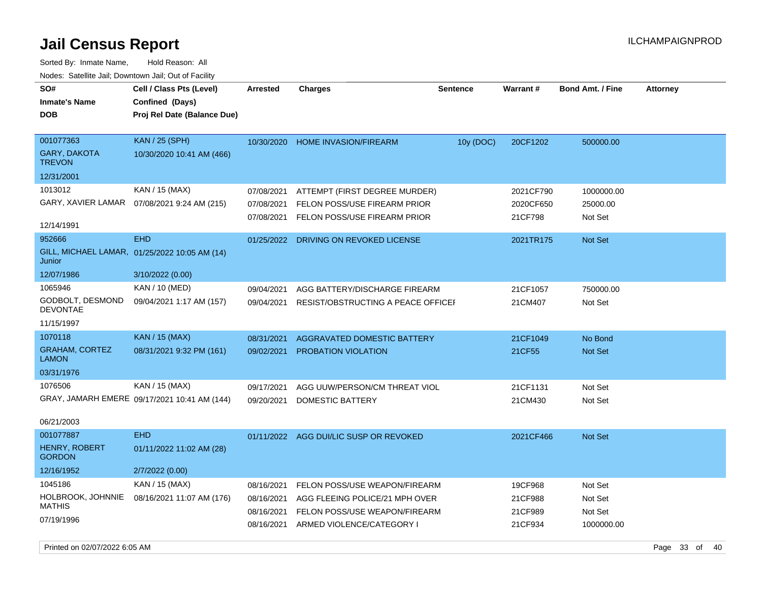# Jail Census Report

ILCHAMPAIGNPROD

Sorted By: Inmate Name, Hold Reason: All

Nodes: Satellite Jail; Downtown Jail; Out of Facility

| SO# / Inmate's Name / DOB | Cell / Class Pts (Level) / Confined (Days) / Proj Rel Date (Balance Due) | Arrested | Charges | Sentence | Warrant # | Bond Amt. / Fine | Attorney |
|---|---|---|---|---|---|---|---|
| 001077363<br>GARY, DAKOTA TREVON<br>12/31/2001 | KAN / 25 (SPH)<br>10/30/2020 10:41 AM (466) | 10/30/2020 | HOME INVASION/FIREARM | 10y (DOC) | 20CF1202 | 500000.00 | |
| 1013012<br>GARY, XAVIER LAMAR<br>12/14/1991 | KAN / 15 (MAX)<br>07/08/2021 9:24 AM (215) | 07/08/2021 | ATTEMPT (FIRST DEGREE MURDER) | | 2021CF790 | 1000000.00 | |
| | | 07/08/2021 | FELON POSS/USE FIREARM PRIOR | | 2020CF650 | 25000.00 | |
| | | 07/08/2021 | FELON POSS/USE FIREARM PRIOR | | 21CF798 | Not Set | |
| 952666<br>GILL, MICHAEL LAMAR, Junior<br>12/07/1986 | EHD<br>01/25/2022 10:05 AM (14)<br>3/10/2022 (0.00) | 01/25/2022 | DRIVING ON REVOKED LICENSE | | 2021TR175 | Not Set | |
| 1065946<br>GODBOLT, DESMOND DEVONTAE<br>11/15/1997 | KAN / 10 (MED)<br>09/04/2021 1:17 AM (157) | 09/04/2021 | AGG BATTERY/DISCHARGE FIREARM | | 21CF1057 | 750000.00 | |
| | | 09/04/2021 | RESIST/OBSTRUCTING A PEACE OFFICEI | | 21CM407 | Not Set | |
| 1070118<br>GRAHAM, CORTEZ LAMON<br>03/31/1976 | KAN / 15 (MAX)<br>08/31/2021 9:32 PM (161) | 08/31/2021 | AGGRAVATED DOMESTIC BATTERY | | 21CF1049 | No Bond | |
| | | 09/02/2021 | PROBATION VIOLATION | | 21CF55 | Not Set | |
| 1076506<br>GRAY, JAMARH EMERE<br>06/21/2003 | KAN / 15 (MAX)<br>09/17/2021 10:41 AM (144) | 09/17/2021 | AGG UUW/PERSON/CM THREAT VIOL | | 21CF1131 | Not Set | |
| | | 09/20/2021 | DOMESTIC BATTERY | | 21CM430 | Not Set | |
| 001077887<br>HENRY, ROBERT GORDON<br>12/16/1952 | EHD<br>01/11/2022 11:02 AM (28)<br>2/7/2022 (0.00) | 01/11/2022 | AGG DUI/LIC SUSP OR REVOKED | | 2021CF466 | Not Set | |
| 1045186<br>HOLBROOK, JOHNNIE MATHIS<br>07/19/1996 | KAN / 15 (MAX)<br>08/16/2021 11:07 AM (176) | 08/16/2021 | FELON POSS/USE WEAPON/FIREARM | | 19CF968 | Not Set | |
| | | 08/16/2021 | AGG FLEEING POLICE/21 MPH OVER | | 21CF988 | Not Set | |
| | | 08/16/2021 | FELON POSS/USE WEAPON/FIREARM | | 21CF989 | Not Set | |
| | | 08/16/2021 | ARMED VIOLENCE/CATEGORY I | | 21CF934 | 1000000.00 | |

Printed on 02/07/2022 6:05 AM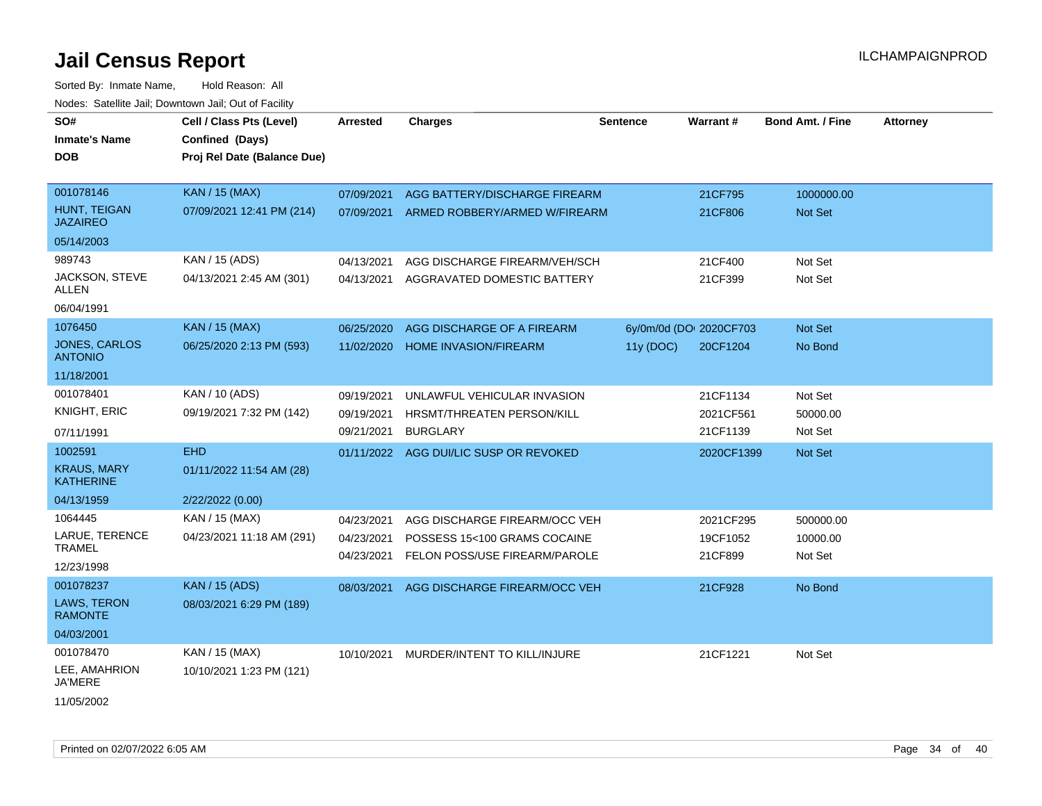# Jail Census Report

Sorted By: Inmate Name, Hold Reason: All

Nodes: Satellite Jail; Downtown Jail; Out of Facility

| SO# / Inmate's Name / DOB | Cell / Class Pts (Level) / Confined (Days) / Proj Rel Date (Balance Due) | Arrested | Charges | Sentence | Warrant # | Bond Amt. / Fine | Attorney |
|---|---|---|---|---|---|---|---|
| 001078146<br>HUNT, TEIGAN JAZAIREO<br>05/14/2003 | KAN / 15 (MAX)<br>07/09/2021 12:41 PM (214) | 07/09/2021<br>07/09/2021 | AGG BATTERY/DISCHARGE FIREARM<br>ARMED ROBBERY/ARMED W/FIREARM | | 21CF795<br>21CF806 | 1000000.00<br>Not Set | |
| 989743<br>JACKSON, STEVE ALLEN<br>06/04/1991 | KAN / 15 (ADS)<br>04/13/2021 2:45 AM (301) | 04/13/2021<br>04/13/2021 | AGG DISCHARGE FIREARM/VEH/SCH<br>AGGRAVATED DOMESTIC BATTERY | | 21CF400<br>21CF399 | Not Set<br>Not Set | |
| 1076450<br>JONES, CARLOS ANTONIO<br>11/18/2001 | KAN / 15 (MAX)<br>06/25/2020 2:13 PM (593) | 06/25/2020<br>11/02/2020 | AGG DISCHARGE OF A FIREARM<br>HOME INVASION/FIREARM | 6y/0m/0d (DOC)<br>11y (DOC) | 2020CF703<br>20CF1204 | Not Set<br>No Bond | |
| 001078401<br>KNIGHT, ERIC<br>07/11/1991 | KAN / 10 (ADS)<br>09/19/2021 7:32 PM (142) | 09/19/2021<br>09/19/2021<br>09/21/2021 | UNLAWFUL VEHICULAR INVASION<br>HRSMT/THREATEN PERSON/KILL<br>BURGLARY | | 21CF1134<br>2021CF561<br>21CF1139 | Not Set<br>50000.00<br>Not Set | |
| 1002591<br>KRAUS, MARY KATHERINE<br>04/13/1959 | EHD<br>01/11/2022 11:54 AM (28)<br>2/22/2022 (0.00) | 01/11/2022 | AGG DUI/LIC SUSP OR REVOKED | | 2020CF1399 | Not Set | |
| 1064445<br>LARUE, TERENCE TRAMEL<br>12/23/1998 | KAN / 15 (MAX)<br>04/23/2021 11:18 AM (291) | 04/23/2021<br>04/23/2021<br>04/23/2021 | AGG DISCHARGE FIREARM/OCC VEH<br>POSSESS 15<100 GRAMS COCAINE<br>FELON POSS/USE FIREARM/PAROLE | | 2021CF295<br>19CF1052<br>21CF899 | 500000.00<br>10000.00<br>Not Set | |
| 001078237<br>LAWS, TERON RAMONTE<br>04/03/2001 | KAN / 15 (ADS)<br>08/03/2021 6:29 PM (189) | 08/03/2021 | AGG DISCHARGE FIREARM/OCC VEH | | 21CF928 | No Bond | |
| 001078470<br>LEE, AMAHRION JA'MERE<br>11/05/2002 | KAN / 15 (MAX)<br>10/10/2021 1:23 PM (121) | 10/10/2021 | MURDER/INTENT TO KILL/INJURE | | 21CF1221 | Not Set | |

Printed on 02/07/2022 6:05 AM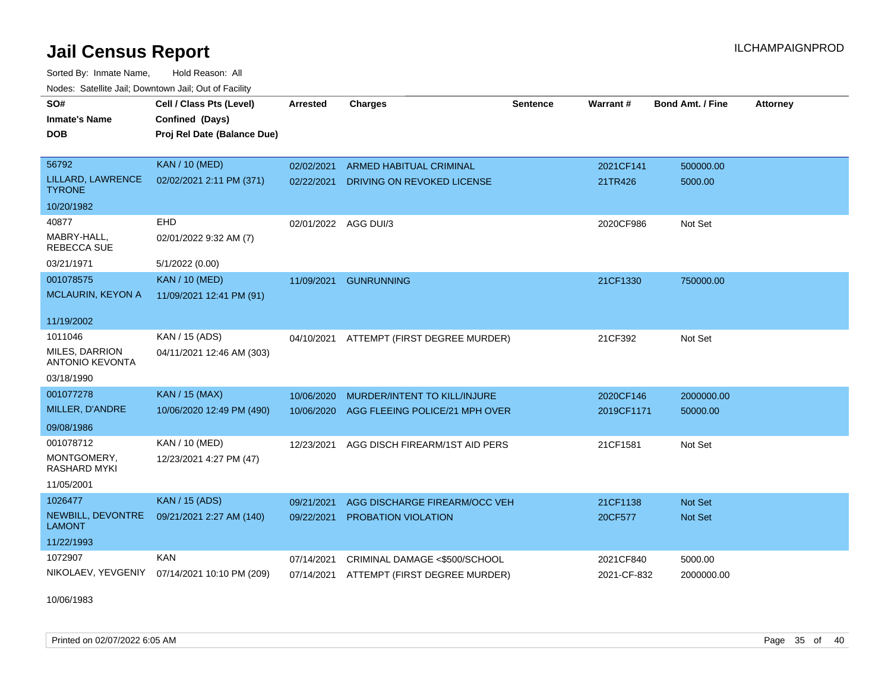# Jail Census Report

Sorted By: Inmate Name, Hold Reason: All

Nodes: Satellite Jail; Downtown Jail; Out of Facility

| SO# / Inmate's Name / DOB | Cell / Class Pts (Level) / Confined (Days) / Proj Rel Date (Balance Due) | Arrested | Charges | Sentence | Warrant # | Bond Amt. / Fine | Attorney |
|---|---|---|---|---|---|---|---|
| 56792<br>LILLARD, LAWRENCE TYRONE<br>10/20/1982 | KAN / 10 (MED)<br>02/02/2021 2:11 PM (371) | 02/02/2021<br>02/22/2021 | ARMED HABITUAL CRIMINAL<br>DRIVING ON REVOKED LICENSE | | 2021CF141<br>21TR426 | 500000.00<br>5000.00 | |
| 40877<br>MABRY-HALL, REBECCA SUE<br>03/21/1971 | EHD<br>02/01/2022 9:32 AM (7)<br>5/1/2022 (0.00) | 02/01/2022 | AGG DUI/3 | | 2020CF986 | Not Set | |
| 001078575<br>MCLAURIN, KEYON A<br>11/19/2002 | KAN / 10 (MED)<br>11/09/2021 12:41 PM (91) | 11/09/2021 | GUNRUNNING | | 21CF1330 | 750000.00 | |
| 1011046<br>MILES, DARRION ANTONIO KEVONTA<br>03/18/1990 | KAN / 15 (ADS)<br>04/11/2021 12:46 AM (303) | 04/10/2021 | ATTEMPT (FIRST DEGREE MURDER) | | 21CF392 | Not Set | |
| 001077278<br>MILLER, D'ANDRE<br>09/08/1986 | KAN / 15 (MAX)<br>10/06/2020 12:49 PM (490) | 10/06/2020<br>10/06/2020 | MURDER/INTENT TO KILL/INJURE<br>AGG FLEEING POLICE/21 MPH OVER | | 2020CF146<br>2019CF1171 | 2000000.00<br>50000.00 | |
| 001078712<br>MONTGOMERY, RASHARD MYKI<br>11/05/2001 | KAN / 10 (MED)<br>12/23/2021 4:27 PM (47) | 12/23/2021 | AGG DISCH FIREARM/1ST AID PERS | | 21CF1581 | Not Set | |
| 1026477<br>NEWBILL, DEVONTRE LAMONT<br>11/22/1993 | KAN / 15 (ADS)<br>09/21/2021 2:27 AM (140) | 09/21/2021<br>09/22/2021 | AGG DISCHARGE FIREARM/OCC VEH<br>PROBATION VIOLATION | | 21CF1138<br>20CF577 | Not Set<br>Not Set | |
| 1072907<br>NIKOLAEV, YEVGENIY<br>10/06/1983 | KAN<br>07/14/2021 10:10 PM (209) | 07/14/2021<br>07/14/2021 | CRIMINAL DAMAGE <$500/SCHOOL<br>ATTEMPT (FIRST DEGREE MURDER) | | 2021CF840<br>2021-CF-832 | 5000.00<br>2000000.00 | |

Printed on 02/07/2022 6:05 AM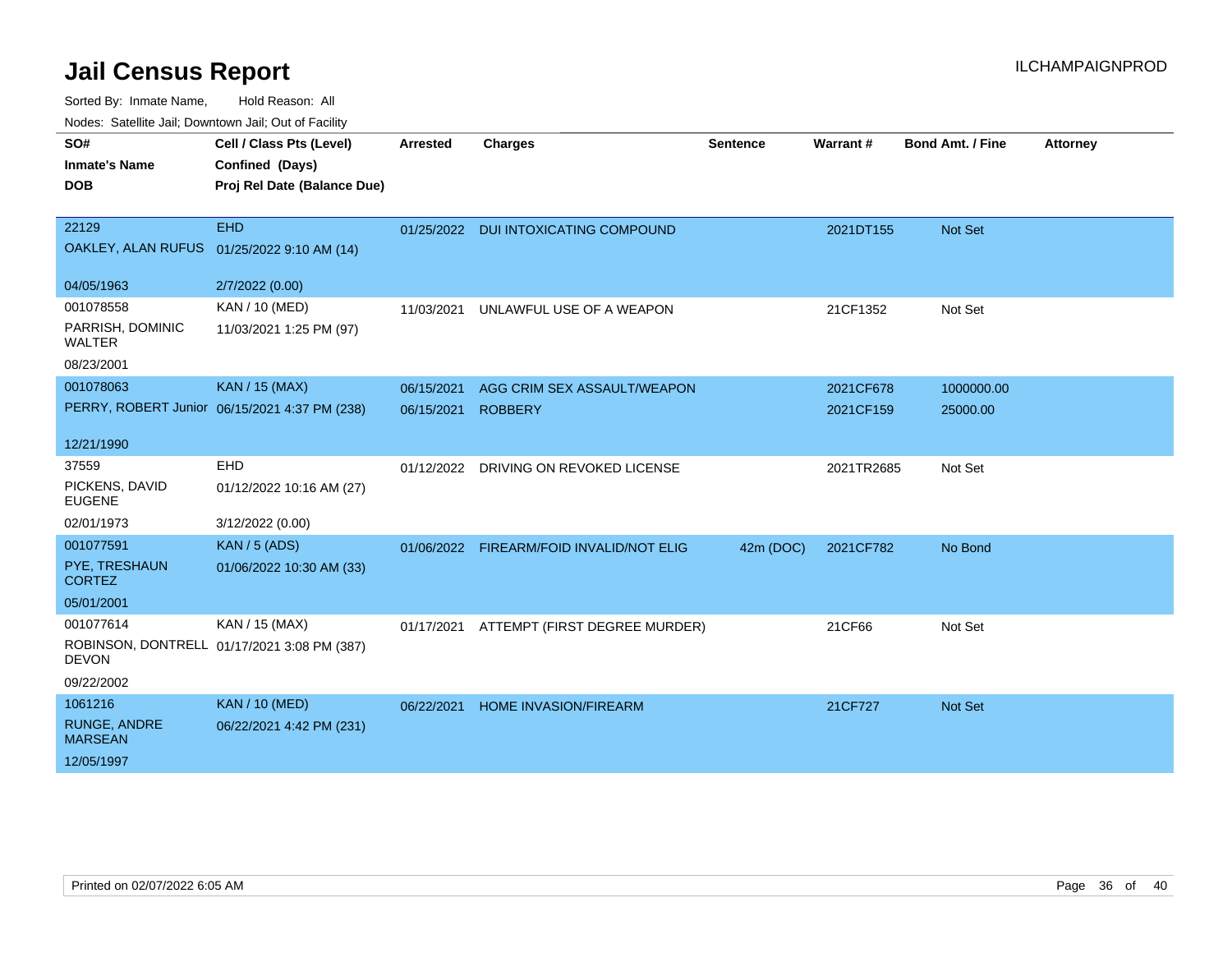# Jail Census Report

ILCHAMPAIGNPROD

Sorted By: Inmate Name, Hold Reason: All

Nodes: Satellite Jail; Downtown Jail; Out of Facility

| SO# / Inmate's Name / DOB | Cell / Class Pts (Level) / Confined (Days) / Proj Rel Date (Balance Due) | Arrested | Charges | Sentence | Warrant # | Bond Amt. / Fine | Attorney |
|---|---|---|---|---|---|---|---|
| 22129<br>OAKLEY, ALAN RUFUS<br>04/05/1963 | EHD<br>01/25/2022 9:10 AM (14)<br>2/7/2022 (0.00) | 01/25/2022 | DUI INTOXICATING COMPOUND | | 2021DT155 | Not Set | |
| 001078558<br>PARRISH, DOMINIC WALTER<br>08/23/2001 | KAN / 10 (MED)<br>11/03/2021 1:25 PM (97) | 11/03/2021 | UNLAWFUL USE OF A WEAPON | | 21CF1352 | Not Set | |
| 001078063<br>PERRY, ROBERT Junior<br>12/21/1990 | KAN / 15 (MAX)<br>06/15/2021 4:37 PM (238) | 06/15/2021 | AGG CRIM SEX ASSAULT/WEAPON | | 2021CF678 | 1000000.00 | |
| | | 06/15/2021 | ROBBERY | | 2021CF159 | 25000.00 | |
| 37559<br>PICKENS, DAVID EUGENE<br>02/01/1973 | EHD<br>01/12/2022 10:16 AM (27)<br>3/12/2022 (0.00) | 01/12/2022 | DRIVING ON REVOKED LICENSE | | 2021TR2685 | Not Set | |
| 001077591<br>PYE, TRESHAUN CORTEZ<br>05/01/2001 | KAN / 5 (ADS)<br>01/06/2022 10:30 AM (33) | 01/06/2022 | FIREARM/FOID INVALID/NOT ELIG | 42m (DOC) | 2021CF782 | No Bond | |
| 001077614<br>ROBINSON, DONTRELL DEVON<br>09/22/2002 | KAN / 15 (MAX)<br>01/17/2021 3:08 PM (387) | 01/17/2021 | ATTEMPT (FIRST DEGREE MURDER) | | 21CF66 | Not Set | |
| 1061216<br>RUNGE, ANDRE MARSEAN<br>12/05/1997 | KAN / 10 (MED)<br>06/22/2021 4:42 PM (231) | 06/22/2021 | HOME INVASION/FIREARM | | 21CF727 | Not Set | |

Printed on 02/07/2022 6:05 AM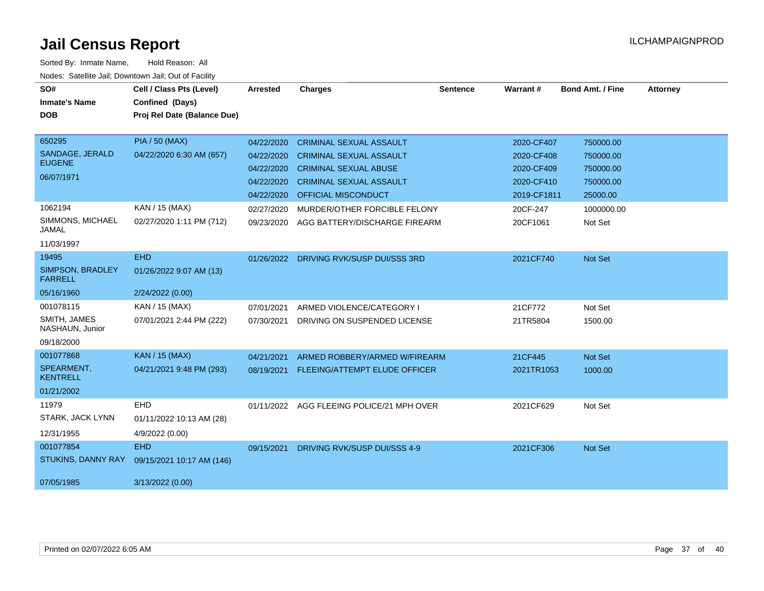# Jail Census Report

ILCHAMPAIGNPROD

Sorted By: Inmate Name, Hold Reason: All

Nodes: Satellite Jail; Downtown Jail; Out of Facility

| SO# / Inmate's Name / DOB | Cell / Class Pts (Level) / Confined (Days) / Proj Rel Date (Balance Due) | Arrested | Charges | Sentence | Warrant # | Bond Amt. / Fine | Attorney |
|---|---|---|---|---|---|---|---|
| 650295<br>SANDAGE, JERALD EUGENE<br>06/07/1971 | PIA / 50 (MAX)<br>04/22/2020 6:30 AM (657) | 04/22/2020 | CRIMINAL SEXUAL ASSAULT | | 2020-CF407 | 750000.00 | |
| | | 04/22/2020 | CRIMINAL SEXUAL ASSAULT | | 2020-CF408 | 750000.00 | |
| | | 04/22/2020 | CRIMINAL SEXUAL ABUSE | | 2020-CF409 | 750000.00 | |
| | | 04/22/2020 | CRIMINAL SEXUAL ASSAULT | | 2020-CF410 | 750000.00 | |
| | | 04/22/2020 | OFFICIAL MISCONDUCT | | 2019-CF1811 | 25000.00 | |
| 1062194<br>SIMMONS, MICHAEL JAMAL<br>11/03/1997 | KAN / 15 (MAX)<br>02/27/2020 1:11 PM (712) | 02/27/2020 | MURDER/OTHER FORCIBLE FELONY | | 20CF-247 | 1000000.00 | |
| | | 09/23/2020 | AGG BATTERY/DISCHARGE FIREARM | | 20CF1061 | Not Set | |
| 19495<br>SIMPSON, BRADLEY FARRELL<br>05/16/1960 | EHD<br>01/26/2022 9:07 AM (13)<br>2/24/2022 (0.00) | 01/26/2022 | DRIVING RVK/SUSP DUI/SSS 3RD | | 2021CF740 | Not Set | |
| 001078115<br>SMITH, JAMES NASHAUN, Junior<br>09/18/2000 | KAN / 15 (MAX)<br>07/01/2021 2:44 PM (222) | 07/01/2021 | ARMED VIOLENCE/CATEGORY I | | 21CF772 | Not Set | |
| | | 07/30/2021 | DRIVING ON SUSPENDED LICENSE | | 21TR5804 | 1500.00 | |
| 001077868<br>SPEARMENT, KENTRELL<br>01/21/2002 | KAN / 15 (MAX)<br>04/21/2021 9:48 PM (293) | 04/21/2021 | ARMED ROBBERY/ARMED W/FIREARM | | 21CF445 | Not Set | |
| | | 08/19/2021 | FLEEING/ATTEMPT ELUDE OFFICER | | 2021TR1053 | 1000.00 | |
| 11979<br>STARK, JACK LYNN<br>12/31/1955 | EHD<br>01/11/2022 10:13 AM (28)<br>4/9/2022 (0.00) | 01/11/2022 | AGG FLEEING POLICE/21 MPH OVER | | 2021CF629 | Not Set | |
| 001077854<br>STUKINS, DANNY RAY<br>07/05/1985 | EHD<br>09/15/2021 10:17 AM (146)<br>3/13/2022 (0.00) | 09/15/2021 | DRIVING RVK/SUSP DUI/SSS 4-9 | | 2021CF306 | Not Set | |

Printed on 02/07/2022 6:05 AM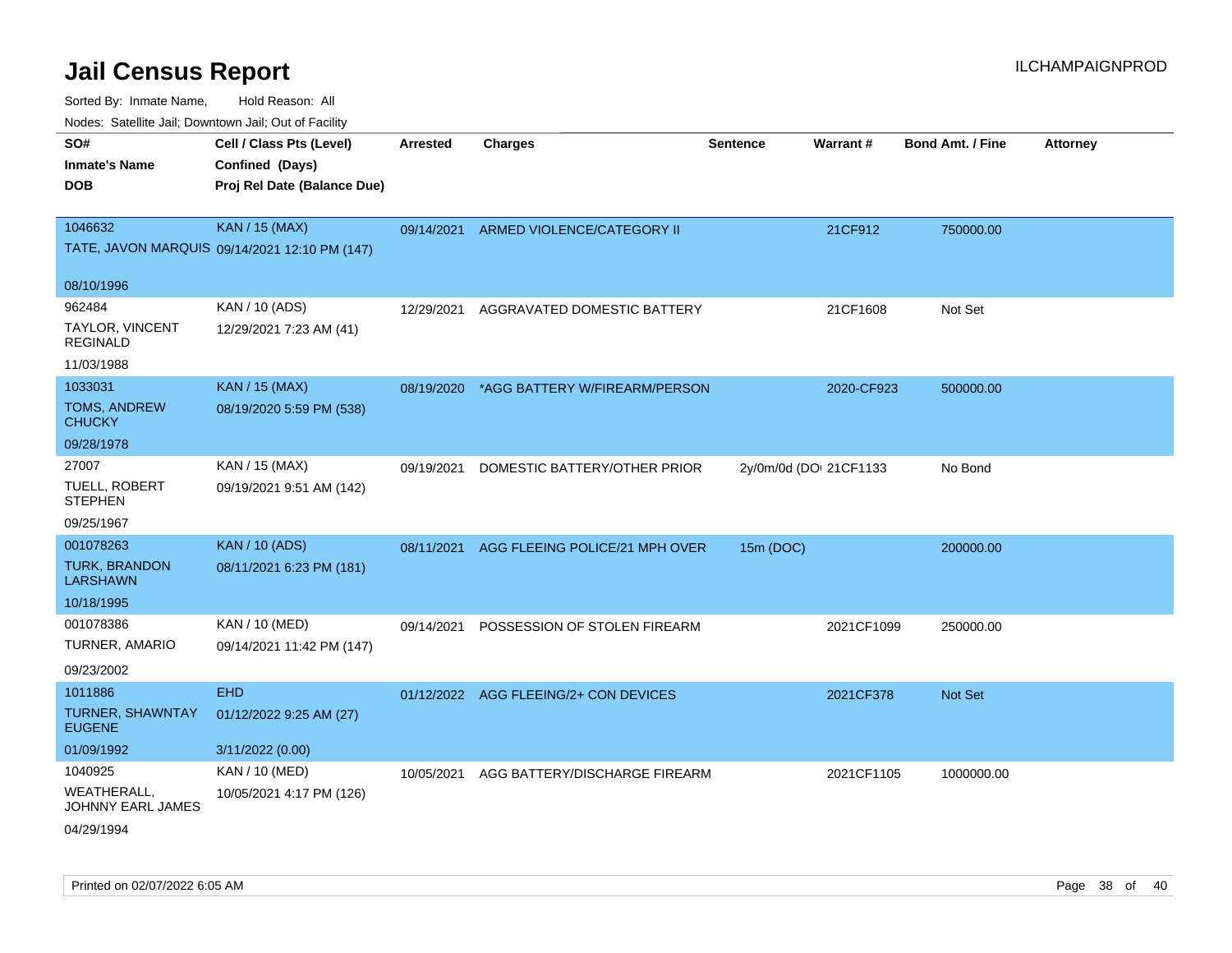# Jail Census Report

ILCHAMPAIGNPROD

Sorted By: Inmate Name, Hold Reason: All

Nodes: Satellite Jail; Downtown Jail; Out of Facility

| SO#<br>Inmate's Name<br>DOB | Cell / Class Pts (Level)<br>Confined (Days)<br>Proj Rel Date (Balance Due) | Arrested | Charges | Sentence | Warrant # | Bond Amt. / Fine | Attorney |
|---|---|---|---|---|---|---|---|
| 1046632<br>TATE, JAVON MARQUIS<br>08/10/1996 | KAN / 15 (MAX)<br>09/14/2021 12:10 PM (147) | 09/14/2021 | ARMED VIOLENCE/CATEGORY II | | 21CF912 | 750000.00 | |
| 962484<br>TAYLOR, VINCENT REGINALD<br>11/03/1988 | KAN / 10 (ADS)<br>12/29/2021 7:23 AM (41) | 12/29/2021 | AGGRAVATED DOMESTIC BATTERY | | 21CF1608 | Not Set | |
| 1033031<br>TOMS, ANDREW CHUCKY<br>09/28/1978 | KAN / 15 (MAX)<br>08/19/2020 5:59 PM (538) | 08/19/2020 | *AGG BATTERY W/FIREARM/PERSON | | 2020-CF923 | 500000.00 | |
| 27007<br>TUELL, ROBERT STEPHEN<br>09/25/1967 | KAN / 15 (MAX)<br>09/19/2021 9:51 AM (142) | 09/19/2021 | DOMESTIC BATTERY/OTHER PRIOR | 2y/0m/0d (DOC | 21CF1133 | No Bond | |
| 001078263<br>TURK, BRANDON LARSHAWN<br>10/18/1995 | KAN / 10 (ADS)<br>08/11/2021 6:23 PM (181) | 08/11/2021 | AGG FLEEING POLICE/21 MPH OVER | 15m (DOC) | | 200000.00 | |
| 001078386<br>TURNER, AMARIO<br>09/23/2002 | KAN / 10 (MED)<br>09/14/2021 11:42 PM (147) | 09/14/2021 | POSSESSION OF STOLEN FIREARM | | 2021CF1099 | 250000.00 | |
| 1011886<br>TURNER, SHAWNTAY EUGENE<br>01/09/1992 | EHD<br>01/12/2022 9:25 AM (27)<br>3/11/2022 (0.00) | 01/12/2022 | AGG FLEEING/2+ CON DEVICES | | 2021CF378 | Not Set | |
| 1040925<br>WEATHERALL, JOHNNY EARL JAMES<br>04/29/1994 | KAN / 10 (MED)<br>10/05/2021 4:17 PM (126) | 10/05/2021 | AGG BATTERY/DISCHARGE FIREARM | | 2021CF1105 | 1000000.00 | |

Printed on 02/07/2022 6:05 AM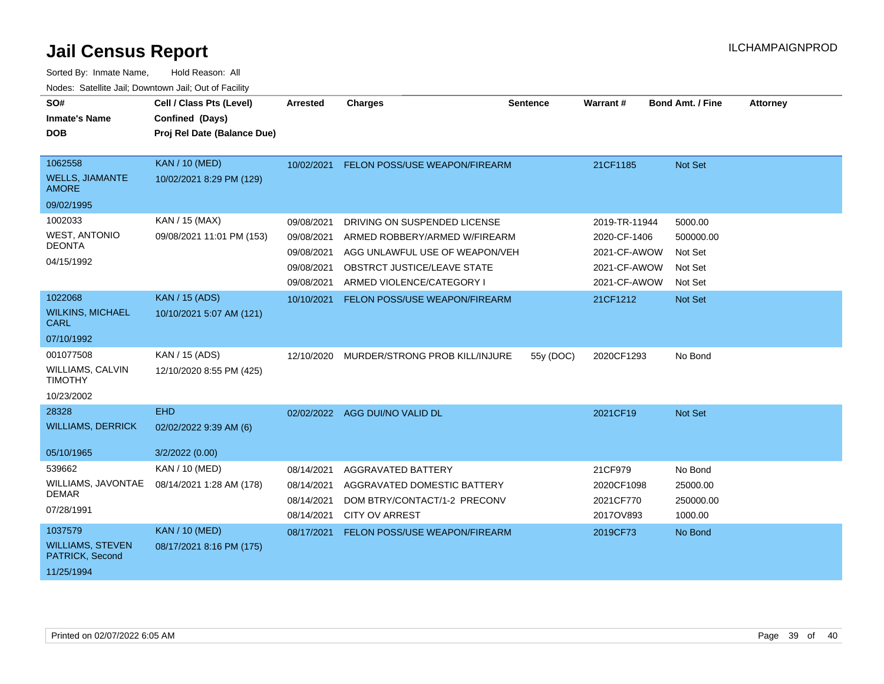# Jail Census Report

Sorted By: Inmate Name, Hold Reason: All

Nodes: Satellite Jail; Downtown Jail; Out of Facility

| SO# / Inmate's Name / DOB | Cell / Class Pts (Level) / Confined (Days) / Proj Rel Date (Balance Due) | Arrested | Charges | Sentence | Warrant # | Bond Amt. / Fine | Attorney |
|---|---|---|---|---|---|---|---|
| 1062558<br>WELLS, JIAMANTE AMORE<br>09/02/1995 | KAN / 10 (MED)<br>10/02/2021 8:29 PM (129) | 10/02/2021 | FELON POSS/USE WEAPON/FIREARM | | 21CF1185 | Not Set | |
| 1002033<br>WEST, ANTONIO DEONTA<br>04/15/1992 | KAN / 15 (MAX)<br>09/08/2021 11:01 PM (153) | 09/08/2021 | DRIVING ON SUSPENDED LICENSE | | 2019-TR-11944 | 5000.00 | |
| | | 09/08/2021 | ARMED ROBBERY/ARMED W/FIREARM | | 2020-CF-1406 | 500000.00 | |
| | | 09/08/2021 | AGG UNLAWFUL USE OF WEAPON/VEH | | 2021-CF-AWOW | Not Set | |
| | | 09/08/2021 | OBSTRCT JUSTICE/LEAVE STATE | | 2021-CF-AWOW | Not Set | |
| | | 09/08/2021 | ARMED VIOLENCE/CATEGORY I | | 2021-CF-AWOW | Not Set | |
| 1022068<br>WILKINS, MICHAEL CARL<br>07/10/1992 | KAN / 15 (ADS)<br>10/10/2021 5:07 AM (121) | 10/10/2021 | FELON POSS/USE WEAPON/FIREARM | | 21CF1212 | Not Set | |
| 001077508<br>WILLIAMS, CALVIN TIMOTHY<br>10/23/2002 | KAN / 15 (ADS)<br>12/10/2020 8:55 PM (425) | 12/10/2020 | MURDER/STRONG PROB KILL/INJURE | 55y (DOC) | 2020CF1293 | No Bond | |
| 28328<br>WILLIAMS, DERRICK<br>05/10/1965 | EHD<br>02/02/2022 9:39 AM (6)<br>3/2/2022 (0.00) | 02/02/2022 | AGG DUI/NO VALID DL | | 2021CF19 | Not Set | |
| 539662<br>WILLIAMS, JAVONTAE DEMAR<br>07/28/1991 | KAN / 10 (MED)<br>08/14/2021 1:28 AM (178) | 08/14/2021 | AGGRAVATED BATTERY | | 21CF979 | No Bond | |
| | | 08/14/2021 | AGGRAVATED DOMESTIC BATTERY | | 2020CF1098 | 25000.00 | |
| | | 08/14/2021 | DOM BTRY/CONTACT/1-2 PRECONV | | 2021CF770 | 250000.00 | |
| | | 08/14/2021 | CITY OV ARREST | | 2017OV893 | 1000.00 | |
| 1037579<br>WILLIAMS, STEVEN PATRICK, Second<br>11/25/1994 | KAN / 10 (MED)<br>08/17/2021 8:16 PM (175) | 08/17/2021 | FELON POSS/USE WEAPON/FIREARM | | 2019CF73 | No Bond | |

Printed on 02/07/2022 6:05 AM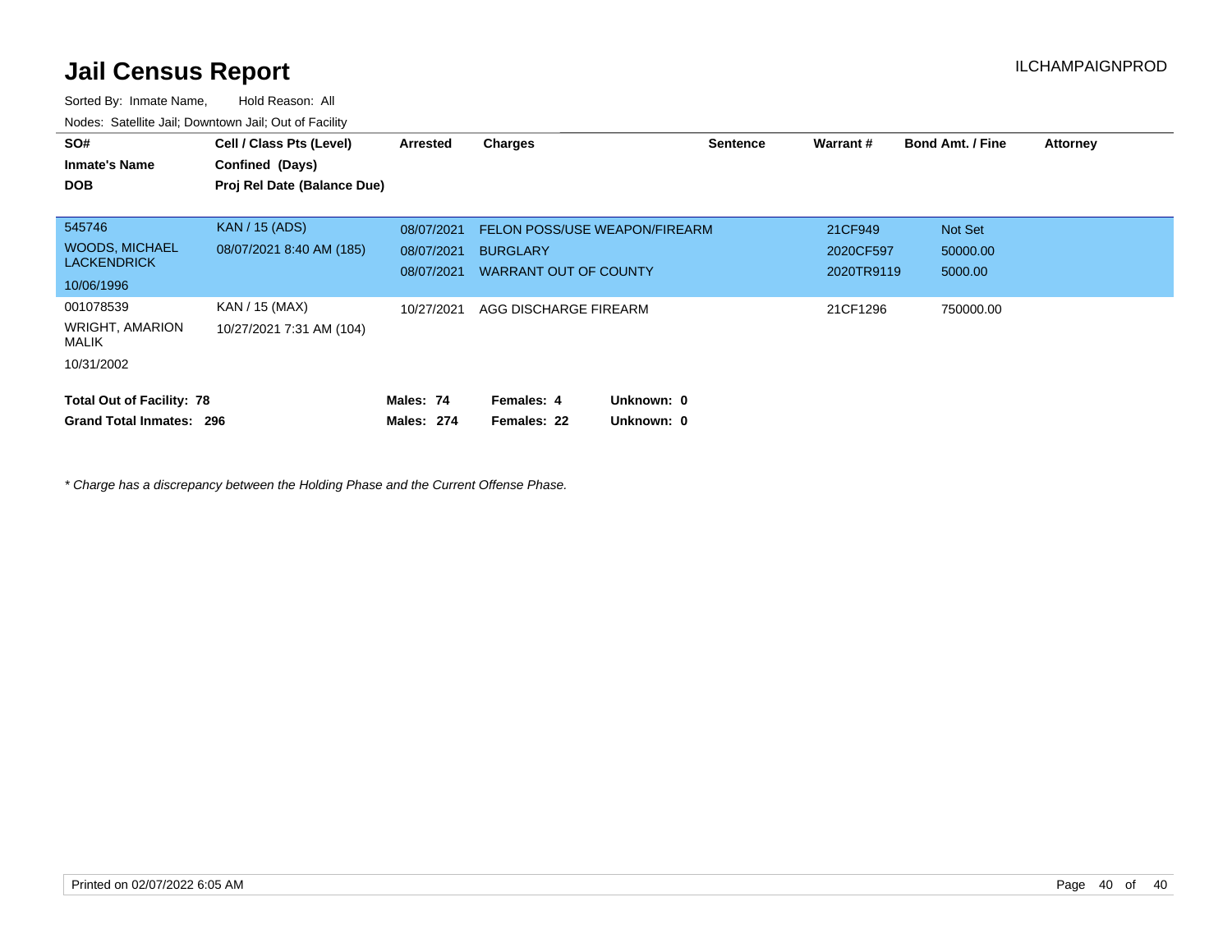# Jail Census Report

ILCHAMPAIGNPROD

Sorted By: Inmate Name, Hold Reason: All

Nodes: Satellite Jail; Downtown Jail; Out of Facility

| SO# / Inmate's Name / DOB | Cell / Class Pts (Level) / Confined (Days) / Proj Rel Date (Balance Due) | Arrested | Charges | Sentence | Warrant # | Bond Amt. / Fine | Attorney |
|---|---|---|---|---|---|---|---|
| 545746<br>WOODS, MICHAEL LACKENDRICK<br>10/06/1996 | KAN / 15 (ADS)<br>08/07/2021 8:40 AM (185) | 08/07/2021 | FELON POSS/USE WEAPON/FIREARM | | 21CF949 | Not Set | |
| | | 08/07/2021 | BURGLARY | | 2020CF597 | 50000.00 | |
| | | 08/07/2021 | WARRANT OUT OF COUNTY | | 2020TR9119 | 5000.00 | |
| 001078539<br>WRIGHT, AMARION MALIK<br>10/31/2002 | KAN / 15 (MAX)<br>10/27/2021 7:31 AM (104) | 10/27/2021 | AGG DISCHARGE FIREARM | | 21CF1296 | 750000.00 | |

**Total Out of Facility: 78** **Males: 74** **Females: 4** **Unknown: 0**

**Grand Total Inmates: 296** **Males: 274** **Females: 22** **Unknown: 0**

*\* Charge has a discrepancy between the Holding Phase and the Current Offense Phase.*

Printed on 02/07/2022 6:05 AM